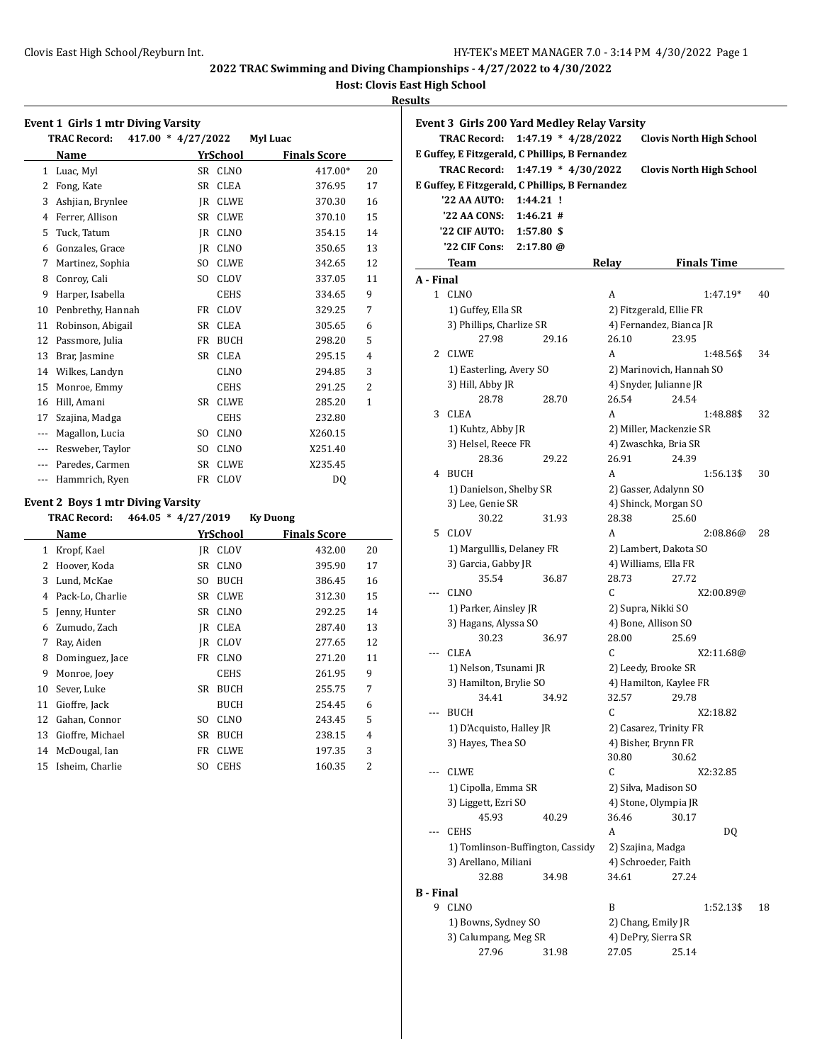## 2022 TRAC Swimming and Diving Championships - 4/27/2022 to 4/30/2022

**Host: Clovis East High School**

**Results**

### Event 1 Girls 1 mtr Diving Varsity

**TRAC Record:** 417.00 * 4/27/2022 Myl Luac

| | Name | Yr | School | Finals Score | |
|---|---|---|---|---|---|
| 1 | Luac, Myl | SR | CLNO | 417.00* | 20 |
| 2 | Fong, Kate | SR | CLEA | 376.95 | 17 |
| 3 | Ashjian, Brynlee | JR | CLWE | 370.30 | 16 |
| 4 | Ferrer, Allison | SR | CLWE | 370.10 | 15 |
| 5 | Tuck, Tatum | JR | CLNO | 354.15 | 14 |
| 6 | Gonzales, Grace | JR | CLNO | 350.65 | 13 |
| 7 | Martinez, Sophia | SO | CLWE | 342.65 | 12 |
| 8 | Conroy, Cali | SO | CLOV | 337.05 | 11 |
| 9 | Harper, Isabella | | CEHS | 334.65 | 9 |
| 10 | Penbrethy, Hannah | FR | CLOV | 329.25 | 7 |
| 11 | Robinson, Abigail | SR | CLEA | 305.65 | 6 |
| 12 | Passmore, Julia | FR | BUCH | 298.20 | 5 |
| 13 | Brar, Jasmine | SR | CLEA | 295.15 | 4 |
| 14 | Wilkes, Landyn | | CLNO | 294.85 | 3 |
| 15 | Monroe, Emmy | | CEHS | 291.25 | 2 |
| 16 | Hill, Amani | SR | CLWE | 285.20 | 1 |
| 17 | Szajina, Madga | | CEHS | 232.80 | |
| --- | Magallon, Lucia | SO | CLNO | X260.15 | |
| --- | Resweber, Taylor | SO | CLNO | X251.40 | |
| --- | Paredes, Carmen | SR | CLWE | X235.45 | |
| --- | Hammrich, Ryen | FR | CLOV | DQ | |

### Event 2 Boys 1 mtr Diving Varsity

**TRAC Record:** 464.05 * 4/27/2019 Ky Duong

| | Name | Yr | School | Finals Score | |
|---|---|---|---|---|---|
| 1 | Kropf, Kael | JR | CLOV | 432.00 | 20 |
| 2 | Hoover, Koda | SR | CLNO | 395.90 | 17 |
| 3 | Lund, McKae | SO | BUCH | 386.45 | 16 |
| 4 | Pack-Lo, Charlie | SR | CLWE | 312.30 | 15 |
| 5 | Jenny, Hunter | SR | CLNO | 292.25 | 14 |
| 6 | Zumudo, Zach | JR | CLEA | 287.40 | 13 |
| 7 | Ray, Aiden | JR | CLOV | 277.65 | 12 |
| 8 | Dominguez, Jace | FR | CLNO | 271.20 | 11 |
| 9 | Monroe, Joey | | CEHS | 261.95 | 9 |
| 10 | Sever, Luke | SR | BUCH | 255.75 | 7 |
| 11 | Gioffre, Jack | | BUCH | 254.45 | 6 |
| 12 | Gahan, Connor | SO | CLNO | 243.45 | 5 |
| 13 | Gioffre, Michael | SR | BUCH | 238.15 | 4 |
| 14 | McDougal, Ian | FR | CLWE | 197.35 | 3 |
| 15 | Isheim, Charlie | SO | CEHS | 160.35 | 2 |

### Event 3 Girls 200 Yard Medley Relay Varsity

**TRAC Record:** 1:47.19 * 4/28/2022 Clovis North High School
E Guffey, E Fitzgerald, C Phillips, B Fernandez

**TRAC Record:** 1:47.19 * 4/30/2022 Clovis North High School
E Guffey, E Fitzgerald, C Phillips, B Fernandez

'22 AA AUTO: 1:44.21 !
'22 AA CONS: 1:46.21 #
'22 CIF AUTO: 1:57.80 $
'22 CIF Cons: 2:17.80 @

| | Team | Relay | Finals Time | |
|---|---|---|---|---|
| **A - Final** | | | | |
| 1 | CLNO | A | 1:47.19* | 40 |
| | 1) Guffey, Ella SR; 2) Fitzgerald, Ellie FR; 3) Phillips, Charlize SR; 4) Fernandez, Bianca JR | | | |
| | 27.98 29.16 26.10 23.95 | | | |
| 2 | CLWE | A | 1:48.56$ | 34 |
| | 1) Easterling, Avery SO; 2) Marinovich, Hannah SO; 3) Hill, Abby JR; 4) Snyder, Julianne JR | | | |
| | 28.78 28.70 26.54 24.54 | | | |
| 3 | CLEA | A | 1:48.88$ | 32 |
| | 1) Kuhtz, Abby JR; 2) Miller, Mackenzie SR; 3) Helsel, Reece FR; 4) Zwaschka, Bria SR | | | |
| | 28.36 29.22 26.91 24.39 | | | |
| 4 | BUCH | A | 1:56.13$ | 30 |
| | 1) Danielson, Shelby SR; 2) Gasser, Adalynn SO; 3) Lee, Genie SR; 4) Shinck, Morgan SO | | | |
| | 30.22 31.93 28.38 25.60 | | | |
| 5 | CLOV | A | 2:08.86@ | 28 |
| | 1) Margulllis, Delaney FR; 2) Lambert, Dakota SO; 3) Garcia, Gabby JR; 4) Williams, Ella FR | | | |
| | 35.54 36.87 28.73 27.72 | | | |
| --- | CLNO | C | X2:00.89@ | |
| | 1) Parker, Ainsley JR; 2) Supra, Nikki SO; 3) Hagans, Alyssa SO; 4) Bone, Allison SO | | | |
| | 30.23 36.97 28.00 25.69 | | | |
| --- | CLEA | C | X2:11.68@ | |
| | 1) Nelson, Tsunami JR; 2) Leedy, Brooke SR; 3) Hamilton, Brylie SO; 4) Hamilton, Kaylee FR | | | |
| | 34.41 34.92 32.57 29.78 | | | |
| --- | BUCH | C | X2:18.82 | |
| | 1) D'Acquisto, Halley JR; 2) Casarez, Trinity FR; 3) Hayes, Thea SO; 4) Bisher, Brynn FR | | | |
| | 30.80 30.62 | | | |
| --- | CLWE | C | X2:32.85 | |
| | 1) Cipolla, Emma SR; 2) Silva, Madison SO; 3) Liggett, Ezri SO; 4) Stone, Olympia JR | | | |
| | 45.93 40.29 36.46 30.17 | | | |
| --- | CEHS | A | DQ | |
| | 1) Tomlinson-Buffington, Cassidy; 2) Szajina, Madga; 3) Arellano, Miliani; 4) Schroeder, Faith | | | |
| | 32.88 34.98 34.61 27.24 | | | |
| **B - Final** | | | | |
| 9 | CLNO | B | 1:52.13$ | 18 |
| | 1) Bowns, Sydney SO; 2) Chang, Emily JR; 3) Calumpang, Meg SR; 4) DePry, Sierra SR | | | |
| | 27.96 31.98 27.05 25.14 | | | |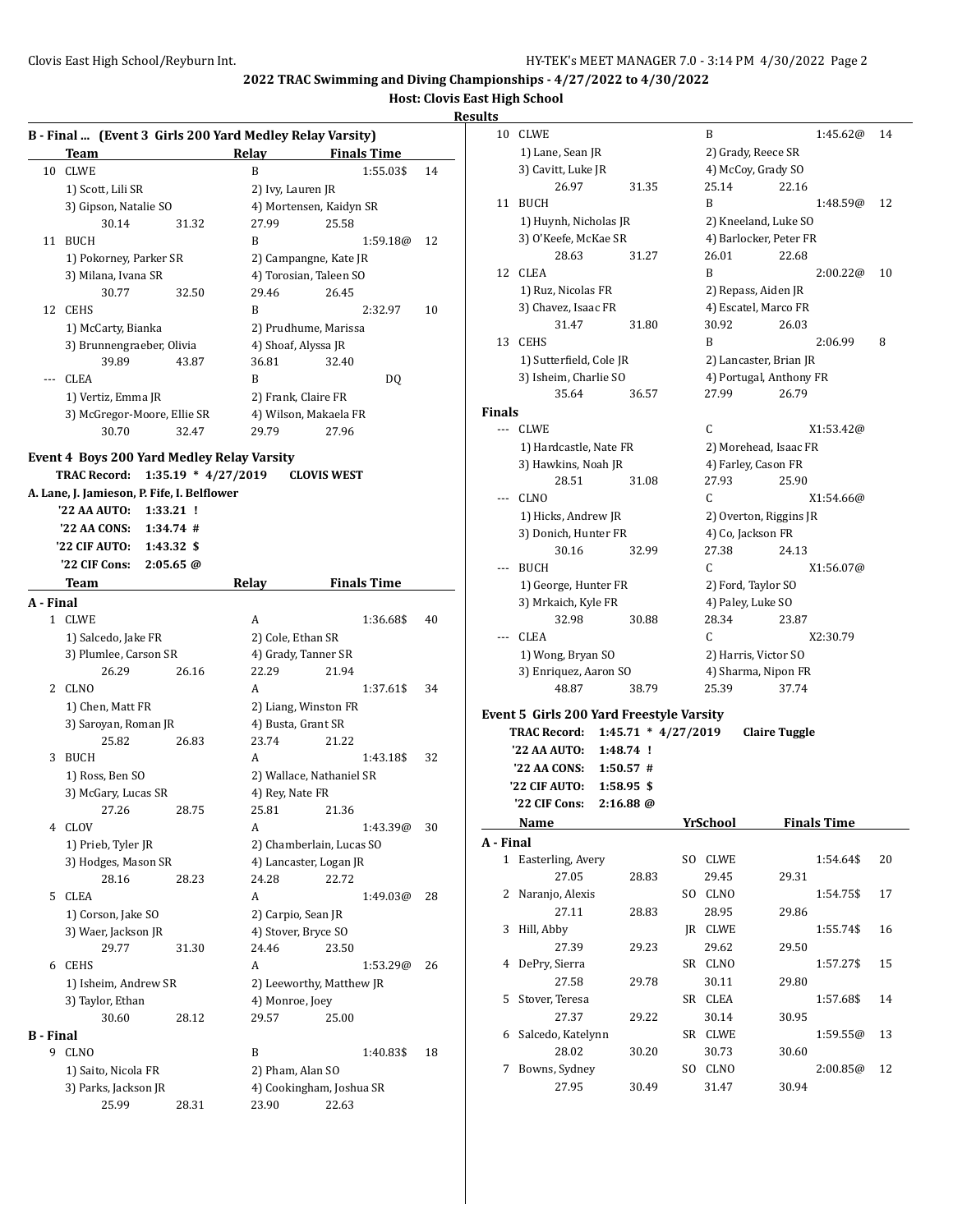## 2022 TRAC Swimming and Diving Championships - 4/27/2022 to 4/30/2022

**Host: Clovis East High School**

**Results**

### B - Final ... (Event 3 Girls 200 Yard Medley Relay Varsity)

| Team | Relay | Finals Time | |
|---|---|---|---|
| 10 CLWE | B | 1:55.03$ | 14 |
| 1) Scott, Lili SR | 2) Ivy, Lauren JR | | |
| 3) Gipson, Natalie SO | 4) Mortensen, Kaidyn SR | | |
| 30.14 31.32 | 27.99 25.58 | | |
| 11 BUCH | B | 1:59.18@ | 12 |
| 1) Pokorney, Parker SR | 2) Campangne, Kate JR | | |
| 3) Milana, Ivana SR | 4) Torosian, Taleen SO | | |
| 30.77 32.50 | 29.46 26.45 | | |
| 12 CEHS | B | 2:32.97 | 10 |
| 1) McCarty, Bianka | 2) Prudhume, Marissa | | |
| 3) Brunnengraeber, Olivia | 4) Shoaf, Alyssa JR | | |
| 39.89 43.87 | 36.81 32.40 | | |
| --- CLEA | B | DQ | |
| 1) Vertiz, Emma JR | 2) Frank, Claire FR | | |
| 3) McGregor-Moore, Ellie SR | 4) Wilson, Makaela FR | | |
| 30.70 32.47 | 29.79 27.96 | | |

### Event 4 Boys 200 Yard Medley Relay Varsity

**TRAC Record: 1:35.19 * 4/27/2019 CLOVIS WEST**

**A. Lane, J. Jamieson, P. Fife, I. Belflower**

**'22 AA AUTO: 1:33.21 !**
**'22 AA CONS: 1:34.74 #**
**'22 CIF AUTO: 1:43.32 $**
**'22 CIF Cons: 2:05.65 @**

| Team | Relay | Finals Time | |
|---|---|---|---|
| **A - Final** | | | |
| 1 CLWE | A | 1:36.68$ | 40 |
| 1) Salcedo, Jake FR | 2) Cole, Ethan SR | | |
| 3) Plumlee, Carson SR | 4) Grady, Tanner SR | | |
| 26.29 26.16 | 22.29 21.94 | | |
| 2 CLNO | A | 1:37.61$ | 34 |
| 1) Chen, Matt FR | 2) Liang, Winston FR | | |
| 3) Saroyan, Roman JR | 4) Busta, Grant SR | | |
| 25.82 26.83 | 23.74 21.22 | | |
| 3 BUCH | A | 1:43.18$ | 32 |
| 1) Ross, Ben SO | 2) Wallace, Nathaniel SR | | |
| 3) McGary, Lucas SR | 4) Rey, Nate FR | | |
| 27.26 28.75 | 25.81 21.36 | | |
| 4 CLOV | A | 1:43.39@ | 30 |
| 1) Prieb, Tyler JR | 2) Chamberlain, Lucas SO | | |
| 3) Hodges, Mason SR | 4) Lancaster, Logan JR | | |
| 28.16 28.23 | 24.28 22.72 | | |
| 5 CLEA | A | 1:49.03@ | 28 |
| 1) Corson, Jake SO | 2) Carpio, Sean JR | | |
| 3) Waer, Jackson JR | 4) Stover, Bryce SO | | |
| 29.77 31.30 | 24.46 23.50 | | |
| 6 CEHS | A | 1:53.29@ | 26 |
| 1) Isheim, Andrew SR | 2) Leeworthy, Matthew JR | | |
| 3) Taylor, Ethan | 4) Monroe, Joey | | |
| 30.60 28.12 | 29.57 25.00 | | |
| **B - Final** | | | |
| 9 CLNO | B | 1:40.83$ | 18 |
| 1) Saito, Nicola FR | 2) Pham, Alan SO | | |
| 3) Parks, Jackson JR | 4) Cookingham, Joshua SR | | |
| 25.99 28.31 | 23.90 22.63 | | |
| 10 CLWE | B | 1:45.62@ | 14 |
| 1) Lane, Sean JR | 2) Grady, Reece SR | | |
| 3) Cavitt, Luke JR | 4) McCoy, Grady SO | | |
| 26.97 31.35 | 25.14 22.16 | | |
| 11 BUCH | B | 1:48.59@ | 12 |
| 1) Huynh, Nicholas JR | 2) Kneeland, Luke SO | | |
| 3) O'Keefe, McKae SR | 4) Barlocker, Peter FR | | |
| 28.63 31.27 | 26.01 22.68 | | |
| 12 CLEA | B | 2:00.22@ | 10 |
| 1) Ruz, Nicolas FR | 2) Repass, Aiden JR | | |
| 3) Chavez, Isaac FR | 4) Escatel, Marco FR | | |
| 31.47 31.80 | 30.92 26.03 | | |
| 13 CEHS | B | 2:06.99 | 8 |
| 1) Sutterfield, Cole JR | 2) Lancaster, Brian JR | | |
| 3) Isheim, Charlie SO | 4) Portugal, Anthony FR | | |
| 35.64 36.57 | 27.99 26.79 | | |
| **Finals** | | | |
| --- CLWE | C | X1:53.42@ | |
| 1) Hardcastle, Nate FR | 2) Morehead, Isaac FR | | |
| 3) Hawkins, Noah JR | 4) Farley, Cason FR | | |
| 28.51 31.08 | 27.93 25.90 | | |
| --- CLNO | C | X1:54.66@ | |
| 1) Hicks, Andrew JR | 2) Overton, Riggins JR | | |
| 3) Donich, Hunter FR | 4) Co, Jackson FR | | |
| 30.16 32.99 | 27.38 24.13 | | |
| --- BUCH | C | X1:56.07@ | |
| 1) George, Hunter FR | 2) Ford, Taylor SO | | |
| 3) Mrkaich, Kyle FR | 4) Paley, Luke SO | | |
| 32.98 30.88 | 28.34 23.87 | | |
| --- CLEA | C | X2:30.79 | |
| 1) Wong, Bryan SO | 2) Harris, Victor SO | | |
| 3) Enriquez, Aaron SO | 4) Sharma, Nipon FR | | |
| 48.87 38.79 | 25.39 37.74 | | |

### Event 5 Girls 200 Yard Freestyle Varsity

**TRAC Record: 1:45.71 * 4/27/2019 Claire Tuggle**

**'22 AA AUTO: 1:48.74 !**
**'22 AA CONS: 1:50.57 #**
**'22 CIF AUTO: 1:58.95 $**
**'22 CIF Cons: 2:16.88 @**

| Name | Yr | School | Finals Time | |
|---|---|---|---|---|
| **A - Final** | | | | |
| 1 Easterling, Avery | SO | CLWE | 1:54.64$ | 20 |
| 27.05 28.83 | | 29.45 29.31 | | |
| 2 Naranjo, Alexis | SO | CLNO | 1:54.75$ | 17 |
| 27.11 28.83 | | 28.95 29.86 | | |
| 3 Hill, Abby | JR | CLWE | 1:55.74$ | 16 |
| 27.39 29.23 | | 29.62 29.50 | | |
| 4 DePry, Sierra | SR | CLNO | 1:57.27$ | 15 |
| 27.58 29.78 | | 30.11 29.80 | | |
| 5 Stover, Teresa | SR | CLEA | 1:57.68$ | 14 |
| 27.37 29.22 | | 30.14 30.95 | | |
| 6 Salcedo, Katelynn | SR | CLWE | 1:59.55@ | 13 |
| 28.02 30.20 | | 30.73 30.60 | | |
| 7 Bowns, Sydney | SO | CLNO | 2:00.85@ | 12 |
| 27.95 30.49 | | 31.47 30.94 | | |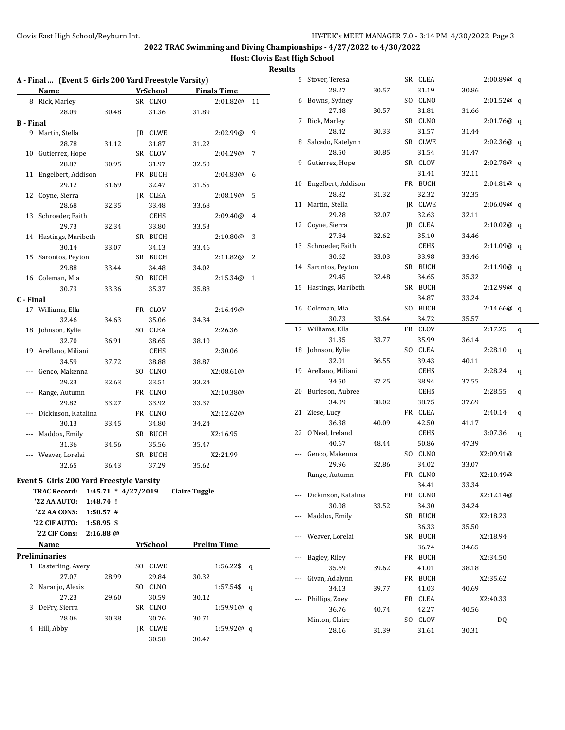2022 TRAC Swimming and Diving Championships - 4/27/2022 to 4/30/2022

Host: Clovis East High School

Results

## A - Final ... (Event 5 Girls 200 Yard Freestyle Varsity)

| | Name | Yr | School | Finals Time | Points |
|---|---|---|---|---|---|
| 8 | Rick, Marley | SR | CLNO | 2:01.82@ | 11 |
| | 28.09 | 30.48 | 31.36 | 31.89 | |

## B - Final

| | Name | Yr | School | Finals Time | Points |
|---|---|---|---|---|---|
| 9 | Martin, Stella | JR | CLWE | 2:02.99@ | 9 |
| | 28.78 | 31.12 | 31.87 | 31.22 | |
| 10 | Gutierrez, Hope | SR | CLOV | 2:04.29@ | 7 |
| | 28.87 | 30.95 | 31.97 | 32.50 | |
| 11 | Engelbert, Addison | FR | BUCH | 2:04.83@ | 6 |
| | 29.12 | 31.69 | 32.47 | 31.55 | |
| 12 | Coyne, Sierra | JR | CLEA | 2:08.19@ | 5 |
| | 28.68 | 32.35 | 33.48 | 33.68 | |
| 13 | Schroeder, Faith | | CEHS | 2:09.40@ | 4 |
| | 29.73 | 32.34 | 33.80 | 33.53 | |
| 14 | Hastings, Maribeth | SR | BUCH | 2:10.80@ | 3 |
| | 30.14 | 33.07 | 34.13 | 33.46 | |
| 15 | Sarontos, Peyton | SR | BUCH | 2:11.82@ | 2 |
| | 29.88 | 33.44 | 34.48 | 34.02 | |
| 16 | Coleman, Mia | SO | BUCH | 2:15.34@ | 1 |
| | 30.73 | 33.36 | 35.37 | 35.88 | |

## C - Final

| | Name | Yr | School | Finals Time |
|---|---|---|---|---|
| 17 | Williams, Ella | FR | CLOV | 2:16.49@ |
| | 32.46 | 34.63 | 35.06 | 34.34 |
| 18 | Johnson, Kylie | SO | CLEA | 2:26.36 |
| | 32.70 | 36.91 | 38.65 | 38.10 |
| 19 | Arellano, Miliani | | CEHS | 2:30.06 |
| | 34.59 | 37.72 | 38.88 | 38.87 |
| --- | Genco, Makenna | SO | CLNO | X2:08.61@ |
| | 29.23 | 32.63 | 33.51 | 33.24 |
| --- | Range, Autumn | FR | CLNO | X2:10.38@ |
| | 29.82 | 33.27 | 33.92 | 33.37 |
| --- | Dickinson, Katalina | FR | CLNO | X2:12.62@ |
| | 30.13 | 33.45 | 34.80 | 34.24 |
| --- | Maddox, Emily | SR | BUCH | X2:16.95 |
| | 31.36 | 34.56 | 35.56 | 35.47 |
| --- | Weaver, Lorelai | SR | BUCH | X2:21.99 |
| | 32.65 | 36.43 | 37.29 | 35.62 |

## Event 5 Girls 200 Yard Freestyle Varsity

TRAC Record: 1:45.71 * 4/27/2019 Claire Tuggle
'22 AA AUTO: 1:48.74 !
'22 AA CONS: 1:50.57 #
'22 CIF AUTO: 1:58.95 $
'22 CIF Cons: 2:16.88 @

### Preliminaries

| | Name | Yr | School | Prelim Time | |
|---|---|---|---|---|---|
| 1 | Easterling, Avery | SO | CLWE | 1:56.22$ | q |
| | 27.07 | 28.99 | 29.84 | 30.32 | |
| 2 | Naranjo, Alexis | SO | CLNO | 1:57.54$ | q |
| | 27.23 | 29.60 | 30.59 | 30.12 | |
| 3 | DePry, Sierra | SR | CLNO | 1:59.91@ | q |
| | 28.06 | 30.38 | 30.76 | 30.71 | |
| 4 | Hill, Abby | JR | CLWE | 1:59.92@ | q |
| | | | 30.58 | 30.47 | |
| 5 | Stover, Teresa | SR | CLEA | 2:00.89@ | q |
| | 28.27 | 30.57 | 31.19 | 30.86 | |
| 6 | Bowns, Sydney | SO | CLNO | 2:01.52@ | q |
| | 27.48 | 30.57 | 31.81 | 31.66 | |
| 7 | Rick, Marley | SR | CLNO | 2:01.76@ | q |
| | 28.42 | 30.33 | 31.57 | 31.44 | |
| 8 | Salcedo, Katelynn | SR | CLWE | 2:02.36@ | q |
| | 28.50 | 30.85 | 31.54 | 31.47 | |
| 9 | Gutierrez, Hope | SR | CLOV | 2:02.78@ | q |
| | | | 31.41 | 32.11 | |
| 10 | Engelbert, Addison | FR | BUCH | 2:04.81@ | q |
| | 28.82 | 31.32 | 32.32 | 32.35 | |
| 11 | Martin, Stella | JR | CLWE | 2:06.09@ | q |
| | 29.28 | 32.07 | 32.63 | 32.11 | |
| 12 | Coyne, Sierra | JR | CLEA | 2:10.02@ | q |
| | 27.84 | 32.62 | 35.10 | 34.46 | |
| 13 | Schroeder, Faith | | CEHS | 2:11.09@ | q |
| | 30.62 | 33.03 | 33.98 | 33.46 | |
| 14 | Sarontos, Peyton | SR | BUCH | 2:11.90@ | q |
| | 29.45 | 32.48 | 34.65 | 35.32 | |
| 15 | Hastings, Maribeth | SR | BUCH | 2:12.99@ | q |
| | | | 34.87 | 33.24 | |
| 16 | Coleman, Mia | SO | BUCH | 2:14.66@ | q |
| | 30.73 | 33.64 | 34.72 | 35.57 | |
| 17 | Williams, Ella | FR | CLOV | 2:17.25 | q |
| | 31.35 | 33.77 | 35.99 | 36.14 | |
| 18 | Johnson, Kylie | SO | CLEA | 2:28.10 | q |
| | 32.01 | 36.55 | 39.43 | 40.11 | |
| 19 | Arellano, Miliani | | CEHS | 2:28.24 | q |
| | 34.50 | 37.25 | 38.94 | 37.55 | |
| 20 | Burleson, Aubree | | CEHS | 2:28.55 | q |
| | 34.09 | 38.02 | 38.75 | 37.69 | |
| 21 | Ziese, Lucy | FR | CLEA | 2:40.14 | q |
| | 36.38 | 40.09 | 42.50 | 41.17 | |
| 22 | O'Neal, Ireland | | CEHS | 3:07.36 | q |
| | 40.67 | 48.44 | 50.86 | 47.39 | |
| --- | Genco, Makenna | SO | CLNO | X2:09.91@ | |
| | 29.96 | 32.86 | 34.02 | 33.07 | |
| --- | Range, Autumn | FR | CLNO | X2:10.49@ | |
| | | | 34.41 | 33.34 | |
| --- | Dickinson, Katalina | FR | CLNO | X2:12.14@ | |
| | 30.08 | 33.52 | 34.30 | 34.24 | |
| --- | Maddox, Emily | SR | BUCH | X2:18.23 | |
| | | | 36.33 | 35.50 | |
| --- | Weaver, Lorelai | SR | BUCH | X2:18.94 | |
| | | | 36.74 | 34.65 | |
| --- | Bagley, Riley | FR | BUCH | X2:34.50 | |
| | 35.69 | 39.62 | 41.01 | 38.18 | |
| --- | Givan, Adalynn | FR | BUCH | X2:35.62 | |
| | 34.13 | 39.77 | 41.03 | 40.69 | |
| --- | Phillips, Zoey | FR | CLEA | X2:40.33 | |
| | 36.76 | 40.74 | 42.27 | 40.56 | |
| --- | Minton, Claire | SO | CLOV | DQ | |
| | 28.16 | 31.39 | 31.61 | 30.31 | |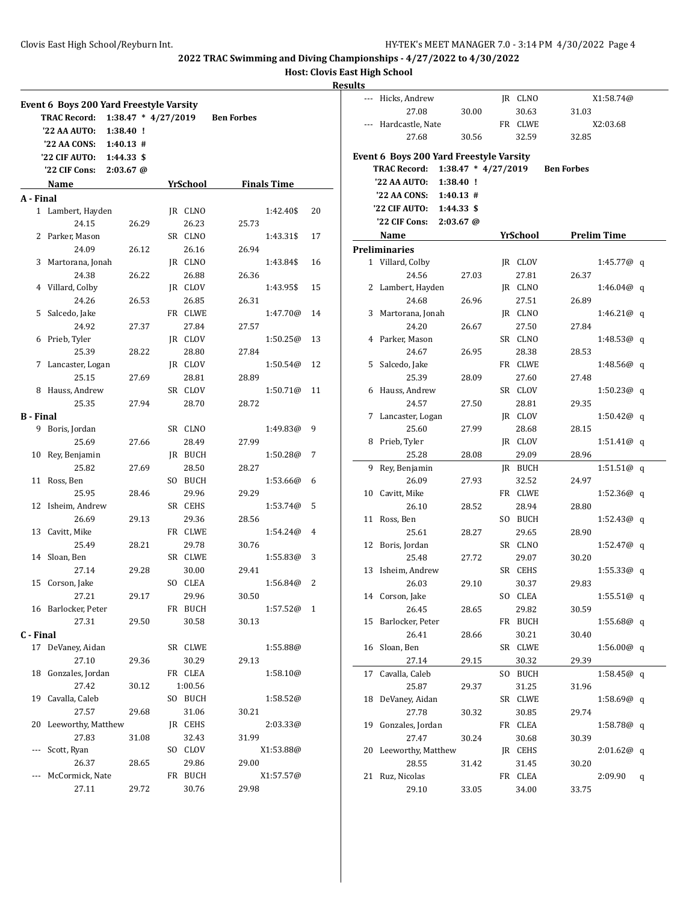## 2022 TRAC Swimming and Diving Championships - 4/27/2022 to 4/30/2022

**Host: Clovis East High School**

**Results**

### Event 6 Boys 200 Yard Freestyle Varsity

| | | | |
|---|---|---|---|
| TRAC Record: | 1:38.47 * | 4/27/2019 | Ben Forbes |
| '22 AA AUTO: | 1:38.40 ! | | |
| '22 AA CONS: | 1:40.13 # | | |
| '22 CIF AUTO: | 1:44.33 $ | | |
| '22 CIF Cons: | 2:03.67 @ | | |

| | Name | Yr | School | Finals Time | Points |
|---|---|---|---|---|---|
| **A - Final** | | | | | |
| 1 | Lambert, Hayden | JR | CLNO | 1:42.40$ | 20 |
| | 24.15 26.29 | | 26.23 25.73 | | |
| 2 | Parker, Mason | SR | CLNO | 1:43.31$ | 17 |
| | 24.09 26.12 | | 26.16 26.94 | | |
| 3 | Martorana, Jonah | JR | CLNO | 1:43.84$ | 16 |
| | 24.38 26.22 | | 26.88 26.36 | | |
| 4 | Villard, Colby | JR | CLOV | 1:43.95$ | 15 |
| | 24.26 26.53 | | 26.85 26.31 | | |
| 5 | Salcedo, Jake | FR | CLWE | 1:47.70@ | 14 |
| | 24.92 27.37 | | 27.84 27.57 | | |
| 6 | Prieb, Tyler | JR | CLOV | 1:50.25@ | 13 |
| | 25.39 28.22 | | 28.80 27.84 | | |
| 7 | Lancaster, Logan | JR | CLOV | 1:50.54@ | 12 |
| | 25.15 27.69 | | 28.81 28.89 | | |
| 8 | Hauss, Andrew | SR | CLOV | 1:50.71@ | 11 |
| | 25.35 27.94 | | 28.70 28.72 | | |
| **B - Final** | | | | | |
| 9 | Boris, Jordan | SR | CLNO | 1:49.83@ | 9 |
| | 25.69 27.66 | | 28.49 27.99 | | |
| 10 | Rey, Benjamin | JR | BUCH | 1:50.28@ | 7 |
| | 25.82 27.69 | | 28.50 28.27 | | |
| 11 | Ross, Ben | SO | BUCH | 1:53.66@ | 6 |
| | 25.95 28.46 | | 29.96 29.29 | | |
| 12 | Isheim, Andrew | SR | CEHS | 1:53.74@ | 5 |
| | 26.69 29.13 | | 29.36 28.56 | | |
| 13 | Cavitt, Mike | FR | CLWE | 1:54.24@ | 4 |
| | 25.49 28.21 | | 29.78 30.76 | | |
| 14 | Sloan, Ben | SR | CLWE | 1:55.83@ | 3 |
| | 27.14 29.28 | | 30.00 29.41 | | |
| 15 | Corson, Jake | SO | CLEA | 1:56.84@ | 2 |
| | 27.21 29.17 | | 29.96 30.50 | | |
| 16 | Barlocker, Peter | FR | BUCH | 1:57.52@ | 1 |
| | 27.31 29.50 | | 30.58 30.13 | | |
| **C - Final** | | | | | |
| 17 | DeVaney, Aidan | SR | CLWE | 1:55.88@ | |
| | 27.10 29.36 | | 30.29 29.13 | | |
| 18 | Gonzales, Jordan | FR | CLEA | 1:58.10@ | |
| | 27.42 30.12 | | 1:00.56 | | |
| 19 | Cavalla, Caleb | SO | BUCH | 1:58.52@ | |
| | 27.57 29.68 | | 31.06 30.21 | | |
| 20 | Leeworthy, Matthew | JR | CEHS | 2:03.33@ | |
| | 27.83 31.08 | | 32.43 31.99 | | |
| --- | Scott, Ryan | SO | CLOV | X1:53.88@ | |
| | 26.37 28.65 | | 29.86 29.00 | | |
| --- | McCormick, Nate | FR | BUCH | X1:57.57@ | |
| | 27.11 29.72 | | 30.76 29.98 | | |
| --- | Hicks, Andrew | JR | CLNO | X1:58.74@ | |
| | 27.08 30.00 | | 30.63 31.03 | | |
| --- | Hardcastle, Nate | FR | CLWE | X2:03.68 | |
| | 27.68 30.56 | | 32.59 32.85 | | |

### Event 6 Boys 200 Yard Freestyle Varsity

| | | | |
|---|---|---|---|
| TRAC Record: | 1:38.47 * | 4/27/2019 | Ben Forbes |
| '22 AA AUTO: | 1:38.40 ! | | |
| '22 AA CONS: | 1:40.13 # | | |
| '22 CIF AUTO: | 1:44.33 $ | | |
| '22 CIF Cons: | 2:03.67 @ | | |

| | Name | Yr | School | Prelim Time | |
|---|---|---|---|---|---|
| **Preliminaries** | | | | | |
| 1 | Villard, Colby | JR | CLOV | 1:45.77@ | q |
| | 24.56 27.03 | | 27.81 26.37 | | |
| 2 | Lambert, Hayden | JR | CLNO | 1:46.04@ | q |
| | 24.68 26.96 | | 27.51 26.89 | | |
| 3 | Martorana, Jonah | JR | CLNO | 1:46.21@ | q |
| | 24.20 26.67 | | 27.50 27.84 | | |
| 4 | Parker, Mason | SR | CLNO | 1:48.53@ | q |
| | 24.67 26.95 | | 28.38 28.53 | | |
| 5 | Salcedo, Jake | FR | CLWE | 1:48.56@ | q |
| | 25.39 28.09 | | 27.60 27.48 | | |
| 6 | Hauss, Andrew | SR | CLOV | 1:50.23@ | q |
| | 24.57 27.50 | | 28.81 29.35 | | |
| 7 | Lancaster, Logan | JR | CLOV | 1:50.42@ | q |
| | 25.60 27.99 | | 28.68 28.15 | | |
| 8 | Prieb, Tyler | JR | CLOV | 1:51.41@ | q |
| | 25.28 28.08 | | 29.09 28.96 | | |
| 9 | Rey, Benjamin | JR | BUCH | 1:51.51@ | q |
| | 26.09 27.93 | | 32.52 24.97 | | |
| 10 | Cavitt, Mike | FR | CLWE | 1:52.36@ | q |
| | 26.10 28.52 | | 28.94 28.80 | | |
| 11 | Ross, Ben | SO | BUCH | 1:52.43@ | q |
| | 25.61 28.27 | | 29.65 28.90 | | |
| 12 | Boris, Jordan | SR | CLNO | 1:52.47@ | q |
| | 25.48 27.72 | | 29.07 30.20 | | |
| 13 | Isheim, Andrew | SR | CEHS | 1:55.33@ | q |
| | 26.03 29.10 | | 30.37 29.83 | | |
| 14 | Corson, Jake | SO | CLEA | 1:55.51@ | q |
| | 26.45 28.65 | | 29.82 30.59 | | |
| 15 | Barlocker, Peter | FR | BUCH | 1:55.68@ | q |
| | 26.41 28.66 | | 30.21 30.40 | | |
| 16 | Sloan, Ben | SR | CLWE | 1:56.00@ | q |
| | 27.14 29.15 | | 30.32 29.39 | | |
| 17 | Cavalla, Caleb | SO | BUCH | 1:58.45@ | q |
| | 25.87 29.37 | | 31.25 31.96 | | |
| 18 | DeVaney, Aidan | SR | CLWE | 1:58.69@ | q |
| | 27.78 30.32 | | 30.85 29.74 | | |
| 19 | Gonzales, Jordan | FR | CLEA | 1:58.78@ | q |
| | 27.47 30.24 | | 30.68 30.39 | | |
| 20 | Leeworthy, Matthew | JR | CEHS | 2:01.62@ | q |
| | 28.55 31.42 | | 31.45 30.20 | | |
| 21 | Ruz, Nicolas | FR | CLEA | 2:09.90 | q |
| | 29.10 33.05 | | 34.00 33.75 | | |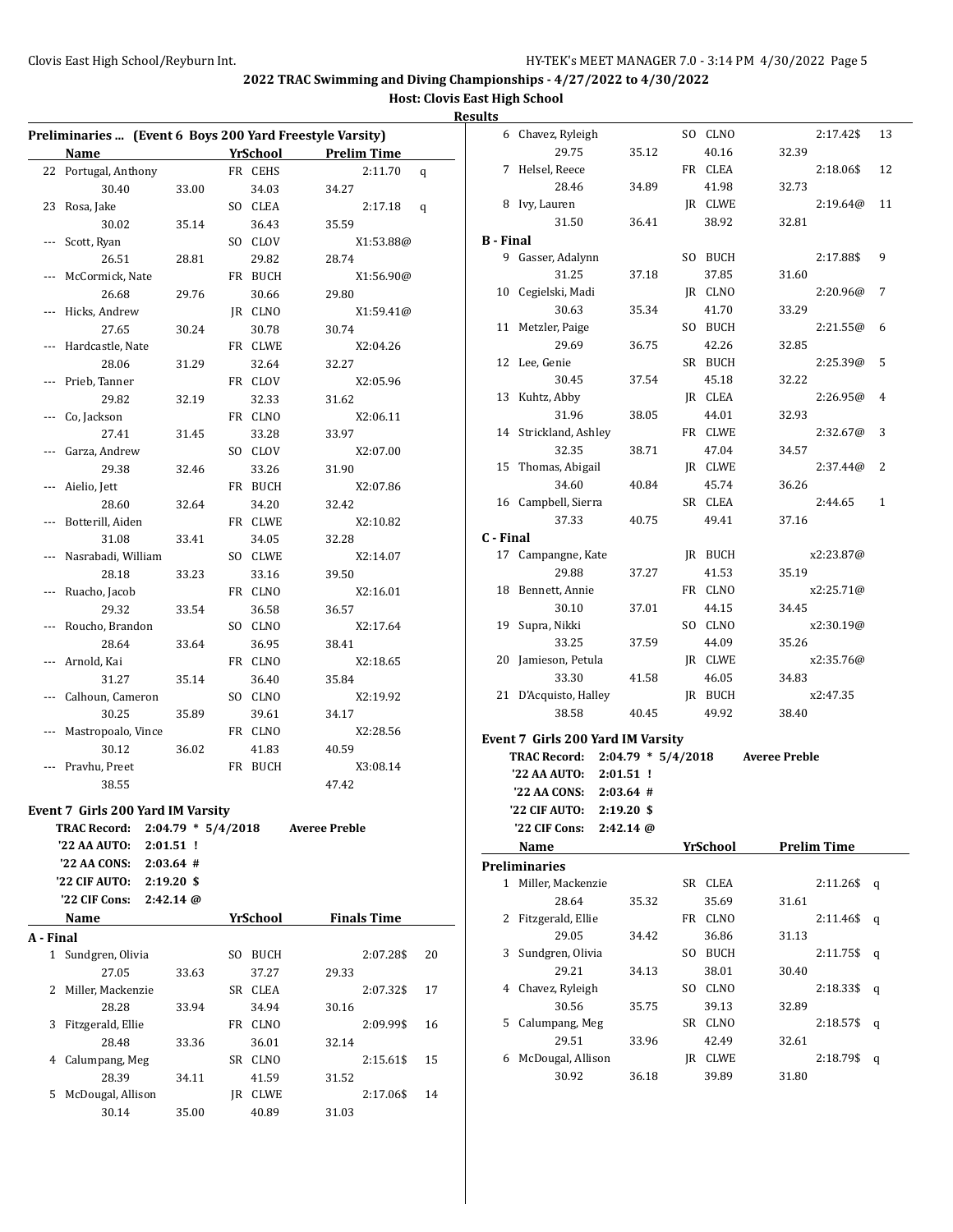2022 TRAC Swimming and Diving Championships - 4/27/2022 to 4/30/2022

Host: Clovis East High School

Results

### Preliminaries ... (Event 6 Boys 200 Yard Freestyle Varsity)

| | Name | | YrSchool | | Prelim Time | |
|---|---|---|---|---|---|---|
| 22 | Portugal, Anthony | | FR | CEHS | 2:11.70 | q |
| | 30.40 | 33.00 | 34.03 | 34.27 | | |
| 23 | Rosa, Jake | | SO | CLEA | 2:17.18 | q |
| | 30.02 | 35.14 | 36.43 | 35.59 | | |
| --- | Scott, Ryan | | SO | CLOV | X1:53.88@ | |
| | 26.51 | 28.81 | 29.82 | 28.74 | | |
| --- | McCormick, Nate | | FR | BUCH | X1:56.90@ | |
| | 26.68 | 29.76 | 30.66 | 29.80 | | |
| --- | Hicks, Andrew | | JR | CLNO | X1:59.41@ | |
| | 27.65 | 30.24 | 30.78 | 30.74 | | |
| --- | Hardcastle, Nate | | FR | CLWE | X2:04.26 | |
| | 28.06 | 31.29 | 32.64 | 32.27 | | |
| --- | Prieb, Tanner | | FR | CLOV | X2:05.96 | |
| | 29.82 | 32.19 | 32.33 | 31.62 | | |
| --- | Co, Jackson | | FR | CLNO | X2:06.11 | |
| | 27.41 | 31.45 | 33.28 | 33.97 | | |
| --- | Garza, Andrew | | SO | CLOV | X2:07.00 | |
| | 29.38 | 32.46 | 33.26 | 31.90 | | |
| --- | Aielio, Jett | | FR | BUCH | X2:07.86 | |
| | 28.60 | 32.64 | 34.20 | 32.42 | | |
| --- | Botterill, Aiden | | FR | CLWE | X2:10.82 | |
| | 31.08 | 33.41 | 34.05 | 32.28 | | |
| --- | Nasrabadi, William | | SO | CLWE | X2:14.07 | |
| | 28.18 | 33.23 | 33.16 | 39.50 | | |
| --- | Ruacho, Jacob | | FR | CLNO | X2:16.01 | |
| | 29.32 | 33.54 | 36.58 | 36.57 | | |
| --- | Roucho, Brandon | | SO | CLNO | X2:17.64 | |
| | 28.64 | 33.64 | 36.95 | 38.41 | | |
| --- | Arnold, Kai | | FR | CLNO | X2:18.65 | |
| | 31.27 | 35.14 | 36.40 | 35.84 | | |
| --- | Calhoun, Cameron | | SO | CLNO | X2:19.92 | |
| | 30.25 | 35.89 | 39.61 | 34.17 | | |
| --- | Mastropoalo, Vince | | FR | CLNO | X2:28.56 | |
| | 30.12 | 36.02 | 41.83 | 40.59 | | |
| --- | Pravhu, Preet | | FR | BUCH | X3:08.14 | |
| | 38.55 | | | 47.42 | | |

### Event 7 Girls 200 Yard IM Varsity

TRAC Record: 2:04.79 * 5/4/2018 Averee Preble
'22 AA AUTO: 2:01.51 !
'22 AA CONS: 2:03.64 #
'22 CIF AUTO: 2:19.20 $
'22 CIF Cons: 2:42.14 @

| | Name | | YrSchool | | Finals Time | |
|---|---|---|---|---|---|---|
| **A - Final** | | | | | | |
| 1 | Sundgren, Olivia | | SO | BUCH | 2:07.28$ | 20 |
| | 27.05 | 33.63 | 37.27 | 29.33 | | |
| 2 | Miller, Mackenzie | | SR | CLEA | 2:07.32$ | 17 |
| | 28.28 | 33.94 | 34.94 | 30.16 | | |
| 3 | Fitzgerald, Ellie | | FR | CLNO | 2:09.99$ | 16 |
| | 28.48 | 33.36 | 36.01 | 32.14 | | |
| 4 | Calumpang, Meg | | SR | CLNO | 2:15.61$ | 15 |
| | 28.39 | 34.11 | 41.59 | 31.52 | | |
| 5 | McDougal, Allison | | JR | CLWE | 2:17.06$ | 14 |
| | 30.14 | 35.00 | 40.89 | 31.03 | | |
| 6 | Chavez, Ryleigh | | SO | CLNO | 2:17.42$ | 13 |
| | 29.75 | 35.12 | 40.16 | 32.39 | | |
| 7 | Helsel, Reece | | FR | CLEA | 2:18.06$ | 12 |
| | 28.46 | 34.89 | 41.98 | 32.73 | | |
| 8 | Ivy, Lauren | | JR | CLWE | 2:19.64@ | 11 |
| | 31.50 | 36.41 | 38.92 | 32.81 | | |
| **B - Final** | | | | | | |
| 9 | Gasser, Adalynn | | SO | BUCH | 2:17.88$ | 9 |
| | 31.25 | 37.18 | 37.85 | 31.60 | | |
| 10 | Cegielski, Madi | | JR | CLNO | 2:20.96@ | 7 |
| | 30.63 | 35.34 | 41.70 | 33.29 | | |
| 11 | Metzler, Paige | | SO | BUCH | 2:21.55@ | 6 |
| | 29.69 | 36.75 | 42.26 | 32.85 | | |
| 12 | Lee, Genie | | SR | BUCH | 2:25.39@ | 5 |
| | 30.45 | 37.54 | 45.18 | 32.22 | | |
| 13 | Kuhtz, Abby | | JR | CLEA | 2:26.95@ | 4 |
| | 31.96 | 38.05 | 44.01 | 32.93 | | |
| 14 | Strickland, Ashley | | FR | CLWE | 2:32.67@ | 3 |
| | 32.35 | 38.71 | 47.04 | 34.57 | | |
| 15 | Thomas, Abigail | | JR | CLWE | 2:37.44@ | 2 |
| | 34.60 | 40.84 | 45.74 | 36.26 | | |
| 16 | Campbell, Sierra | | SR | CLEA | 2:44.65 | 1 |
| | 37.33 | 40.75 | 49.41 | 37.16 | | |
| **C - Final** | | | | | | |
| 17 | Campangne, Kate | | JR | BUCH | x2:23.87@ | |
| | 29.88 | 37.27 | 41.53 | 35.19 | | |
| 18 | Bennett, Annie | | FR | CLNO | x2:25.71@ | |
| | 30.10 | 37.01 | 44.15 | 34.45 | | |
| 19 | Supra, Nikki | | SO | CLNO | x2:30.19@ | |
| | 33.25 | 37.59 | 44.09 | 35.26 | | |
| 20 | Jamieson, Petula | | JR | CLWE | x2:35.76@ | |
| | 33.30 | 41.58 | 46.05 | 34.83 | | |
| 21 | D'Acquisto, Halley | | JR | BUCH | x2:47.35 | |
| | 38.58 | 40.45 | 49.92 | 38.40 | | |

### Event 7 Girls 200 Yard IM Varsity

TRAC Record: 2:04.79 * 5/4/2018 Averee Preble
'22 AA AUTO: 2:01.51 !
'22 AA CONS: 2:03.64 #
'22 CIF AUTO: 2:19.20 $
'22 CIF Cons: 2:42.14 @

| | Name | | YrSchool | | Prelim Time | |
|---|---|---|---|---|---|---|
| **Preliminaries** | | | | | | |
| 1 | Miller, Mackenzie | | SR | CLEA | 2:11.26$ | q |
| | 28.64 | 35.32 | 35.69 | 31.61 | | |
| 2 | Fitzgerald, Ellie | | FR | CLNO | 2:11.46$ | q |
| | 29.05 | 34.42 | 36.86 | 31.13 | | |
| 3 | Sundgren, Olivia | | SO | BUCH | 2:11.75$ | q |
| | 29.21 | 34.13 | 38.01 | 30.40 | | |
| 4 | Chavez, Ryleigh | | SO | CLNO | 2:18.33$ | q |
| | 30.56 | 35.75 | 39.13 | 32.89 | | |
| 5 | Calumpang, Meg | | SR | CLNO | 2:18.57$ | q |
| | 29.51 | 33.96 | 42.49 | 32.61 | | |
| 6 | McDougal, Allison | | JR | CLWE | 2:18.79$ | q |
| | 30.92 | 36.18 | 39.89 | 31.80 | | |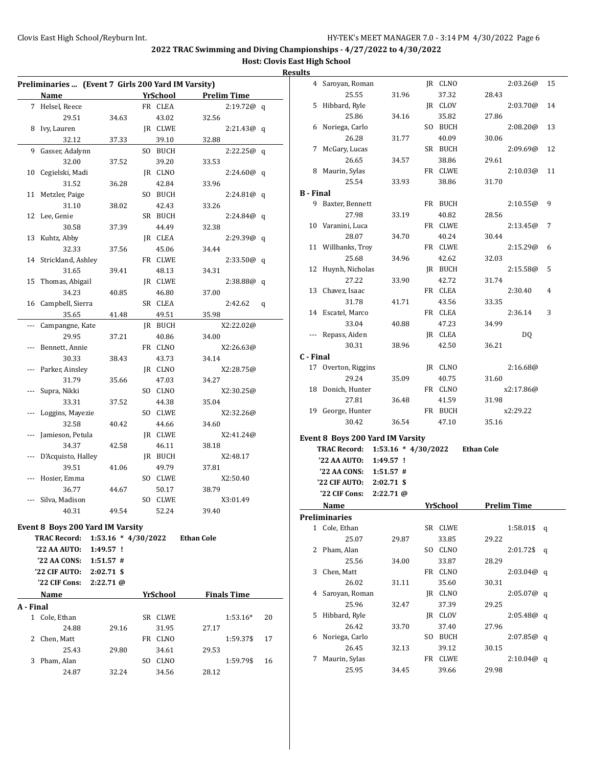**2022 TRAC Swimming and Diving Championships - 4/27/2022 to 4/30/2022**

**Host: Clovis East High School**

**Results**

### Preliminaries ... (Event 7 Girls 200 Yard IM Varsity)

| | Name | | Yr | School | Prelim Time | |
|---|---|---|---|---|---|---|
| 7 | Helsel, Reece | | FR | CLEA | 2:19.72@ | q |
| | 29.51 | 34.63 | 43.02 | 32.56 | | |
| 8 | Ivy, Lauren | | JR | CLWE | 2:21.43@ | q |
| | 32.12 | 37.33 | 39.10 | 32.88 | | |
| 9 | Gasser, Adalynn | | SO | BUCH | 2:22.25@ | q |
| | 32.00 | 37.52 | 39.20 | 33.53 | | |
| 10 | Cegielski, Madi | | JR | CLNO | 2:24.60@ | q |
| | 31.52 | 36.28 | 42.84 | 33.96 | | |
| 11 | Metzler, Paige | | SO | BUCH | 2:24.81@ | q |
| | 31.10 | 38.02 | 42.43 | 33.26 | | |
| 12 | Lee, Genie | | SR | BUCH | 2:24.84@ | q |
| | 30.58 | 37.39 | 44.49 | 32.38 | | |
| 13 | Kuhtz, Abby | | JR | CLEA | 2:29.39@ | q |
| | 32.33 | 37.56 | 45.06 | 34.44 | | |
| 14 | Strickland, Ashley | | FR | CLWE | 2:33.50@ | q |
| | 31.65 | 39.41 | 48.13 | 34.31 | | |
| 15 | Thomas, Abigail | | JR | CLWE | 2:38.88@ | q |
| | 34.23 | 40.85 | 46.80 | 37.00 | | |
| 16 | Campbell, Sierra | | SR | CLEA | 2:42.62 | q |
| | 35.65 | 41.48 | 49.51 | 35.98 | | |
| --- | Campangne, Kate | | JR | BUCH | X2:22.02@ | |
| | 29.95 | 37.21 | 40.86 | 34.00 | | |
| --- | Bennett, Annie | | FR | CLNO | X2:26.63@ | |
| | 30.33 | 38.43 | 43.73 | 34.14 | | |
| --- | Parker, Ainsley | | JR | CLNO | X2:28.75@ | |
| | 31.79 | 35.66 | 47.03 | 34.27 | | |
| --- | Supra, Nikki | | SO | CLNO | X2:30.25@ | |
| | 33.31 | 37.52 | 44.38 | 35.04 | | |
| --- | Loggins, Mayezie | | SO | CLWE | X2:32.26@ | |
| | 32.58 | 40.42 | 44.66 | 34.60 | | |
| --- | Jamieson, Petula | | JR | CLWE | X2:41.24@ | |
| | 34.37 | 42.58 | 46.11 | 38.18 | | |
| --- | D'Acquisto, Halley | | JR | BUCH | X2:48.17 | |
| | 39.51 | 41.06 | 49.79 | 37.81 | | |
| --- | Hosier, Emma | | SO | CLWE | X2:50.40 | |
| | 36.77 | 44.67 | 50.17 | 38.79 | | |
| --- | Silva, Madison | | SO | CLWE | X3:01.49 | |
| | 40.31 | 49.54 | 52.24 | 39.40 | | |

### Event 8 Boys 200 Yard IM Varsity

TRAC Record: 1:53.16 * 4/30/2022 Ethan Cole
'22 AA AUTO: 1:49.57 !
'22 AA CONS: 1:51.57 #
'22 CIF AUTO: 2:02.71 $
'22 CIF Cons: 2:22.71 @

| | Name | | Yr | School | Finals Time | Points |
|---|---|---|---|---|---|---|
| **A - Final** | | | | | | |
| 1 | Cole, Ethan | | SR | CLWE | 1:53.16* | 20 |
| | 24.88 | 29.16 | 31.95 | 27.17 | | |
| 2 | Chen, Matt | | FR | CLNO | 1:59.37$ | 17 |
| | 25.43 | 29.80 | 34.61 | 29.53 | | |
| 3 | Pham, Alan | | SO | CLNO | 1:59.79$ | 16 |
| | 24.87 | 32.24 | 34.56 | 28.12 | | |
| 4 | Saroyan, Roman | | JR | CLNO | 2:03.26@ | 15 |
| | 25.55 | 31.96 | 37.32 | 28.43 | | |
| 5 | Hibbard, Ryle | | JR | CLOV | 2:03.70@ | 14 |
| | 25.86 | 34.16 | 35.82 | 27.86 | | |
| 6 | Noriega, Carlo | | SO | BUCH | 2:08.20@ | 13 |
| | 26.28 | 31.77 | 40.09 | 30.06 | | |
| 7 | McGary, Lucas | | SR | BUCH | 2:09.69@ | 12 |
| | 26.65 | 34.57 | 38.86 | 29.61 | | |
| 8 | Maurin, Sylas | | FR | CLWE | 2:10.03@ | 11 |
| | 25.54 | 33.93 | 38.86 | 31.70 | | |
| **B - Final** | | | | | | |
| 9 | Baxter, Bennett | | FR | BUCH | 2:10.55@ | 9 |
| | 27.98 | 33.19 | 40.82 | 28.56 | | |
| 10 | Varanini, Luca | | FR | CLWE | 2:13.45@ | 7 |
| | 28.07 | 34.70 | 40.24 | 30.44 | | |
| 11 | Willbanks, Troy | | FR | CLWE | 2:15.29@ | 6 |
| | 25.68 | 34.96 | 42.62 | 32.03 | | |
| 12 | Huynh, Nicholas | | JR | BUCH | 2:15.58@ | 5 |
| | 27.22 | 33.90 | 42.72 | 31.74 | | |
| 13 | Chavez, Isaac | | FR | CLEA | 2:30.40 | 4 |
| | 31.78 | 41.71 | 43.56 | 33.35 | | |
| 14 | Escatel, Marco | | FR | CLEA | 2:36.14 | 3 |
| | 33.04 | 40.88 | 47.23 | 34.99 | | |
| --- | Repass, Aiden | | JR | CLEA | DQ | |
| | 30.31 | 38.96 | 42.50 | 36.21 | | |
| **C - Final** | | | | | | |
| 17 | Overton, Riggins | | JR | CLNO | 2:16.68@ | |
| | 29.24 | 35.09 | 40.75 | 31.60 | | |
| 18 | Donich, Hunter | | FR | CLNO | x2:17.86@ | |
| | 27.81 | 36.48 | 41.59 | 31.98 | | |
| 19 | George, Hunter | | FR | BUCH | x2:29.22 | |
| | 30.42 | 36.54 | 47.10 | 35.16 | | |

### Event 8 Boys 200 Yard IM Varsity

TRAC Record: 1:53.16 * 4/30/2022 Ethan Cole
'22 AA AUTO: 1:49.57 !
'22 AA CONS: 1:51.57 #
'22 CIF AUTO: 2:02.71 $
'22 CIF Cons: 2:22.71 @

| | Name | | Yr | School | Prelim Time | |
|---|---|---|---|---|---|---|
| **Preliminaries** | | | | | | |
| 1 | Cole, Ethan | | SR | CLWE | 1:58.01$ | q |
| | 25.07 | 29.87 | 33.85 | 29.22 | | |
| 2 | Pham, Alan | | SO | CLNO | 2:01.72$ | q |
| | 25.56 | 34.00 | 33.87 | 28.29 | | |
| 3 | Chen, Matt | | FR | CLNO | 2:03.04@ | q |
| | 26.02 | 31.11 | 35.60 | 30.31 | | |
| 4 | Saroyan, Roman | | JR | CLNO | 2:05.07@ | q |
| | 25.96 | 32.47 | 37.39 | 29.25 | | |
| 5 | Hibbard, Ryle | | JR | CLOV | 2:05.48@ | q |
| | 26.42 | 33.70 | 37.40 | 27.96 | | |
| 6 | Noriega, Carlo | | SO | BUCH | 2:07.85@ | q |
| | 26.45 | 32.13 | 39.12 | 30.15 | | |
| 7 | Maurin, Sylas | | FR | CLWE | 2:10.04@ | q |
| | 25.95 | 34.45 | 39.66 | 29.98 | | |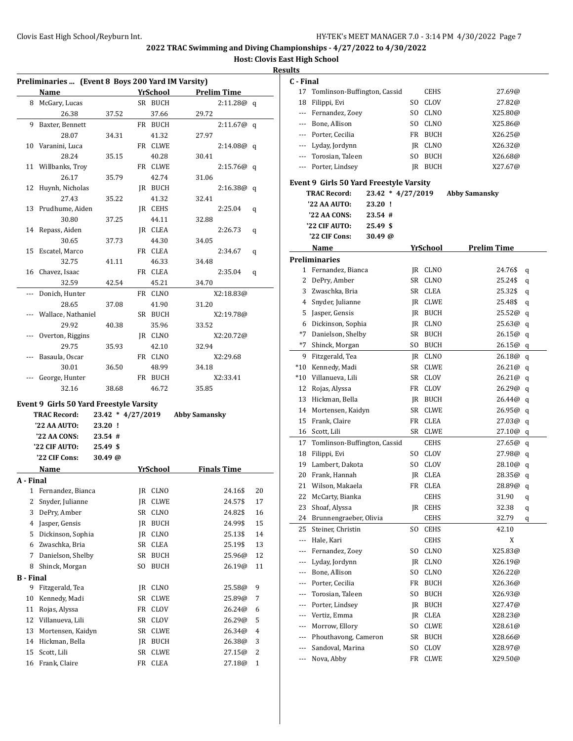# 2022 TRAC Swimming and Diving Championships - 4/27/2022 to 4/30/2022

**Host: Clovis East High School**

**Results**

### Preliminaries ... (Event 8 Boys 200 Yard IM Varsity)

| | Name | YrSchool | | Prelim Time | |
|---|---|---|---|---|---|
| 8 | McGary, Lucas | SR | BUCH | 2:11.28@ | q |
| | 26.38 37.52 37.66 29.72 | | | | |
| 9 | Baxter, Bennett | FR | BUCH | 2:11.67@ | q |
| | 28.07 34.31 41.32 27.97 | | | | |
| 10 | Varanini, Luca | FR | CLWE | 2:14.08@ | q |
| | 28.24 35.15 40.28 30.41 | | | | |
| 11 | Willbanks, Troy | FR | CLWE | 2:15.76@ | q |
| | 26.17 35.79 42.74 31.06 | | | | |
| 12 | Huynh, Nicholas | JR | BUCH | 2:16.38@ | q |
| | 27.43 35.22 41.32 32.41 | | | | |
| 13 | Prudhume, Aiden | JR | CEHS | 2:25.04 | q |
| | 30.80 37.25 44.11 32.88 | | | | |
| 14 | Repass, Aiden | JR | CLEA | 2:26.73 | q |
| | 30.65 37.73 44.30 34.05 | | | | |
| 15 | Escatel, Marco | FR | CLEA | 2:34.67 | q |
| | 32.75 41.11 46.33 34.48 | | | | |
| 16 | Chavez, Isaac | FR | CLEA | 2:35.04 | q |
| | 32.59 42.54 45.21 34.70 | | | | |
| --- | Donich, Hunter | FR | CLNO | X2:18.83@ | |
| | 28.65 37.08 41.90 31.20 | | | | |
| --- | Wallace, Nathaniel | SR | BUCH | X2:19.78@ | |
| | 29.92 40.38 35.96 33.52 | | | | |
| --- | Overton, Riggins | JR | CLNO | X2:20.72@ | |
| | 29.75 35.93 42.10 32.94 | | | | |
| --- | Basaula, Oscar | FR | CLNO | X2:29.68 | |
| | 30.01 36.50 48.99 34.18 | | | | |
| --- | George, Hunter | FR | BUCH | X2:33.41 | |
| | 32.16 38.68 46.72 35.85 | | | | |

### Event 9 Girls 50 Yard Freestyle Varsity

| | | | |
|---|---|---|---|
| TRAC Record: | 23.42 * | 4/27/2019 | Abby Samansky |
| '22 AA AUTO: | 23.20 ! | | |
| '22 AA CONS: | 23.54 # | | |
| '22 CIF AUTO: | 25.49 $ | | |
| '22 CIF Cons: | 30.49 @ | | |

| | Name | Yr | School | Finals Time | Points |
|---|---|---|---|---|---|
| **A - Final** | | | | | |
| 1 | Fernandez, Bianca | JR | CLNO | 24.16$ | 20 |
| 2 | Snyder, Julianne | JR | CLWE | 24.57$ | 17 |
| 3 | DePry, Amber | SR | CLNO | 24.82$ | 16 |
| 4 | Jasper, Gensis | JR | BUCH | 24.99$ | 15 |
| 5 | Dickinson, Sophia | JR | CLNO | 25.13$ | 14 |
| 6 | Zwaschka, Bria | SR | CLEA | 25.19$ | 13 |
| 7 | Danielson, Shelby | SR | BUCH | 25.96@ | 12 |
| 8 | Shinck, Morgan | SO | BUCH | 26.19@ | 11 |
| **B - Final** | | | | | |
| 9 | Fitzgerald, Tea | JR | CLNO | 25.58@ | 9 |
| 10 | Kennedy, Madi | SR | CLWE | 25.89@ | 7 |
| 11 | Rojas, Alyssa | FR | CLOV | 26.24@ | 6 |
| 12 | Villanueva, Lili | SR | CLOV | 26.29@ | 5 |
| 13 | Mortensen, Kaidyn | SR | CLWE | 26.34@ | 4 |
| 14 | Hickman, Bella | JR | BUCH | 26.38@ | 3 |
| 15 | Scott, Lili | SR | CLWE | 27.15@ | 2 |
| 16 | Frank, Claire | FR | CLEA | 27.18@ | 1 |
| **C - Final** | | | | | |
| 17 | Tomlinson-Buffington, Cassid | | CEHS | 27.69@ | |
| 18 | Filippi, Evi | SO | CLOV | 27.82@ | |
| --- | Fernandez, Zoey | SO | CLNO | X25.80@ | |
| --- | Bone, Allison | SO | CLNO | X25.86@ | |
| --- | Porter, Cecilia | FR | BUCH | X26.25@ | |
| --- | Lyday, Jordynn | JR | CLNO | X26.32@ | |
| --- | Torosian, Taleen | SO | BUCH | X26.68@ | |
| --- | Porter, Lindsey | JR | BUCH | X27.67@ | |

### Event 9 Girls 50 Yard Freestyle Varsity

| | | | |
|---|---|---|---|
| TRAC Record: | 23.42 * | 4/27/2019 | Abby Samansky |
| '22 AA AUTO: | 23.20 ! | | |
| '22 AA CONS: | 23.54 # | | |
| '22 CIF AUTO: | 25.49 $ | | |
| '22 CIF Cons: | 30.49 @ | | |

| | Name | Yr | School | Prelim Time | |
|---|---|---|---|---|---|
| **Preliminaries** | | | | | |
| 1 | Fernandez, Bianca | JR | CLNO | 24.76$ | q |
| 2 | DePry, Amber | SR | CLNO | 25.24$ | q |
| 3 | Zwaschka, Bria | SR | CLEA | 25.32$ | q |
| 4 | Snyder, Julianne | JR | CLWE | 25.48$ | q |
| 5 | Jasper, Gensis | JR | BUCH | 25.52@ | q |
| 6 | Dickinson, Sophia | JR | CLNO | 25.63@ | q |
| *7 | Danielson, Shelby | SR | BUCH | 26.15@ | q |
| *7 | Shinck, Morgan | SO | BUCH | 26.15@ | q |
| 9 | Fitzgerald, Tea | JR | CLNO | 26.18@ | q |
| *10 | Kennedy, Madi | SR | CLWE | 26.21@ | q |
| *10 | Villanueva, Lili | SR | CLOV | 26.21@ | q |
| 12 | Rojas, Alyssa | FR | CLOV | 26.29@ | q |
| 13 | Hickman, Bella | JR | BUCH | 26.44@ | q |
| 14 | Mortensen, Kaidyn | SR | CLWE | 26.95@ | q |
| 15 | Frank, Claire | FR | CLEA | 27.03@ | q |
| 16 | Scott, Lili | SR | CLWE | 27.10@ | q |
| 17 | Tomlinson-Buffington, Cassid | | CEHS | 27.65@ | q |
| 18 | Filippi, Evi | SO | CLOV | 27.98@ | q |
| 19 | Lambert, Dakota | SO | CLOV | 28.10@ | q |
| 20 | Frank, Hannah | JR | CLEA | 28.35@ | q |
| 21 | Wilson, Makaela | FR | CLEA | 28.89@ | q |
| 22 | McCarty, Bianka | | CEHS | 31.90 | q |
| 23 | Shoaf, Alyssa | JR | CEHS | 32.38 | q |
| 24 | Brunnengraeber, Olivia | | CEHS | 32.79 | q |
| 25 | Steiner, Christin | SO | CEHS | 42.10 | |
| --- | Hale, Kari | | CEHS | X | |
| --- | Fernandez, Zoey | SO | CLNO | X25.83@ | |
| --- | Lyday, Jordynn | JR | CLNO | X26.19@ | |
| --- | Bone, Allison | SO | CLNO | X26.22@ | |
| --- | Porter, Cecilia | FR | BUCH | X26.36@ | |
| --- | Torosian, Taleen | SO | BUCH | X26.93@ | |
| --- | Porter, Lindsey | JR | BUCH | X27.47@ | |
| --- | Vertiz, Emma | JR | CLEA | X28.23@ | |
| --- | Morrow, Ellory | SO | CLWE | X28.61@ | |
| --- | Phouthavong, Cameron | SR | BUCH | X28.66@ | |
| --- | Sandoval, Marina | SO | CLOV | X28.97@ | |
| --- | Nova, Abby | FR | CLWE | X29.50@ | |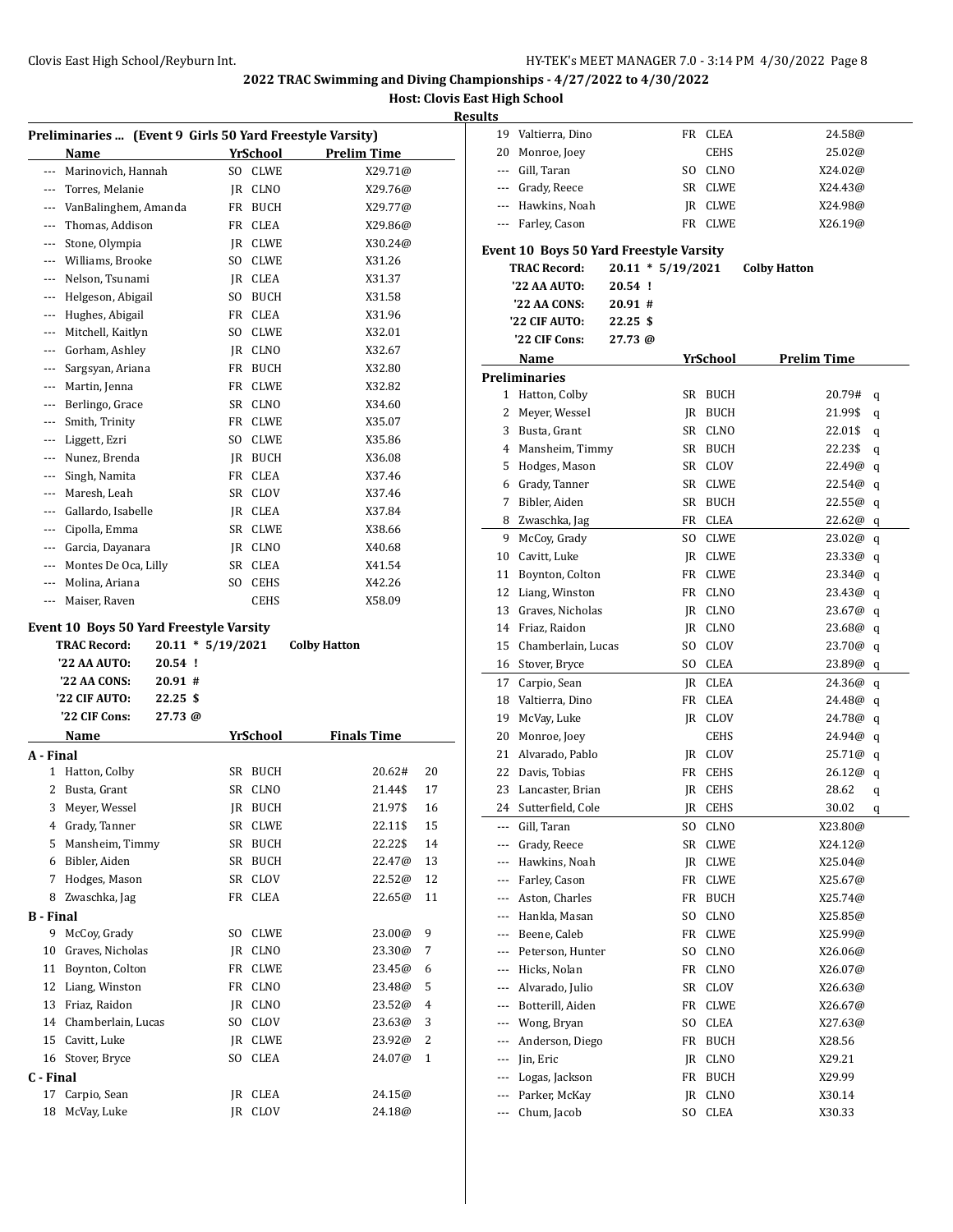# 2022 TRAC Swimming and Diving Championships - 4/27/2022 to 4/30/2022

## Host: Clovis East High School

## Results

### Preliminaries ... (Event 9 Girls 50 Yard Freestyle Varsity)

| | Name | Yr | School | Prelim Time |
|---|---|---|---|---|
| --- | Marinovich, Hannah | SO | CLWE | X29.71@ |
| --- | Torres, Melanie | JR | CLNO | X29.76@ |
| --- | VanBalinghem, Amanda | FR | BUCH | X29.77@ |
| --- | Thomas, Addison | FR | CLEA | X29.86@ |
| --- | Stone, Olympia | JR | CLWE | X30.24@ |
| --- | Williams, Brooke | SO | CLWE | X31.26 |
| --- | Nelson, Tsunami | JR | CLEA | X31.37 |
| --- | Helgeson, Abigail | SO | BUCH | X31.58 |
| --- | Hughes, Abigail | FR | CLEA | X31.96 |
| --- | Mitchell, Kaitlyn | SO | CLWE | X32.01 |
| --- | Gorham, Ashley | JR | CLNO | X32.67 |
| --- | Sargsyan, Ariana | FR | BUCH | X32.80 |
| --- | Martin, Jenna | FR | CLWE | X32.82 |
| --- | Berlingo, Grace | SR | CLNO | X34.60 |
| --- | Smith, Trinity | FR | CLWE | X35.07 |
| --- | Liggett, Ezri | SO | CLWE | X35.86 |
| --- | Nunez, Brenda | JR | BUCH | X36.08 |
| --- | Singh, Namita | FR | CLEA | X37.46 |
| --- | Maresh, Leah | SR | CLOV | X37.46 |
| --- | Gallardo, Isabelle | JR | CLEA | X37.84 |
| --- | Cipolla, Emma | SR | CLWE | X38.66 |
| --- | Garcia, Dayanara | JR | CLNO | X40.68 |
| --- | Montes De Oca, Lilly | SR | CLEA | X41.54 |
| --- | Molina, Ariana | SO | CEHS | X42.26 |
| --- | Maiser, Raven | | CEHS | X58.09 |

### Event 10 Boys 50 Yard Freestyle Varsity

| | | | |
|---|---|---|---|
| TRAC Record: | 20.11 * | 5/19/2021 | Colby Hatton |
| '22 AA AUTO: | 20.54 ! | | |
| '22 AA CONS: | 20.91 # | | |
| '22 CIF AUTO: | 22.25 $ | | |
| '22 CIF Cons: | 27.73 @ | | |

| | Name | Yr | School | Finals Time | Points |
|---|---|---|---|---|---|
| **A - Final** | | | | | |
| 1 | Hatton, Colby | SR | BUCH | 20.62# | 20 |
| 2 | Busta, Grant | SR | CLNO | 21.44$ | 17 |
| 3 | Meyer, Wessel | JR | BUCH | 21.97$ | 16 |
| 4 | Grady, Tanner | SR | CLWE | 22.11$ | 15 |
| 5 | Mansheim, Timmy | SR | BUCH | 22.22$ | 14 |
| 6 | Bibler, Aiden | SR | BUCH | 22.47@ | 13 |
| 7 | Hodges, Mason | SR | CLOV | 22.52@ | 12 |
| 8 | Zwaschka, Jag | FR | CLEA | 22.65@ | 11 |
| **B - Final** | | | | | |
| 9 | McCoy, Grady | SO | CLWE | 23.00@ | 9 |
| 10 | Graves, Nicholas | JR | CLNO | 23.30@ | 7 |
| 11 | Boynton, Colton | FR | CLWE | 23.45@ | 6 |
| 12 | Liang, Winston | FR | CLNO | 23.48@ | 5 |
| 13 | Friaz, Raidon | JR | CLNO | 23.52@ | 4 |
| 14 | Chamberlain, Lucas | SO | CLOV | 23.63@ | 3 |
| 15 | Cavitt, Luke | JR | CLWE | 23.92@ | 2 |
| 16 | Stover, Bryce | SO | CLEA | 24.07@ | 1 |
| **C - Final** | | | | | |
| 17 | Carpio, Sean | JR | CLEA | 24.15@ | |
| 18 | McVay, Luke | JR | CLOV | 24.18@ | |
| 19 | Valtierra, Dino | FR | CLEA | 24.58@ | |
| 20 | Monroe, Joey | | CEHS | 25.02@ | |
| --- | Gill, Taran | SO | CLNO | X24.02@ | |
| --- | Grady, Reece | SR | CLWE | X24.43@ | |
| --- | Hawkins, Noah | JR | CLWE | X24.98@ | |
| --- | Farley, Cason | FR | CLWE | X26.19@ | |

### Event 10 Boys 50 Yard Freestyle Varsity

| | | | |
|---|---|---|---|
| TRAC Record: | 20.11 * | 5/19/2021 | Colby Hatton |
| '22 AA AUTO: | 20.54 ! | | |
| '22 AA CONS: | 20.91 # | | |
| '22 CIF AUTO: | 22.25 $ | | |
| '22 CIF Cons: | 27.73 @ | | |

| | Name | Yr | School | Prelim Time | |
|---|---|---|---|---|---|
| **Preliminaries** | | | | | |
| 1 | Hatton, Colby | SR | BUCH | 20.79# | q |
| 2 | Meyer, Wessel | JR | BUCH | 21.99$ | q |
| 3 | Busta, Grant | SR | CLNO | 22.01$ | q |
| 4 | Mansheim, Timmy | SR | BUCH | 22.23$ | q |
| 5 | Hodges, Mason | SR | CLOV | 22.49@ | q |
| 6 | Grady, Tanner | SR | CLWE | 22.54@ | q |
| 7 | Bibler, Aiden | SR | BUCH | 22.55@ | q |
| 8 | Zwaschka, Jag | FR | CLEA | 22.62@ | q |
| 9 | McCoy, Grady | SO | CLWE | 23.02@ | q |
| 10 | Cavitt, Luke | JR | CLWE | 23.33@ | q |
| 11 | Boynton, Colton | FR | CLWE | 23.34@ | q |
| 12 | Liang, Winston | FR | CLNO | 23.43@ | q |
| 13 | Graves, Nicholas | JR | CLNO | 23.67@ | q |
| 14 | Friaz, Raidon | JR | CLNO | 23.68@ | q |
| 15 | Chamberlain, Lucas | SO | CLOV | 23.70@ | q |
| 16 | Stover, Bryce | SO | CLEA | 23.89@ | q |
| 17 | Carpio, Sean | JR | CLEA | 24.36@ | q |
| 18 | Valtierra, Dino | FR | CLEA | 24.48@ | q |
| 19 | McVay, Luke | JR | CLOV | 24.78@ | q |
| 20 | Monroe, Joey | | CEHS | 24.94@ | q |
| 21 | Alvarado, Pablo | JR | CLOV | 25.71@ | q |
| 22 | Davis, Tobias | FR | CEHS | 26.12@ | q |
| 23 | Lancaster, Brian | JR | CEHS | 28.62 | q |
| 24 | Sutterfield, Cole | JR | CEHS | 30.02 | q |
| --- | Gill, Taran | SO | CLNO | X23.80@ | |
| --- | Grady, Reece | SR | CLWE | X24.12@ | |
| --- | Hawkins, Noah | JR | CLWE | X25.04@ | |
| --- | Farley, Cason | FR | CLWE | X25.67@ | |
| --- | Aston, Charles | FR | BUCH | X25.74@ | |
| --- | Hankla, Masan | SO | CLNO | X25.85@ | |
| --- | Beene, Caleb | FR | CLWE | X25.99@ | |
| --- | Peterson, Hunter | SO | CLNO | X26.06@ | |
| --- | Hicks, Nolan | FR | CLNO | X26.07@ | |
| --- | Alvarado, Julio | SR | CLOV | X26.63@ | |
| --- | Botterill, Aiden | FR | CLWE | X26.67@ | |
| --- | Wong, Bryan | SO | CLEA | X27.63@ | |
| --- | Anderson, Diego | FR | BUCH | X28.56 | |
| --- | Jin, Eric | JR | CLNO | X29.21 | |
| --- | Logas, Jackson | FR | BUCH | X29.99 | |
| --- | Parker, McKay | JR | CLNO | X30.14 | |
| --- | Chum, Jacob | SO | CLEA | X30.33 | |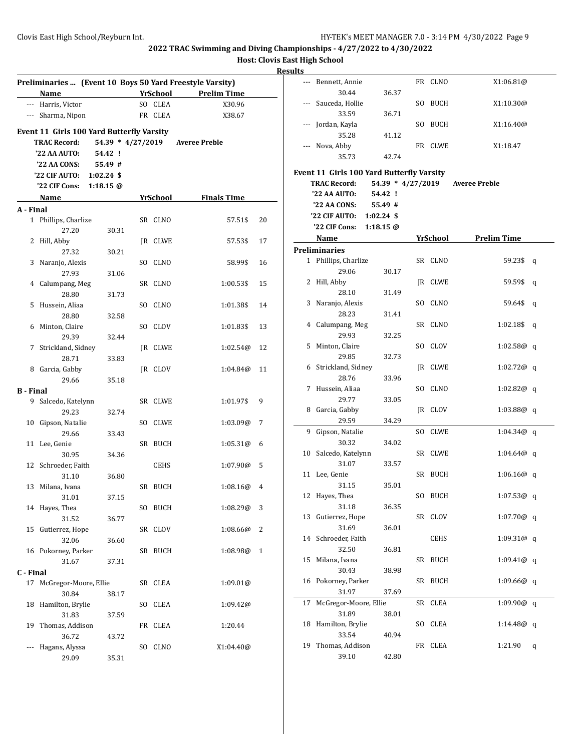2022 TRAC Swimming and Diving Championships - 4/27/2022 to 4/30/2022

Host: Clovis East High School

Results

### Preliminaries ... (Event 10 Boys 50 Yard Freestyle Varsity)

| | Name | YrSchool | | Prelim Time |
|---|---|---|---|---|
| --- | Harris, Victor | SO | CLEA | X30.96 |
| --- | Sharma, Nipon | FR | CLEA | X38.67 |

### Event 11 Girls 100 Yard Butterfly Varsity

TRAC Record: 54.39 * 4/27/2019 Averee Preble
'22 AA AUTO: 54.42 !
'22 AA CONS: 55.49 #
'22 CIF AUTO: 1:02.24 $
'22 CIF Cons: 1:18.15 @

| | Name | YrSchool | | Finals Time | Points |
|---|---|---|---|---|---|
| **A - Final** | | | | | |
| 1 | Phillips, Charlize | SR | CLNO | 57.51$ | 20 |
| | 27.20 30.31 | | | | |
| 2 | Hill, Abby | JR | CLWE | 57.53$ | 17 |
| | 27.32 30.21 | | | | |
| 3 | Naranjo, Alexis | SO | CLNO | 58.99$ | 16 |
| | 27.93 31.06 | | | | |
| 4 | Calumpang, Meg | SR | CLNO | 1:00.53$ | 15 |
| | 28.80 31.73 | | | | |
| 5 | Hussein, Aliaa | SO | CLNO | 1:01.38$ | 14 |
| | 28.80 32.58 | | | | |
| 6 | Minton, Claire | SO | CLOV | 1:01.83$ | 13 |
| | 29.39 32.44 | | | | |
| 7 | Strickland, Sidney | JR | CLWE | 1:02.54@ | 12 |
| | 28.71 33.83 | | | | |
| 8 | Garcia, Gabby | JR | CLOV | 1:04.84@ | 11 |
| | 29.66 35.18 | | | | |
| **B - Final** | | | | | |
| 9 | Salcedo, Katelynn | SR | CLWE | 1:01.97$ | 9 |
| | 29.23 32.74 | | | | |
| 10 | Gipson, Natalie | SO | CLWE | 1:03.09@ | 7 |
| | 29.66 33.43 | | | | |
| 11 | Lee, Genie | SR | BUCH | 1:05.31@ | 6 |
| | 30.95 34.36 | | | | |
| 12 | Schroeder, Faith | | CEHS | 1:07.90@ | 5 |
| | 31.10 36.80 | | | | |
| 13 | Milana, Ivana | SR | BUCH | 1:08.16@ | 4 |
| | 31.01 37.15 | | | | |
| 14 | Hayes, Thea | SO | BUCH | 1:08.29@ | 3 |
| | 31.52 36.77 | | | | |
| 15 | Gutierrez, Hope | SR | CLOV | 1:08.66@ | 2 |
| | 32.06 36.60 | | | | |
| 16 | Pokorney, Parker | SR | BUCH | 1:08.98@ | 1 |
| | 31.67 37.31 | | | | |
| **C - Final** | | | | | |
| 17 | McGregor-Moore, Ellie | SR | CLEA | 1:09.01@ | |
| | 30.84 38.17 | | | | |
| 18 | Hamilton, Brylie | SO | CLEA | 1:09.42@ | |
| | 31.83 37.59 | | | | |
| 19 | Thomas, Addison | FR | CLEA | 1:20.44 | |
| | 36.72 43.72 | | | | |
| --- | Hagans, Alyssa | SO | CLNO | X1:04.40@ | |
| | 29.09 35.31 | | | | |
| --- | Bennett, Annie | FR | CLNO | X1:06.81@ | |
| | 30.44 36.37 | | | | |
| --- | Sauceda, Hollie | SO | BUCH | X1:10.30@ | |
| | 33.59 36.71 | | | | |
| --- | Jordan, Kayla | SO | BUCH | X1:16.40@ | |
| | 35.28 41.12 | | | | |
| --- | Nova, Abby | FR | CLWE | X1:18.47 | |
| | 35.73 42.74 | | | | |

### Event 11 Girls 100 Yard Butterfly Varsity

TRAC Record: 54.39 * 4/27/2019 Averee Preble
'22 AA AUTO: 54.42 !
'22 AA CONS: 55.49 #
'22 CIF AUTO: 1:02.24 $
'22 CIF Cons: 1:18.15 @

| | Name | YrSchool | | Prelim Time | |
|---|---|---|---|---|---|
| **Preliminaries** | | | | | |
| 1 | Phillips, Charlize | SR | CLNO | 59.23$ | q |
| | 29.06 30.17 | | | | |
| 2 | Hill, Abby | JR | CLWE | 59.59$ | q |
| | 28.10 31.49 | | | | |
| 3 | Naranjo, Alexis | SO | CLNO | 59.64$ | q |
| | 28.23 31.41 | | | | |
| 4 | Calumpang, Meg | SR | CLNO | 1:02.18$ | q |
| | 29.93 32.25 | | | | |
| 5 | Minton, Claire | SO | CLOV | 1:02.58@ | q |
| | 29.85 32.73 | | | | |
| 6 | Strickland, Sidney | JR | CLWE | 1:02.72@ | q |
| | 28.76 33.96 | | | | |
| 7 | Hussein, Aliaa | SO | CLNO | 1:02.82@ | q |
| | 29.77 33.05 | | | | |
| 8 | Garcia, Gabby | JR | CLOV | 1:03.88@ | q |
| | 29.59 34.29 | | | | |
| 9 | Gipson, Natalie | SO | CLWE | 1:04.34@ | q |
| | 30.32 34.02 | | | | |
| 10 | Salcedo, Katelynn | SR | CLWE | 1:04.64@ | q |
| | 31.07 33.57 | | | | |
| 11 | Lee, Genie | SR | BUCH | 1:06.16@ | q |
| | 31.15 35.01 | | | | |
| 12 | Hayes, Thea | SO | BUCH | 1:07.53@ | q |
| | 31.18 36.35 | | | | |
| 13 | Gutierrez, Hope | SR | CLOV | 1:07.70@ | q |
| | 31.69 36.01 | | | | |
| 14 | Schroeder, Faith | | CEHS | 1:09.31@ | q |
| | 32.50 36.81 | | | | |
| 15 | Milana, Ivana | SR | BUCH | 1:09.41@ | q |
| | 30.43 38.98 | | | | |
| 16 | Pokorney, Parker | SR | BUCH | 1:09.66@ | q |
| | 31.97 37.69 | | | | |
| 17 | McGregor-Moore, Ellie | SR | CLEA | 1:09.90@ | q |
| | 31.89 38.01 | | | | |
| 18 | Hamilton, Brylie | SO | CLEA | 1:14.48@ | q |
| | 33.54 40.94 | | | | |
| 19 | Thomas, Addison | FR | CLEA | 1:21.90 | q |
| | 39.10 42.80 | | | | |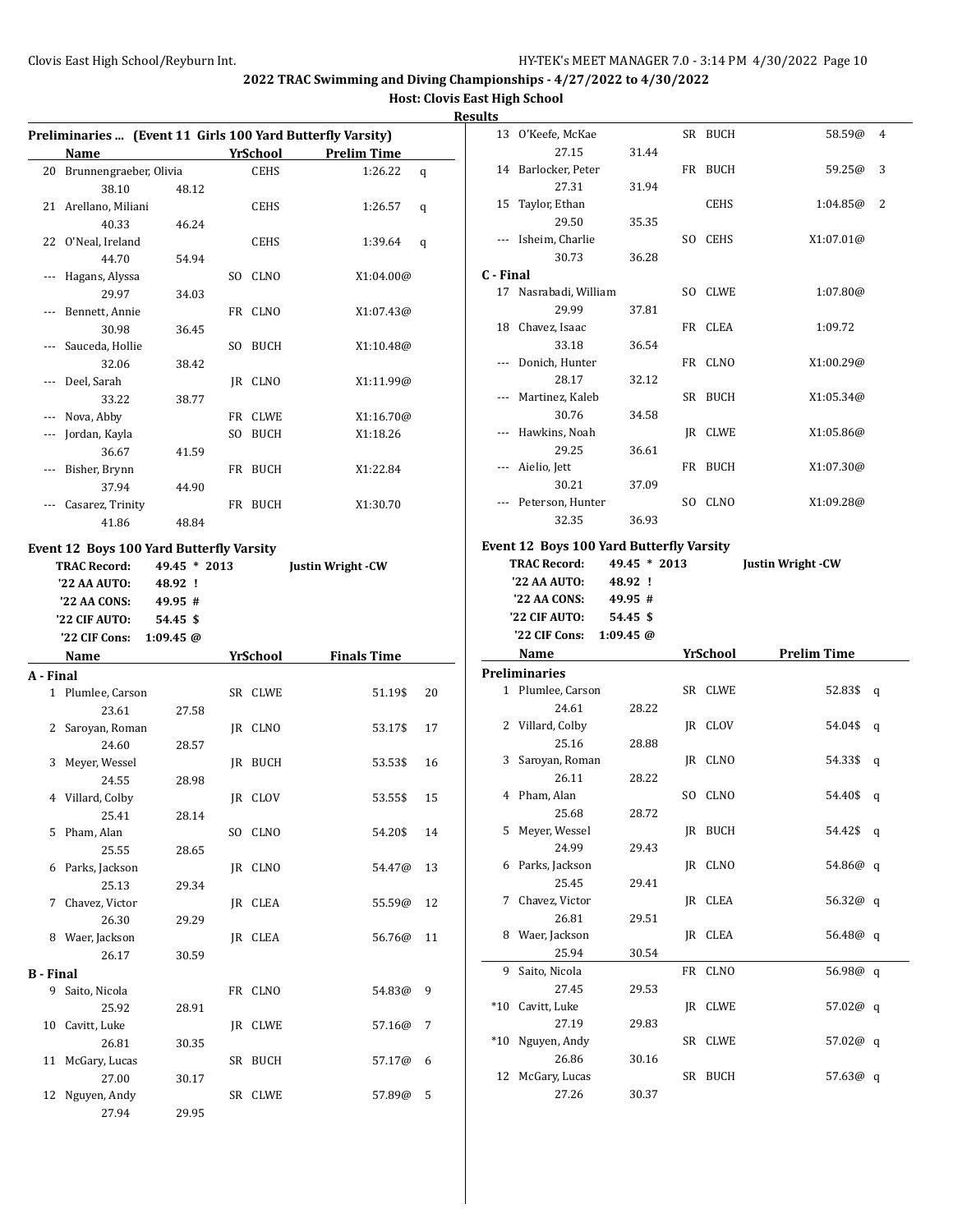# 2022 TRAC Swimming and Diving Championships - 4/27/2022 to 4/30/2022

**Host: Clovis East High School**

**Results**

## Preliminaries ... (Event 11 Girls 100 Yard Butterfly Varsity)

| | Name | Yr | School | Prelim Time | |
|---|---|---|---|---|---|
| 20 | Brunnengraeber, Olivia | | CEHS | 1:26.22 | q |
| | 38.10 48.12 | | | | |
| 21 | Arellano, Miliani | | CEHS | 1:26.57 | q |
| | 40.33 46.24 | | | | |
| 22 | O'Neal, Ireland | | CEHS | 1:39.64 | q |
| | 44.70 54.94 | | | | |
| --- | Hagans, Alyssa | SO | CLNO | X1:04.00@ | |
| | 29.97 34.03 | | | | |
| --- | Bennett, Annie | FR | CLNO | X1:07.43@ | |
| | 30.98 36.45 | | | | |
| --- | Sauceda, Hollie | SO | BUCH | X1:10.48@ | |
| | 32.06 38.42 | | | | |
| --- | Deel, Sarah | JR | CLNO | X1:11.99@ | |
| | 33.22 38.77 | | | | |
| --- | Nova, Abby | FR | CLWE | X1:16.70@ | |
| --- | Jordan, Kayla | SO | BUCH | X1:18.26 | |
| | 36.67 41.59 | | | | |
| --- | Bisher, Brynn | FR | BUCH | X1:22.84 | |
| | 37.94 44.90 | | | | |
| --- | Casarez, Trinity | FR | BUCH | X1:30.70 | |
| | 41.86 48.84 | | | | |

## Event 12 Boys 100 Yard Butterfly Varsity

**TRAC Record:** 49.45 * 2013 **Justin Wright -CW**
**'22 AA AUTO:** 48.92 !
**'22 AA CONS:** 49.95 #
**'22 CIF AUTO:** 54.45 $
**'22 CIF Cons:** 1:09.45 @

| | Name | Yr | School | Finals Time | Points |
|---|---|---|---|---|---|
| **A - Final** | | | | | |
| 1 | Plumlee, Carson | SR | CLWE | 51.19$ | 20 |
| | 23.61 27.58 | | | | |
| 2 | Saroyan, Roman | JR | CLNO | 53.17$ | 17 |
| | 24.60 28.57 | | | | |
| 3 | Meyer, Wessel | JR | BUCH | 53.53$ | 16 |
| | 24.55 28.98 | | | | |
| 4 | Villard, Colby | JR | CLOV | 53.55$ | 15 |
| | 25.41 28.14 | | | | |
| 5 | Pham, Alan | SO | CLNO | 54.20$ | 14 |
| | 25.55 28.65 | | | | |
| 6 | Parks, Jackson | JR | CLNO | 54.47@ | 13 |
| | 25.13 29.34 | | | | |
| 7 | Chavez, Victor | JR | CLEA | 55.59@ | 12 |
| | 26.30 29.29 | | | | |
| 8 | Waer, Jackson | JR | CLEA | 56.76@ | 11 |
| | 26.17 30.59 | | | | |
| **B - Final** | | | | | |
| 9 | Saito, Nicola | FR | CLNO | 54.83@ | 9 |
| | 25.92 28.91 | | | | |
| 10 | Cavitt, Luke | JR | CLWE | 57.16@ | 7 |
| | 26.81 30.35 | | | | |
| 11 | McGary, Lucas | SR | BUCH | 57.17@ | 6 |
| | 27.00 30.17 | | | | |
| 12 | Nguyen, Andy | SR | CLWE | 57.89@ | 5 |
| | 27.94 29.95 | | | | |
| 13 | O'Keefe, McKae | SR | BUCH | 58.59@ | 4 |
| | 27.15 31.44 | | | | |
| 14 | Barlocker, Peter | FR | BUCH | 59.25@ | 3 |
| | 27.31 31.94 | | | | |
| 15 | Taylor, Ethan | | CEHS | 1:04.85@ | 2 |
| | 29.50 35.35 | | | | |
| --- | Isheim, Charlie | SO | CEHS | X1:07.01@ | |
| | 30.73 36.28 | | | | |
| **C - Final** | | | | | |
| 17 | Nasrabadi, William | SO | CLWE | 1:07.80@ | |
| | 29.99 37.81 | | | | |
| 18 | Chavez, Isaac | FR | CLEA | 1:09.72 | |
| | 33.18 36.54 | | | | |
| --- | Donich, Hunter | FR | CLNO | X1:00.29@ | |
| | 28.17 32.12 | | | | |
| --- | Martinez, Kaleb | SR | BUCH | X1:05.34@ | |
| | 30.76 34.58 | | | | |
| --- | Hawkins, Noah | JR | CLWE | X1:05.86@ | |
| | 29.25 36.61 | | | | |
| --- | Aielio, Jett | FR | BUCH | X1:07.30@ | |
| | 30.21 37.09 | | | | |
| --- | Peterson, Hunter | SO | CLNO | X1:09.28@ | |
| | 32.35 36.93 | | | | |

## Event 12 Boys 100 Yard Butterfly Varsity

**TRAC Record:** 49.45 * 2013 **Justin Wright -CW**
**'22 AA AUTO:** 48.92 !
**'22 AA CONS:** 49.95 #
**'22 CIF AUTO:** 54.45 $
**'22 CIF Cons:** 1:09.45 @

| | Name | Yr | School | Prelim Time | |
|---|---|---|---|---|---|
| **Preliminaries** | | | | | |
| 1 | Plumlee, Carson | SR | CLWE | 52.83$ | q |
| | 24.61 28.22 | | | | |
| 2 | Villard, Colby | JR | CLOV | 54.04$ | q |
| | 25.16 28.88 | | | | |
| 3 | Saroyan, Roman | JR | CLNO | 54.33$ | q |
| | 26.11 28.22 | | | | |
| 4 | Pham, Alan | SO | CLNO | 54.40$ | q |
| | 25.68 28.72 | | | | |
| 5 | Meyer, Wessel | JR | BUCH | 54.42$ | q |
| | 24.99 29.43 | | | | |
| 6 | Parks, Jackson | JR | CLNO | 54.86@ | q |
| | 25.45 29.41 | | | | |
| 7 | Chavez, Victor | JR | CLEA | 56.32@ | q |
| | 26.81 29.51 | | | | |
| 8 | Waer, Jackson | JR | CLEA | 56.48@ | q |
| | 25.94 30.54 | | | | |
| 9 | Saito, Nicola | FR | CLNO | 56.98@ | q |
| | 27.45 29.53 | | | | |
| *10 | Cavitt, Luke | JR | CLWE | 57.02@ | q |
| | 27.19 29.83 | | | | |
| *10 | Nguyen, Andy | SR | CLWE | 57.02@ | q |
| | 26.86 30.16 | | | | |
| 12 | McGary, Lucas | SR | BUCH | 57.63@ | q |
| | 27.26 30.37 | | | | |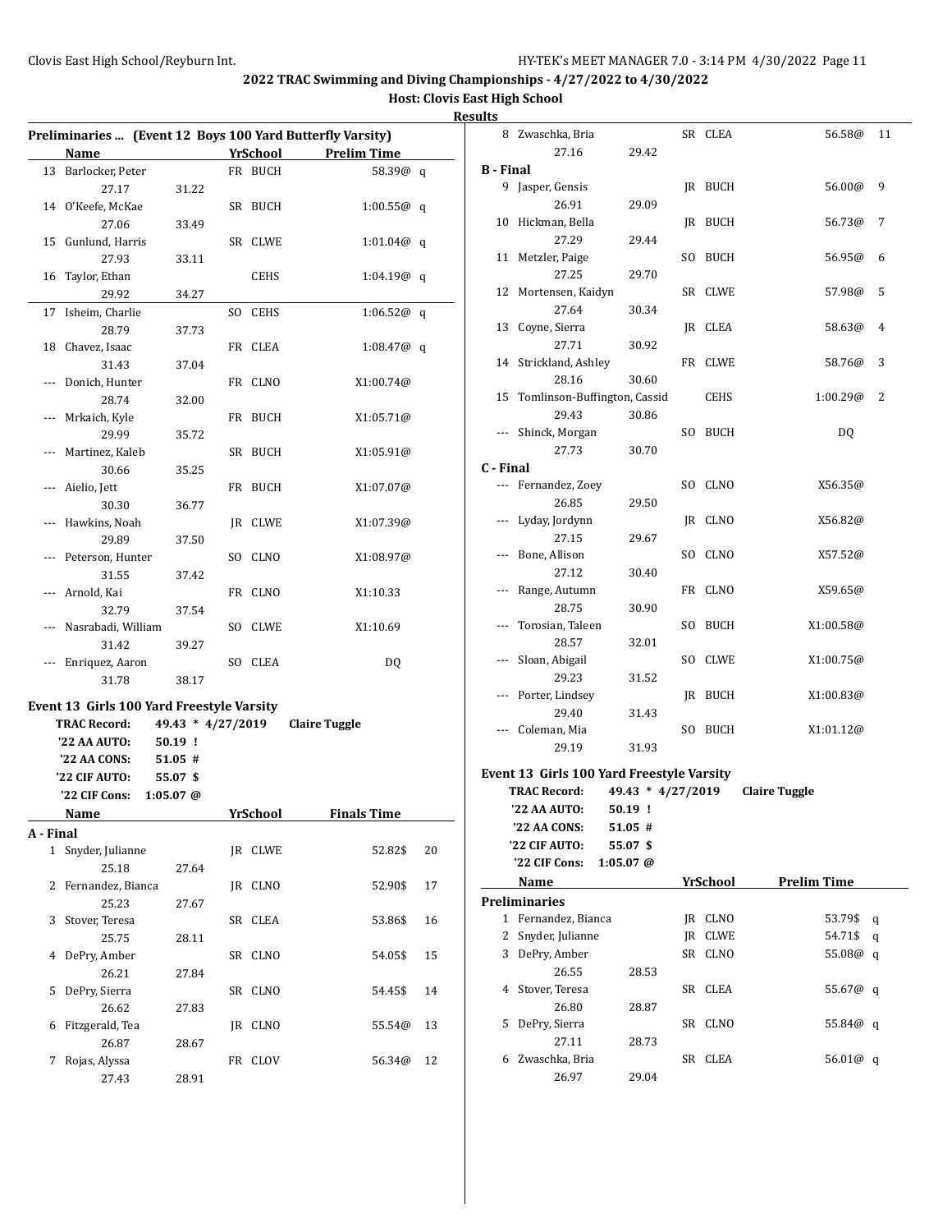## 2022 TRAC Swimming and Diving Championships - 4/27/2022 to 4/30/2022

**Host: Clovis East High School**

**Results**

### Preliminaries ... (Event 12 Boys 100 Yard Butterfly Varsity)

| | Name | Yr | School | Prelim Time | |
|---|---|---|---|---|---|
| 13 | Barlocker, Peter | FR | BUCH | 58.39@ | q |
| | 27.17 | 31.22 | | | |
| 14 | O'Keefe, McKae | SR | BUCH | 1:00.55@ | q |
| | 27.06 | 33.49 | | | |
| 15 | Gunlund, Harris | SR | CLWE | 1:01.04@ | q |
| | 27.93 | 33.11 | | | |
| 16 | Taylor, Ethan | | CEHS | 1:04.19@ | q |
| | 29.92 | 34.27 | | | |
| 17 | Isheim, Charlie | SO | CEHS | 1:06.52@ | q |
| | 28.79 | 37.73 | | | |
| 18 | Chavez, Isaac | FR | CLEA | 1:08.47@ | q |
| | 31.43 | 37.04 | | | |
| --- | Donich, Hunter | FR | CLNO | X1:00.74@ | |
| | 28.74 | 32.00 | | | |
| --- | Mrkaich, Kyle | FR | BUCH | X1:05.71@ | |
| | 29.99 | 35.72 | | | |
| --- | Martinez, Kaleb | SR | BUCH | X1:05.91@ | |
| | 30.66 | 35.25 | | | |
| --- | Aielio, Jett | FR | BUCH | X1:07.07@ | |
| | 30.30 | 36.77 | | | |
| --- | Hawkins, Noah | JR | CLWE | X1:07.39@ | |
| | 29.89 | 37.50 | | | |
| --- | Peterson, Hunter | SO | CLNO | X1:08.97@ | |
| | 31.55 | 37.42 | | | |
| --- | Arnold, Kai | FR | CLNO | X1:10.33 | |
| | 32.79 | 37.54 | | | |
| --- | Nasrabadi, William | SO | CLWE | X1:10.69 | |
| | 31.42 | 39.27 | | | |
| --- | Enriquez, Aaron | SO | CLEA | DQ | |
| | 31.78 | 38.17 | | | |

### Event 13 Girls 100 Yard Freestyle Varsity

**TRAC Record:** 49.43 * 4/27/2019 **Claire Tuggle**
**'22 AA AUTO:** 50.19 !
**'22 AA CONS:** 51.05 #
**'22 CIF AUTO:** 55.07 $
**'22 CIF Cons:** 1:05.07 @

| | Name | Yr | School | Finals Time | Points |
|---|---|---|---|---|---|
| **A - Final** | | | | | |
| 1 | Snyder, Julianne | JR | CLWE | 52.82$ | 20 |
| | 25.18 | 27.64 | | | |
| 2 | Fernandez, Bianca | JR | CLNO | 52.90$ | 17 |
| | 25.23 | 27.67 | | | |
| 3 | Stover, Teresa | SR | CLEA | 53.86$ | 16 |
| | 25.75 | 28.11 | | | |
| 4 | DePry, Amber | SR | CLNO | 54.05$ | 15 |
| | 26.21 | 27.84 | | | |
| 5 | DePry, Sierra | SR | CLNO | 54.45$ | 14 |
| | 26.62 | 27.83 | | | |
| 6 | Fitzgerald, Tea | JR | CLNO | 55.54@ | 13 |
| | 26.87 | 28.67 | | | |
| 7 | Rojas, Alyssa | FR | CLOV | 56.34@ | 12 |
| | 27.43 | 28.91 | | | |
| 8 | Zwaschka, Bria | SR | CLEA | 56.58@ | 11 |
| | 27.16 | 29.42 | | | |
| **B - Final** | | | | | |
| 9 | Jasper, Gensis | JR | BUCH | 56.00@ | 9 |
| | 26.91 | 29.09 | | | |
| 10 | Hickman, Bella | JR | BUCH | 56.73@ | 7 |
| | 27.29 | 29.44 | | | |
| 11 | Metzler, Paige | SO | BUCH | 56.95@ | 6 |
| | 27.25 | 29.70 | | | |
| 12 | Mortensen, Kaidyn | SR | CLWE | 57.98@ | 5 |
| | 27.64 | 30.34 | | | |
| 13 | Coyne, Sierra | JR | CLEA | 58.63@ | 4 |
| | 27.71 | 30.92 | | | |
| 14 | Strickland, Ashley | FR | CLWE | 58.76@ | 3 |
| | 28.16 | 30.60 | | | |
| 15 | Tomlinson-Buffington, Cassid | | CEHS | 1:00.29@ | 2 |
| | 29.43 | 30.86 | | | |
| --- | Shinck, Morgan | SO | BUCH | DQ | |
| | 27.73 | 30.70 | | | |
| **C - Final** | | | | | |
| --- | Fernandez, Zoey | SO | CLNO | X56.35@ | |
| | 26.85 | 29.50 | | | |
| --- | Lyday, Jordynn | JR | CLNO | X56.82@ | |
| | 27.15 | 29.67 | | | |
| --- | Bone, Allison | SO | CLNO | X57.52@ | |
| | 27.12 | 30.40 | | | |
| --- | Range, Autumn | FR | CLNO | X59.65@ | |
| | 28.75 | 30.90 | | | |
| --- | Torosian, Taleen | SO | BUCH | X1:00.58@ | |
| | 28.57 | 32.01 | | | |
| --- | Sloan, Abigail | SO | CLWE | X1:00.75@ | |
| | 29.23 | 31.52 | | | |
| --- | Porter, Lindsey | JR | BUCH | X1:00.83@ | |
| | 29.40 | 31.43 | | | |
| --- | Coleman, Mia | SO | BUCH | X1:01.12@ | |
| | 29.19 | 31.93 | | | |

### Event 13 Girls 100 Yard Freestyle Varsity

**TRAC Record:** 49.43 * 4/27/2019 **Claire Tuggle**
**'22 AA AUTO:** 50.19 !
**'22 AA CONS:** 51.05 #
**'22 CIF AUTO:** 55.07 $
**'22 CIF Cons:** 1:05.07 @

| | Name | Yr | School | Prelim Time | |
|---|---|---|---|---|---|
| **Preliminaries** | | | | | |
| 1 | Fernandez, Bianca | JR | CLNO | 53.79$ | q |
| 2 | Snyder, Julianne | JR | CLWE | 54.71$ | q |
| 3 | DePry, Amber | SR | CLNO | 55.08@ | q |
| | 26.55 | 28.53 | | | |
| 4 | Stover, Teresa | SR | CLEA | 55.67@ | q |
| | 26.80 | 28.87 | | | |
| 5 | DePry, Sierra | SR | CLNO | 55.84@ | q |
| | 27.11 | 28.73 | | | |
| 6 | Zwaschka, Bria | SR | CLEA | 56.01@ | q |
| | 26.97 | 29.04 | | | |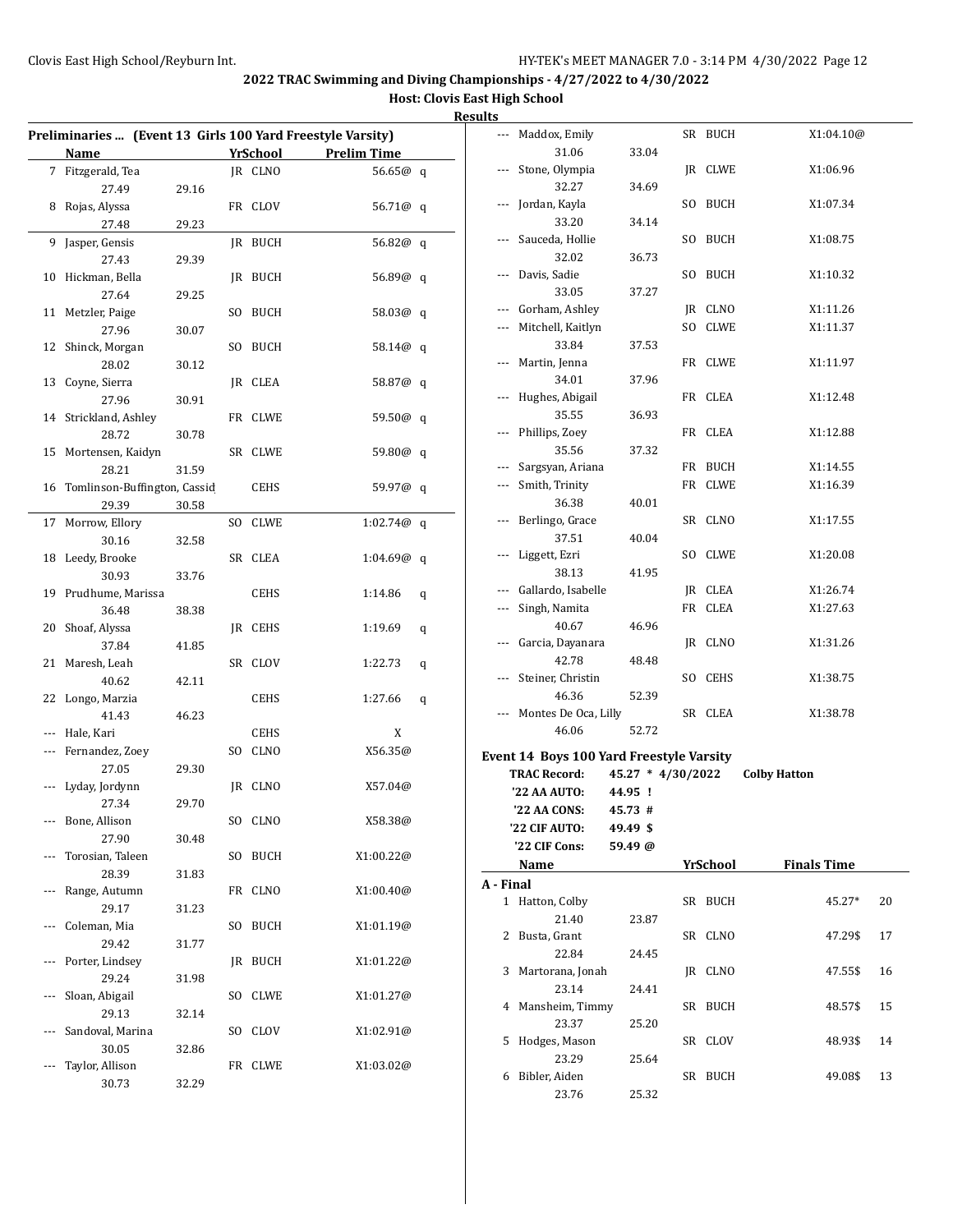## 2022 TRAC Swimming and Diving Championships - 4/27/2022 to 4/30/2022

**Host: Clovis East High School**

**Results**

### Preliminaries ... (Event 13 Girls 100 Yard Freestyle Varsity)

| | Name | | Yr | School | Prelim Time | |
|---|---|---|---|---|---|---|
| 7 | Fitzgerald, Tea | | JR | CLNO | 56.65@ | q |
| | 27.49 | 29.16 | | | | |
| 8 | Rojas, Alyssa | | FR | CLOV | 56.71@ | q |
| | 27.48 | 29.23 | | | | |
| 9 | Jasper, Gensis | | JR | BUCH | 56.82@ | q |
| | 27.43 | 29.39 | | | | |
| 10 | Hickman, Bella | | JR | BUCH | 56.89@ | q |
| | 27.64 | 29.25 | | | | |
| 11 | Metzler, Paige | | SO | BUCH | 58.03@ | q |
| | 27.96 | 30.07 | | | | |
| 12 | Shinck, Morgan | | SO | BUCH | 58.14@ | q |
| | 28.02 | 30.12 | | | | |
| 13 | Coyne, Sierra | | JR | CLEA | 58.87@ | q |
| | 27.96 | 30.91 | | | | |
| 14 | Strickland, Ashley | | FR | CLWE | 59.50@ | q |
| | 28.72 | 30.78 | | | | |
| 15 | Mortensen, Kaidyn | | SR | CLWE | 59.80@ | q |
| | 28.21 | 31.59 | | | | |
| 16 | Tomlinson-Buffington, Cassid | | | CEHS | 59.97@ | q |
| | 29.39 | 30.58 | | | | |
| 17 | Morrow, Ellory | | SO | CLWE | 1:02.74@ | q |
| | 30.16 | 32.58 | | | | |
| 18 | Leedy, Brooke | | SR | CLEA | 1:04.69@ | q |
| | 30.93 | 33.76 | | | | |
| 19 | Prudhume, Marissa | | | CEHS | 1:14.86 | q |
| | 36.48 | 38.38 | | | | |
| 20 | Shoaf, Alyssa | | JR | CEHS | 1:19.69 | q |
| | 37.84 | 41.85 | | | | |
| 21 | Maresh, Leah | | SR | CLOV | 1:22.73 | q |
| | 40.62 | 42.11 | | | | |
| 22 | Longo, Marzia | | | CEHS | 1:27.66 | q |
| | 41.43 | 46.23 | | | | |
| --- | Hale, Kari | | | CEHS | X | |
| --- | Fernandez, Zoey | | SO | CLNO | X56.35@ | |
| | 27.05 | 29.30 | | | | |
| --- | Lyday, Jordynn | | JR | CLNO | X57.04@ | |
| | 27.34 | 29.70 | | | | |
| --- | Bone, Allison | | SO | CLNO | X58.38@ | |
| | 27.90 | 30.48 | | | | |
| --- | Torosian, Taleen | | SO | BUCH | X1:00.22@ | |
| | 28.39 | 31.83 | | | | |
| --- | Range, Autumn | | FR | CLNO | X1:00.40@ | |
| | 29.17 | 31.23 | | | | |
| --- | Coleman, Mia | | SO | BUCH | X1:01.19@ | |
| | 29.42 | 31.77 | | | | |
| --- | Porter, Lindsey | | JR | BUCH | X1:01.22@ | |
| | 29.24 | 31.98 | | | | |
| --- | Sloan, Abigail | | SO | CLWE | X1:01.27@ | |
| | 29.13 | 32.14 | | | | |
| --- | Sandoval, Marina | | SO | CLOV | X1:02.91@ | |
| | 30.05 | 32.86 | | | | |
| --- | Taylor, Allison | | FR | CLWE | X1:03.02@ | |
| | 30.73 | 32.29 | | | | |
| --- | Maddox, Emily | | SR | BUCH | X1:04.10@ | |
| | 31.06 | 33.04 | | | | |
| --- | Stone, Olympia | | JR | CLWE | X1:06.96 | |
| | 32.27 | 34.69 | | | | |
| --- | Jordan, Kayla | | SO | BUCH | X1:07.34 | |
| | 33.20 | 34.14 | | | | |
| --- | Sauceda, Hollie | | SO | BUCH | X1:08.75 | |
| | 32.02 | 36.73 | | | | |
| --- | Davis, Sadie | | SO | BUCH | X1:10.32 | |
| | 33.05 | 37.27 | | | | |
| --- | Gorham, Ashley | | JR | CLNO | X1:11.26 | |
| --- | Mitchell, Kaitlyn | | SO | CLWE | X1:11.37 | |
| | 33.84 | 37.53 | | | | |
| --- | Martin, Jenna | | FR | CLWE | X1:11.97 | |
| | 34.01 | 37.96 | | | | |
| --- | Hughes, Abigail | | FR | CLEA | X1:12.48 | |
| | 35.55 | 36.93 | | | | |
| --- | Phillips, Zoey | | FR | CLEA | X1:12.88 | |
| | 35.56 | 37.32 | | | | |
| --- | Sargsyan, Ariana | | FR | BUCH | X1:14.55 | |
| --- | Smith, Trinity | | FR | CLWE | X1:16.39 | |
| | 36.38 | 40.01 | | | | |
| --- | Berlingo, Grace | | SR | CLNO | X1:17.55 | |
| | 37.51 | 40.04 | | | | |
| --- | Liggett, Ezri | | SO | CLWE | X1:20.08 | |
| | 38.13 | 41.95 | | | | |
| --- | Gallardo, Isabelle | | JR | CLEA | X1:26.74 | |
| --- | Singh, Namita | | FR | CLEA | X1:27.63 | |
| | 40.67 | 46.96 | | | | |
| --- | Garcia, Dayanara | | JR | CLNO | X1:31.26 | |
| | 42.78 | 48.48 | | | | |
| --- | Steiner, Christin | | SO | CEHS | X1:38.75 | |
| | 46.36 | 52.39 | | | | |
| --- | Montes De Oca, Lilly | | SR | CLEA | X1:38.78 | |
| | 46.06 | 52.72 | | | | |

### Event 14 Boys 100 Yard Freestyle Varsity

| | | | |
|---|---|---|---|
| **TRAC Record:** | 45.27 * | 4/30/2022 | Colby Hatton |
| **'22 AA AUTO:** | 44.95 ! | | |
| **'22 AA CONS:** | 45.73 # | | |
| **'22 CIF AUTO:** | 49.49 $ | | |
| **'22 CIF Cons:** | 59.49 @ | | |

| | Name | | Yr | School | Finals Time | |
|---|---|---|---|---|---|---|
| **A - Final** | | | | | | |
| 1 | Hatton, Colby | | SR | BUCH | 45.27* | 20 |
| | 21.40 | 23.87 | | | | |
| 2 | Busta, Grant | | SR | CLNO | 47.29$ | 17 |
| | 22.84 | 24.45 | | | | |
| 3 | Martorana, Jonah | | JR | CLNO | 47.55$ | 16 |
| | 23.14 | 24.41 | | | | |
| 4 | Mansheim, Timmy | | SR | BUCH | 48.57$ | 15 |
| | 23.37 | 25.20 | | | | |
| 5 | Hodges, Mason | | SR | CLOV | 48.93$ | 14 |
| | 23.29 | 25.64 | | | | |
| 6 | Bibler, Aiden | | SR | BUCH | 49.08$ | 13 |
| | 23.76 | 25.32 | | | | |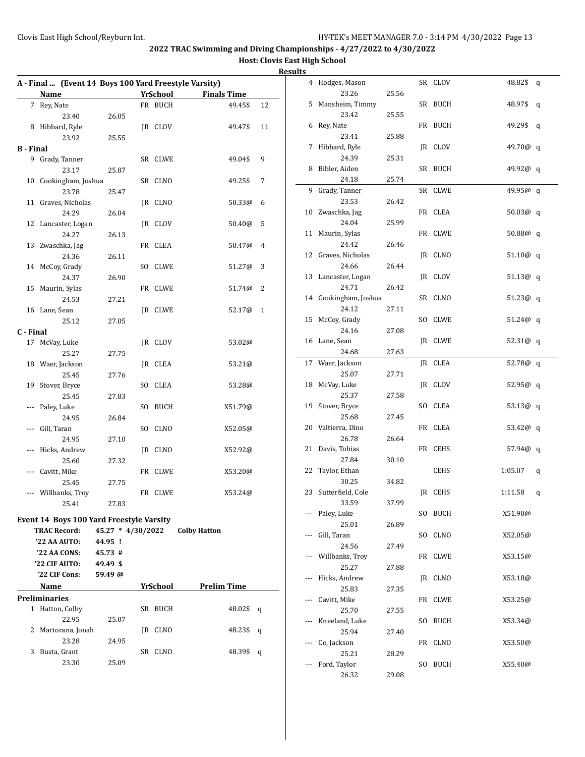## 2022 TRAC Swimming and Diving Championships - 4/27/2022 to 4/30/2022

**Host: Clovis East High School**

**Results**

### A - Final ... (Event 14 Boys 100 Yard Freestyle Varsity)

| | Name | Yr | School | Finals Time | Points |
|---|---|---|---|---|---|
| 7 | Rey, Nate | FR | BUCH | 49.45$ | 12 |
| | 23.40 | 26.05 | | | |
| 8 | Hibbard, Ryle | JR | CLOV | 49.47$ | 11 |
| | 23.92 | 25.55 | | | |

### B - Final

| | Name | Yr | School | Finals Time | Points |
|---|---|---|---|---|---|
| 9 | Grady, Tanner | SR | CLWE | 49.04$ | 9 |
| | 23.17 | 25.87 | | | |
| 10 | Cookingham, Joshua | SR | CLNO | 49.25$ | 7 |
| | 23.78 | 25.47 | | | |
| 11 | Graves, Nicholas | JR | CLNO | 50.33@ | 6 |
| | 24.29 | 26.04 | | | |
| 12 | Lancaster, Logan | JR | CLOV | 50.40@ | 5 |
| | 24.27 | 26.13 | | | |
| 13 | Zwaschka, Jag | FR | CLEA | 50.47@ | 4 |
| | 24.36 | 26.11 | | | |
| 14 | McCoy, Grady | SO | CLWE | 51.27@ | 3 |
| | 24.37 | 26.90 | | | |
| 15 | Maurin, Sylas | FR | CLWE | 51.74@ | 2 |
| | 24.53 | 27.21 | | | |
| 16 | Lane, Sean | JR | CLWE | 52.17@ | 1 |
| | 25.12 | 27.05 | | | |

### C - Final

| | Name | Yr | School | Finals Time |
|---|---|---|---|---|
| 17 | McVay, Luke | JR | CLOV | 53.02@ |
| | 25.27 | 27.75 | | |
| 18 | Waer, Jackson | JR | CLEA | 53.21@ |
| | 25.45 | 27.76 | | |
| 19 | Stover, Bryce | SO | CLEA | 53.28@ |
| | 25.45 | 27.83 | | |
| --- | Paley, Luke | SO | BUCH | X51.79@ |
| | 24.95 | 26.84 | | |
| --- | Gill, Taran | SO | CLNO | X52.05@ |
| | 24.95 | 27.10 | | |
| --- | Hicks, Andrew | JR | CLNO | X52.92@ |
| | 25.60 | 27.32 | | |
| --- | Cavitt, Mike | FR | CLWE | X53.20@ |
| | 25.45 | 27.75 | | |
| --- | Willbanks, Troy | FR | CLWE | X53.24@ |
| | 25.41 | 27.83 | | |

### Event 14 Boys 100 Yard Freestyle Varsity

| | | | |
|---|---|---|---|
| TRAC Record: | 45.27 * | 4/30/2022 | Colby Hatton |
| '22 AA AUTO: | 44.95 ! | | |
| '22 AA CONS: | 45.73 # | | |
| '22 CIF AUTO: | 49.49 $ | | |
| '22 CIF Cons: | 59.49 @ | | |

### Preliminaries

| | Name | Yr | School | Prelim Time | |
|---|---|---|---|---|---|
| 1 | Hatton, Colby | SR | BUCH | 48.02$ | q |
| | 22.95 | 25.07 | | | |
| 2 | Martorana, Jonah | JR | CLNO | 48.23$ | q |
| | 23.28 | 24.95 | | | |
| 3 | Busta, Grant | SR | CLNO | 48.39$ | q |
| | 23.30 | 25.09 | | | |
| 4 | Hodges, Mason | SR | CLOV | 48.82$ | q |
| | 23.26 | 25.56 | | | |
| 5 | Mansheim, Timmy | SR | BUCH | 48.97$ | q |
| | 23.42 | 25.55 | | | |
| 6 | Rey, Nate | FR | BUCH | 49.29$ | q |
| | 23.41 | 25.88 | | | |
| 7 | Hibbard, Ryle | JR | CLOV | 49.70@ | q |
| | 24.39 | 25.31 | | | |
| 8 | Bibler, Aiden | SR | BUCH | 49.92@ | q |
| | 24.18 | 25.74 | | | |
| 9 | Grady, Tanner | SR | CLWE | 49.95@ | q |
| | 23.53 | 26.42 | | | |
| 10 | Zwaschka, Jag | FR | CLEA | 50.03@ | q |
| | 24.04 | 25.99 | | | |
| 11 | Maurin, Sylas | FR | CLWE | 50.88@ | q |
| | 24.42 | 26.46 | | | |
| 12 | Graves, Nicholas | JR | CLNO | 51.10@ | q |
| | 24.66 | 26.44 | | | |
| 13 | Lancaster, Logan | JR | CLOV | 51.13@ | q |
| | 24.71 | 26.42 | | | |
| 14 | Cookingham, Joshua | SR | CLNO | 51.23@ | q |
| | 24.12 | 27.11 | | | |
| 15 | McCoy, Grady | SO | CLWE | 51.24@ | q |
| | 24.16 | 27.08 | | | |
| 16 | Lane, Sean | JR | CLWE | 52.31@ | q |
| | 24.68 | 27.63 | | | |
| 17 | Waer, Jackson | JR | CLEA | 52.78@ | q |
| | 25.07 | 27.71 | | | |
| 18 | McVay, Luke | JR | CLOV | 52.95@ | q |
| | 25.37 | 27.58 | | | |
| 19 | Stover, Bryce | SO | CLEA | 53.13@ | q |
| | 25.68 | 27.45 | | | |
| 20 | Valtierra, Dino | FR | CLEA | 53.42@ | q |
| | 26.78 | 26.64 | | | |
| 21 | Davis, Tobias | FR | CEHS | 57.94@ | q |
| | 27.84 | 30.10 | | | |
| 22 | Taylor, Ethan | | CEHS | 1:05.07 | q |
| | 30.25 | 34.82 | | | |
| 23 | Sutterfield, Cole | JR | CEHS | 1:11.58 | q |
| | 33.59 | 37.99 | | | |
| --- | Paley, Luke | SO | BUCH | X51.90@ | |
| | 25.01 | 26.89 | | | |
| --- | Gill, Taran | SO | CLNO | X52.05@ | |
| | 24.56 | 27.49 | | | |
| --- | Willbanks, Troy | FR | CLWE | X53.15@ | |
| | 25.27 | 27.88 | | | |
| --- | Hicks, Andrew | JR | CLNO | X53.18@ | |
| | 25.83 | 27.35 | | | |
| --- | Cavitt, Mike | FR | CLWE | X53.25@ | |
| | 25.70 | 27.55 | | | |
| --- | Kneeland, Luke | SO | BUCH | X53.34@ | |
| | 25.94 | 27.40 | | | |
| --- | Co, Jackson | FR | CLNO | X53.50@ | |
| | 25.21 | 28.29 | | | |
| --- | Ford, Taylor | SO | BUCH | X55.40@ | |
| | 26.32 | 29.08 | | | |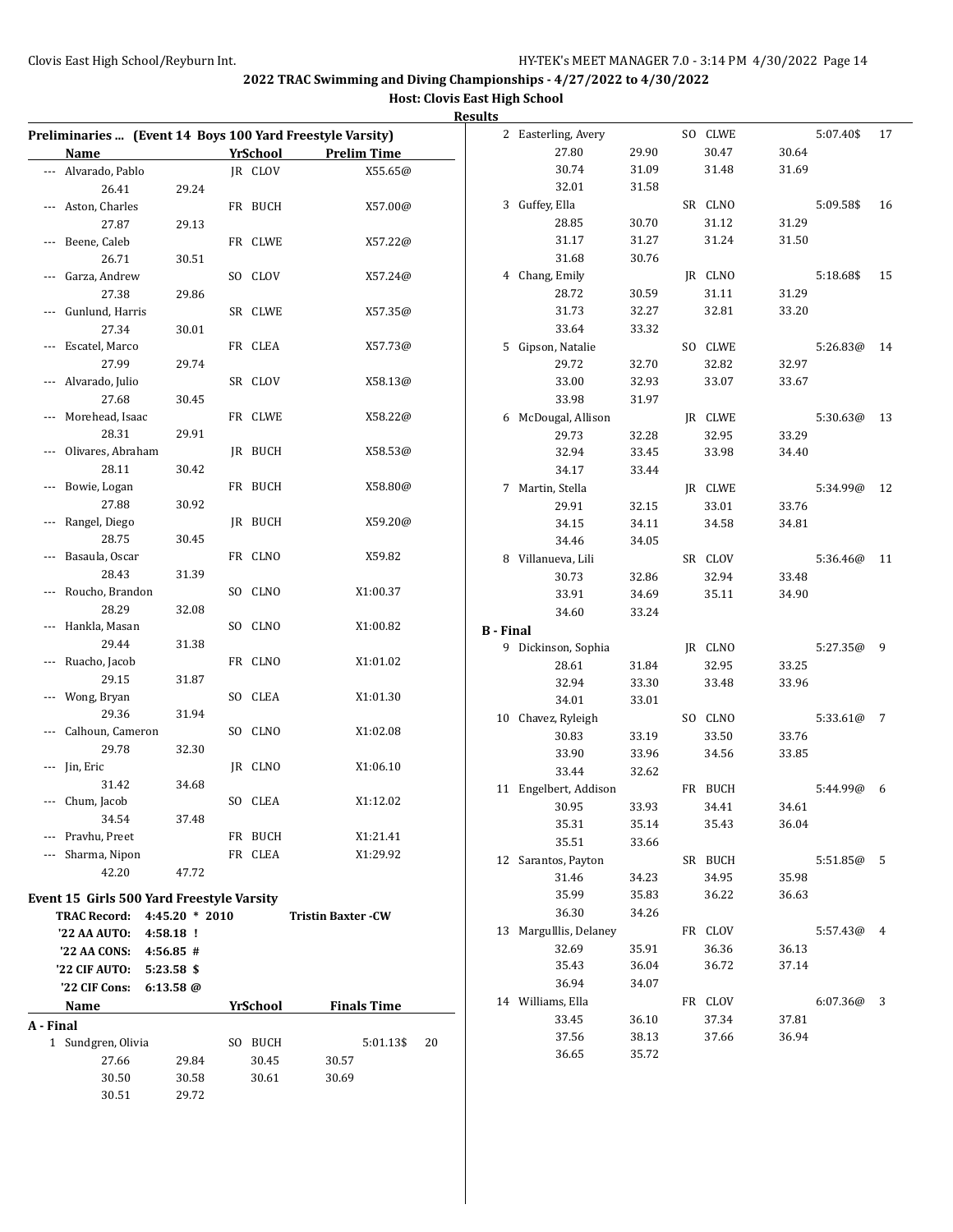## 2022 TRAC Swimming and Diving Championships - 4/27/2022 to 4/30/2022

**Host: Clovis East High School**

**Results**

### Preliminaries ... (Event 14 Boys 100 Yard Freestyle Varsity)

| | Name | | Yr | School | Prelim Time |
|---|---|---|---|---|---|
| --- | Alvarado, Pablo | | JR | CLOV | X55.65@ |
| | 26.41 | 29.24 | | | |
| --- | Aston, Charles | | FR | BUCH | X57.00@ |
| | 27.87 | 29.13 | | | |
| --- | Beene, Caleb | | FR | CLWE | X57.22@ |
| | 26.71 | 30.51 | | | |
| --- | Garza, Andrew | | SO | CLOV | X57.24@ |
| | 27.38 | 29.86 | | | |
| --- | Gunlund, Harris | | SR | CLWE | X57.35@ |
| | 27.34 | 30.01 | | | |
| --- | Escatel, Marco | | FR | CLEA | X57.73@ |
| | 27.99 | 29.74 | | | |
| --- | Alvarado, Julio | | SR | CLOV | X58.13@ |
| | 27.68 | 30.45 | | | |
| --- | Morehead, Isaac | | FR | CLWE | X58.22@ |
| | 28.31 | 29.91 | | | |
| --- | Olivares, Abraham | | JR | BUCH | X58.53@ |
| | 28.11 | 30.42 | | | |
| --- | Bowie, Logan | | FR | BUCH | X58.80@ |
| | 27.88 | 30.92 | | | |
| --- | Rangel, Diego | | JR | BUCH | X59.20@ |
| | 28.75 | 30.45 | | | |
| --- | Basaula, Oscar | | FR | CLNO | X59.82 |
| | 28.43 | 31.39 | | | |
| --- | Roucho, Brandon | | SO | CLNO | X1:00.37 |
| | 28.29 | 32.08 | | | |
| --- | Hankla, Masan | | SO | CLNO | X1:00.82 |
| | 29.44 | 31.38 | | | |
| --- | Ruacho, Jacob | | FR | CLNO | X1:01.02 |
| | 29.15 | 31.87 | | | |
| --- | Wong, Bryan | | SO | CLEA | X1:01.30 |
| | 29.36 | 31.94 | | | |
| --- | Calhoun, Cameron | | SO | CLNO | X1:02.08 |
| | 29.78 | 32.30 | | | |
| --- | Jin, Eric | | JR | CLNO | X1:06.10 |
| | 31.42 | 34.68 | | | |
| --- | Chum, Jacob | | SO | CLEA | X1:12.02 |
| | 34.54 | 37.48 | | | |
| --- | Pravhu, Preet | | FR | BUCH | X1:21.41 |
| --- | Sharma, Nipon | | FR | CLEA | X1:29.92 |
| | 42.20 | 47.72 | | | |

### Event 15 Girls 500 Yard Freestyle Varsity

TRAC Record: 4:45.20 * 2010 Tristin Baxter -CW
'22 AA AUTO: 4:58.18 !
'22 AA CONS: 4:56.85 #
'22 CIF AUTO: 5:23.58 $
'22 CIF Cons: 6:13.58 @

| | Name | | Yr | School | Finals Time | Points |
|---|---|---|---|---|---|---|
| **A - Final** | | | | | | |
| 1 | Sundgren, Olivia | | SO | BUCH | 5:01.13$ | 20 |
| | 27.66 | 29.84 | 30.45 | 30.57 | | |
| | 30.50 | 30.58 | 30.61 | 30.69 | | |
| | 30.51 | 29.72 | | | | |
| 2 | Easterling, Avery | | SO | CLWE | 5:07.40$ | 17 |
| | 27.80 | 29.90 | 30.47 | 30.64 | | |
| | 30.74 | 31.09 | 31.48 | 31.69 | | |
| | 32.01 | 31.58 | | | | |
| 3 | Guffey, Ella | | SR | CLNO | 5:09.58$ | 16 |
| | 28.85 | 30.70 | 31.12 | 31.29 | | |
| | 31.17 | 31.27 | 31.24 | 31.50 | | |
| | 31.68 | 30.76 | | | | |
| 4 | Chang, Emily | | JR | CLNO | 5:18.68$ | 15 |
| | 28.72 | 30.59 | 31.11 | 31.29 | | |
| | 31.73 | 32.27 | 32.81 | 33.20 | | |
| | 33.64 | 33.32 | | | | |
| 5 | Gipson, Natalie | | SO | CLWE | 5:26.83@ | 14 |
| | 29.72 | 32.70 | 32.82 | 32.97 | | |
| | 33.00 | 32.93 | 33.07 | 33.67 | | |
| | 33.98 | 31.97 | | | | |
| 6 | McDougal, Allison | | JR | CLWE | 5:30.63@ | 13 |
| | 29.73 | 32.28 | 32.95 | 33.29 | | |
| | 32.94 | 33.45 | 33.98 | 34.40 | | |
| | 34.17 | 33.44 | | | | |
| 7 | Martin, Stella | | JR | CLWE | 5:34.99@ | 12 |
| | 29.91 | 32.15 | 33.01 | 33.76 | | |
| | 34.15 | 34.11 | 34.58 | 34.81 | | |
| | 34.46 | 34.05 | | | | |
| 8 | Villanueva, Lili | | SR | CLOV | 5:36.46@ | 11 |
| | 30.73 | 32.86 | 32.94 | 33.48 | | |
| | 33.91 | 34.69 | 35.11 | 34.90 | | |
| | 34.60 | 33.24 | | | | |
| **B - Final** | | | | | | |
| 9 | Dickinson, Sophia | | JR | CLNO | 5:27.35@ | 9 |
| | 28.61 | 31.84 | 32.95 | 33.25 | | |
| | 32.94 | 33.30 | 33.48 | 33.96 | | |
| | 34.01 | 33.01 | | | | |
| 10 | Chavez, Ryleigh | | SO | CLNO | 5:33.61@ | 7 |
| | 30.83 | 33.19 | 33.50 | 33.76 | | |
| | 33.90 | 33.96 | 34.56 | 33.85 | | |
| | 33.44 | 32.62 | | | | |
| 11 | Engelbert, Addison | | FR | BUCH | 5:44.99@ | 6 |
| | 30.95 | 33.93 | 34.41 | 34.61 | | |
| | 35.31 | 35.14 | 35.43 | 36.04 | | |
| | 35.51 | 33.66 | | | | |
| 12 | Sarantos, Payton | | SR | BUCH | 5:51.85@ | 5 |
| | 31.46 | 34.23 | 34.95 | 35.98 | | |
| | 35.99 | 35.83 | 36.22 | 36.63 | | |
| | 36.30 | 34.26 | | | | |
| 13 | Margulllis, Delaney | | FR | CLOV | 5:57.43@ | 4 |
| | 32.69 | 35.91 | 36.36 | 36.13 | | |
| | 35.43 | 36.04 | 36.72 | 37.14 | | |
| | 36.94 | 34.07 | | | | |
| 14 | Williams, Ella | | FR | CLOV | 6:07.36@ | 3 |
| | 33.45 | 36.10 | 37.34 | 37.81 | | |
| | 37.56 | 38.13 | 37.66 | 36.94 | | |
| | 36.65 | 35.72 | | | | |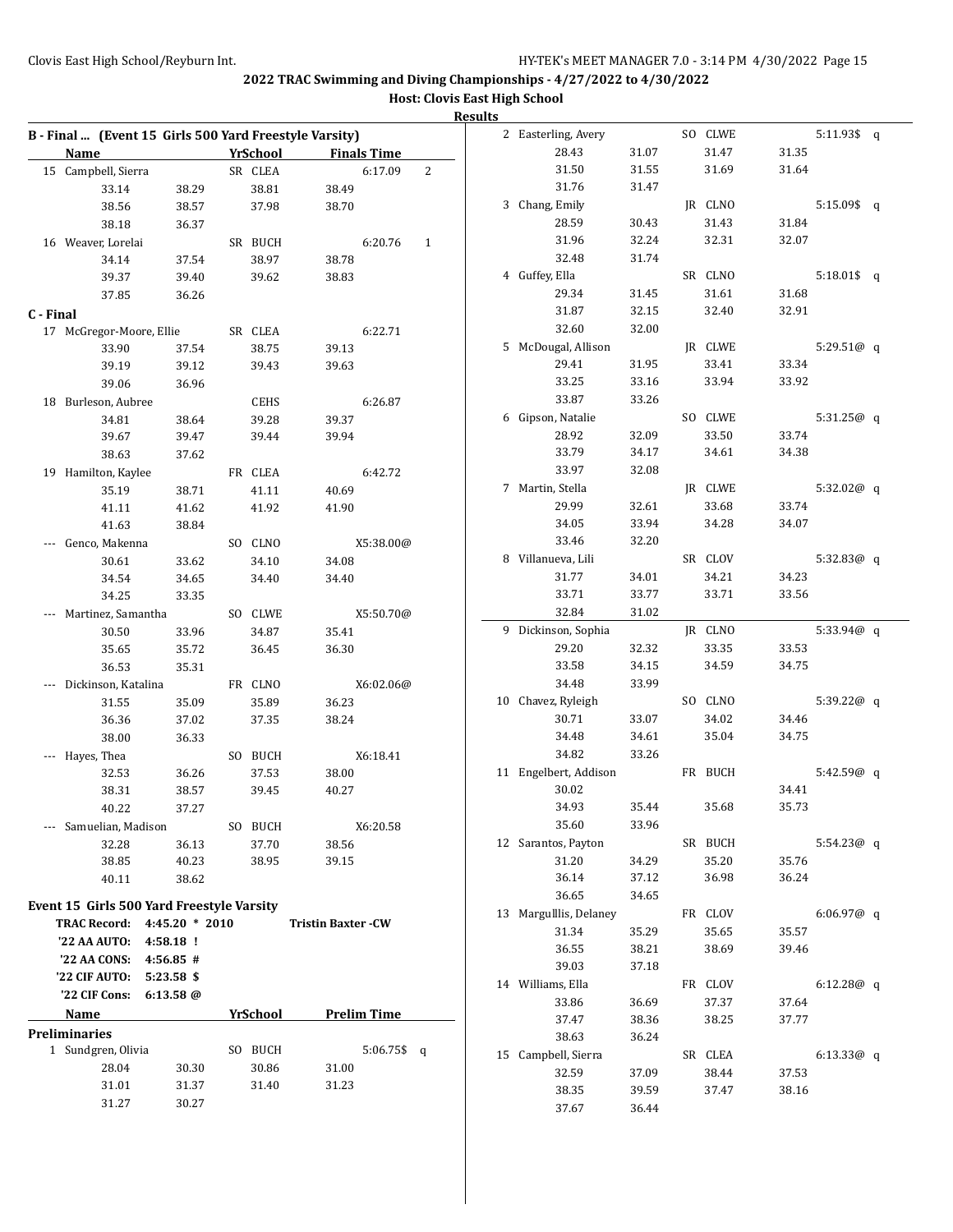**2022 TRAC Swimming and Diving Championships - 4/27/2022 to 4/30/2022**

**Host: Clovis East High School**

**Results**

### B - Final ... (Event 15 Girls 500 Yard Freestyle Varsity)

| Name | | Yr | School | Finals Time | |
|---|---|---|---|---|---|
| 15 Campbell, Sierra | | SR | CLEA | 6:17.09 | 2 |
| 33.14 | 38.29 | 38.81 | 38.49 | | |
| 38.56 | 38.57 | 37.98 | 38.70 | | |
| 38.18 | 36.37 | | | | |
| 16 Weaver, Lorelai | | SR | BUCH | 6:20.76 | 1 |
| 34.14 | 37.54 | 38.97 | 38.78 | | |
| 39.37 | 39.40 | 39.62 | 38.83 | | |
| 37.85 | 36.26 | | | | |

### C - Final

| Name | | Yr | School | Finals Time |
|---|---|---|---|---|
| 17 McGregor-Moore, Ellie | | SR | CLEA | 6:22.71 |
| 33.90 | 37.54 | 38.75 | 39.13 | |
| 39.19 | 39.12 | 39.43 | 39.63 | |
| 39.06 | 36.96 | | | |
| 18 Burleson, Aubree | | | CEHS | 6:26.87 |
| 34.81 | 38.64 | 39.28 | 39.37 | |
| 39.67 | 39.47 | 39.44 | 39.94 | |
| 38.63 | 37.62 | | | |
| 19 Hamilton, Kaylee | | FR | CLEA | 6:42.72 |
| 35.19 | 38.71 | 41.11 | 40.69 | |
| 41.11 | 41.62 | 41.92 | 41.90 | |
| 41.63 | 38.84 | | | |
| --- Genco, Makenna | | SO | CLNO | X5:38.00@ |
| 30.61 | 33.62 | 34.10 | 34.08 | |
| 34.54 | 34.65 | 34.40 | 34.40 | |
| 34.25 | 33.35 | | | |
| --- Martinez, Samantha | | SO | CLWE | X5:50.70@ |
| 30.50 | 33.96 | 34.87 | 35.41 | |
| 35.65 | 35.72 | 36.45 | 36.30 | |
| 36.53 | 35.31 | | | |
| --- Dickinson, Katalina | | FR | CLNO | X6:02.06@ |
| 31.55 | 35.09 | 35.89 | 36.23 | |
| 36.36 | 37.02 | 37.35 | 38.24 | |
| 38.00 | 36.33 | | | |
| --- Hayes, Thea | | SO | BUCH | X6:18.41 |
| 32.53 | 36.26 | 37.53 | 38.00 | |
| 38.31 | 38.57 | 39.45 | 40.27 | |
| 40.22 | 37.27 | | | |
| --- Samuelian, Madison | | SO | BUCH | X6:20.58 |
| 32.28 | 36.13 | 37.70 | 38.56 | |
| 38.85 | 40.23 | 38.95 | 39.15 | |
| 40.11 | 38.62 | | | |

### Event 15 Girls 500 Yard Freestyle Varsity

TRAC Record: 4:45.20 * 2010 Tristin Baxter -CW
'22 AA AUTO: 4:58.18 !
'22 AA CONS: 4:56.85 #
'22 CIF AUTO: 5:23.58 $
'22 CIF Cons: 6:13.58 @

**Preliminaries**

| Name | | Yr | School | Prelim Time | |
|---|---|---|---|---|---|
| 1 Sundgren, Olivia | | SO | BUCH | 5:06.75$ | q |
| 28.04 | 30.30 | 30.86 | 31.00 | | |
| 31.01 | 31.37 | 31.40 | 31.23 | | |
| 31.27 | 30.27 | | | | |
| 2 Easterling, Avery | | SO | CLWE | 5:11.93$ | q |
| 28.43 | 31.07 | 31.47 | 31.35 | | |
| 31.50 | 31.55 | 31.69 | 31.64 | | |
| 31.76 | 31.47 | | | | |
| 3 Chang, Emily | | JR | CLNO | 5:15.09$ | q |
| 28.59 | 30.43 | 31.43 | 31.84 | | |
| 31.96 | 32.24 | 32.31 | 32.07 | | |
| 32.48 | 31.74 | | | | |
| 4 Guffey, Ella | | SR | CLNO | 5:18.01$ | q |
| 29.34 | 31.45 | 31.61 | 31.68 | | |
| 31.87 | 32.15 | 32.40 | 32.91 | | |
| 32.60 | 32.00 | | | | |
| 5 McDougal, Allison | | JR | CLWE | 5:29.51@ | q |
| 29.41 | 31.95 | 33.41 | 33.34 | | |
| 33.25 | 33.16 | 33.94 | 33.92 | | |
| 33.87 | 33.26 | | | | |
| 6 Gipson, Natalie | | SO | CLWE | 5:31.25@ | q |
| 28.92 | 32.09 | 33.50 | 33.74 | | |
| 33.79 | 34.17 | 34.61 | 34.38 | | |
| 33.97 | 32.08 | | | | |
| 7 Martin, Stella | | JR | CLWE | 5:32.02@ | q |
| 29.99 | 32.61 | 33.68 | 33.74 | | |
| 34.05 | 33.94 | 34.28 | 34.07 | | |
| 33.46 | 32.20 | | | | |
| 8 Villanueva, Lili | | SR | CLOV | 5:32.83@ | q |
| 31.77 | 34.01 | 34.21 | 34.23 | | |
| 33.71 | 33.77 | 33.71 | 33.56 | | |
| 32.84 | 31.02 | | | | |
| 9 Dickinson, Sophia | | JR | CLNO | 5:33.94@ | q |
| 29.20 | 32.32 | 33.35 | 33.53 | | |
| 33.58 | 34.15 | 34.59 | 34.75 | | |
| 34.48 | 33.99 | | | | |
| 10 Chavez, Ryleigh | | SO | CLNO | 5:39.22@ | q |
| 30.71 | 33.07 | 34.02 | 34.46 | | |
| 34.48 | 34.61 | 35.04 | 34.75 | | |
| 34.82 | 33.26 | | | | |
| 11 Engelbert, Addison | | FR | BUCH | 5:42.59@ | q |
| 30.02 | | | 34.41 | | |
| 34.93 | 35.44 | 35.68 | 35.73 | | |
| 35.60 | 33.96 | | | | |
| 12 Sarantos, Payton | | SR | BUCH | 5:54.23@ | q |
| 31.20 | 34.29 | 35.20 | 35.76 | | |
| 36.14 | 37.12 | 36.98 | 36.24 | | |
| 36.65 | 34.65 | | | | |
| 13 Margulllis, Delaney | | FR | CLOV | 6:06.97@ | q |
| 31.34 | 35.29 | 35.65 | 35.57 | | |
| 36.55 | 38.21 | 38.69 | 39.46 | | |
| 39.03 | 37.18 | | | | |
| 14 Williams, Ella | | FR | CLOV | 6:12.28@ | q |
| 33.86 | 36.69 | 37.37 | 37.64 | | |
| 37.47 | 38.36 | 38.25 | 37.77 | | |
| 38.63 | 36.24 | | | | |
| 15 Campbell, Sierra | | SR | CLEA | 6:13.33@ | q |
| 32.59 | 37.09 | 38.44 | 37.53 | | |
| 38.35 | 39.59 | 37.47 | 38.16 | | |
| 37.67 | 36.44 | | | | |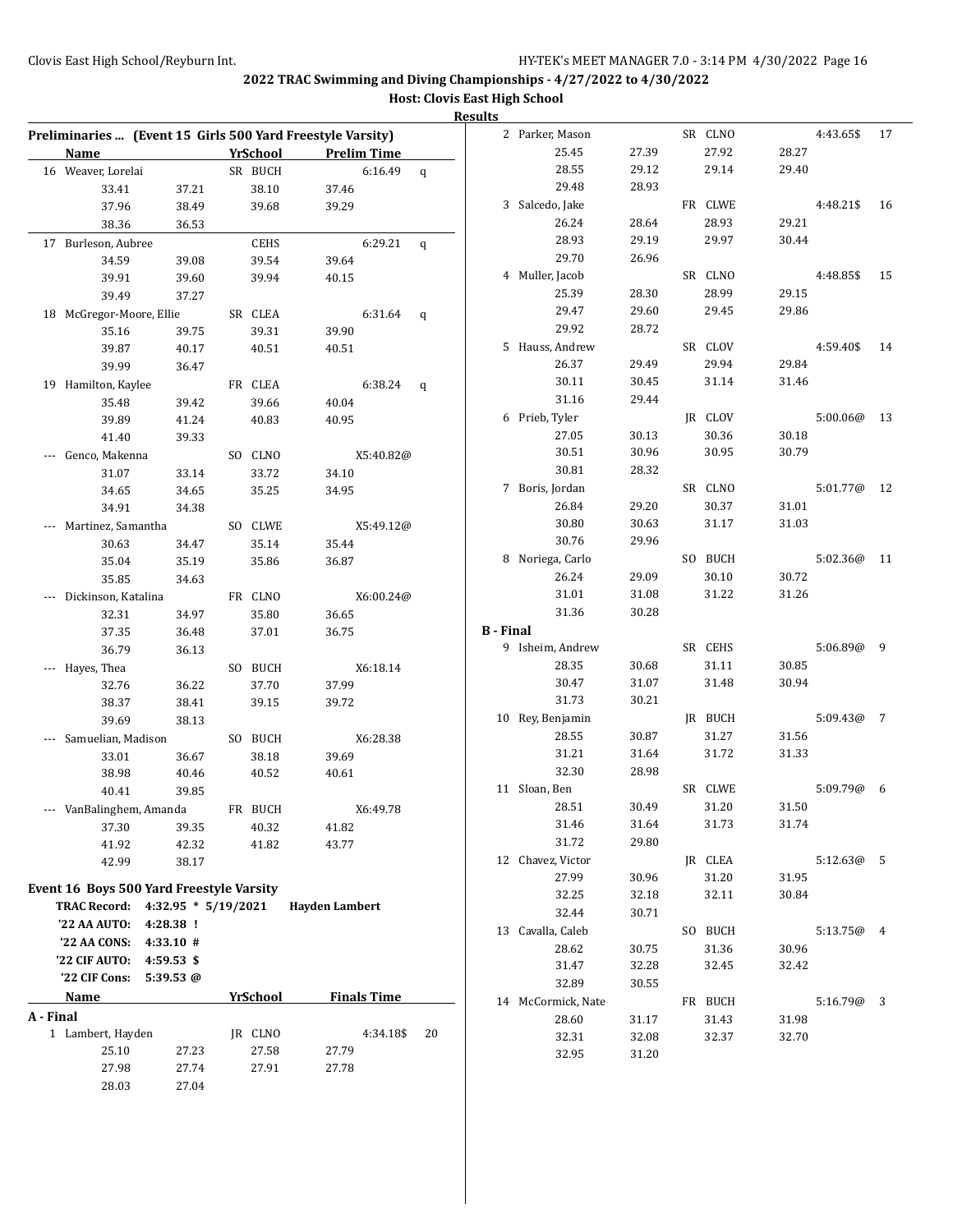## 2022 TRAC Swimming and Diving Championships - 4/27/2022 to 4/30/2022

**Host: Clovis East High School**

**Results**

### Preliminaries ... (Event 15 Girls 500 Yard Freestyle Varsity)

| Name | YrSchool | Prelim Time | |
|---|---|---|---|
| 16 Weaver, Lorelai | SR BUCH | 6:16.49 | q |
| 33.41 37.21 38.10 37.46 | | | |
| 37.96 38.49 39.68 39.29 | | | |
| 38.36 36.53 | | | |
| 17 Burleson, Aubree | CEHS | 6:29.21 | q |
| 34.59 39.08 39.54 39.64 | | | |
| 39.91 39.60 39.94 40.15 | | | |
| 39.49 37.27 | | | |
| 18 McGregor-Moore, Ellie | SR CLEA | 6:31.64 | q |
| 35.16 39.75 39.31 39.90 | | | |
| 39.87 40.17 40.51 40.51 | | | |
| 39.99 36.47 | | | |
| 19 Hamilton, Kaylee | FR CLEA | 6:38.24 | q |
| 35.48 39.42 39.66 40.04 | | | |
| 39.89 41.24 40.83 40.95 | | | |
| 41.40 39.33 | | | |
| --- Genco, Makenna | SO CLNO | X5:40.82@ | |
| 31.07 33.14 33.72 34.10 | | | |
| 34.65 34.65 35.25 34.95 | | | |
| 34.91 34.38 | | | |
| --- Martinez, Samantha | SO CLWE | X5:49.12@ | |
| 30.63 34.47 35.14 35.44 | | | |
| 35.04 35.19 35.86 36.87 | | | |
| 35.85 34.63 | | | |
| --- Dickinson, Katalina | FR CLNO | X6:00.24@ | |
| 32.31 34.97 35.80 36.65 | | | |
| 37.35 36.48 37.01 36.75 | | | |
| 36.79 36.13 | | | |
| --- Hayes, Thea | SO BUCH | X6:18.14 | |
| 32.76 36.22 37.70 37.99 | | | |
| 38.37 38.41 39.15 39.72 | | | |
| 39.69 38.13 | | | |
| --- Samuelian, Madison | SO BUCH | X6:28.38 | |
| 33.01 36.67 38.18 39.69 | | | |
| 38.98 40.46 40.52 40.61 | | | |
| 40.41 39.85 | | | |
| --- VanBalinghem, Amanda | FR BUCH | X6:49.78 | |
| 37.30 39.35 40.32 41.82 | | | |
| 41.92 42.32 41.82 43.77 | | | |
| 42.99 38.17 | | | |

### Event 16 Boys 500 Yard Freestyle Varsity

TRAC Record: 4:32.95 * 5/19/2021 Hayden Lambert
'22 AA AUTO: 4:28.38 !
'22 AA CONS: 4:33.10 #
'22 CIF AUTO: 4:59.53 $
'22 CIF Cons: 5:39.53 @

| Name | YrSchool | Finals Time | Points |
|---|---|---|---|
| **A - Final** | | | |
| 1 Lambert, Hayden | JR CLNO | 4:34.18$ | 20 |
| 25.10 27.23 27.58 27.79 | | | |
| 27.98 27.74 27.91 27.78 | | | |
| 28.03 27.04 | | | |
| 2 Parker, Mason | SR CLNO | 4:43.65$ | 17 |
| 25.45 27.39 27.92 28.27 | | | |
| 28.55 29.12 29.14 29.40 | | | |
| 29.48 28.93 | | | |
| 3 Salcedo, Jake | FR CLWE | 4:48.21$ | 16 |
| 26.24 28.64 28.93 29.21 | | | |
| 28.93 29.19 29.97 30.44 | | | |
| 29.70 26.96 | | | |
| 4 Muller, Jacob | SR CLNO | 4:48.85$ | 15 |
| 25.39 28.30 28.99 29.15 | | | |
| 29.47 29.60 29.45 29.86 | | | |
| 29.92 28.72 | | | |
| 5 Hauss, Andrew | SR CLOV | 4:59.40$ | 14 |
| 26.37 29.49 29.94 29.84 | | | |
| 30.11 30.45 31.14 31.46 | | | |
| 31.16 29.44 | | | |
| 6 Prieb, Tyler | JR CLOV | 5:00.06@ | 13 |
| 27.05 30.13 30.36 30.18 | | | |
| 30.51 30.96 30.95 30.79 | | | |
| 30.81 28.32 | | | |
| 7 Boris, Jordan | SR CLNO | 5:01.77@ | 12 |
| 26.84 29.20 30.37 31.01 | | | |
| 30.80 30.63 31.17 31.03 | | | |
| 30.76 29.96 | | | |
| 8 Noriega, Carlo | SO BUCH | 5:02.36@ | 11 |
| 26.24 29.09 30.10 30.72 | | | |
| 31.01 31.08 31.22 31.26 | | | |
| 31.36 30.28 | | | |
| **B - Final** | | | |
| 9 Isheim, Andrew | SR CEHS | 5:06.89@ | 9 |
| 28.35 30.68 31.11 30.85 | | | |
| 30.47 31.07 31.48 30.94 | | | |
| 31.73 30.21 | | | |
| 10 Rey, Benjamin | JR BUCH | 5:09.43@ | 7 |
| 28.55 30.87 31.27 31.56 | | | |
| 31.21 31.64 31.72 31.33 | | | |
| 32.30 28.98 | | | |
| 11 Sloan, Ben | SR CLWE | 5:09.79@ | 6 |
| 28.51 30.49 31.20 31.50 | | | |
| 31.46 31.64 31.73 31.74 | | | |
| 31.72 29.80 | | | |
| 12 Chavez, Victor | JR CLEA | 5:12.63@ | 5 |
| 27.99 30.96 31.20 31.95 | | | |
| 32.25 32.18 32.11 30.84 | | | |
| 32.44 30.71 | | | |
| 13 Cavalla, Caleb | SO BUCH | 5:13.75@ | 4 |
| 28.62 30.75 31.36 30.96 | | | |
| 31.47 32.28 32.45 32.42 | | | |
| 32.89 30.55 | | | |
| 14 McCormick, Nate | FR BUCH | 5:16.79@ | 3 |
| 28.60 31.17 31.43 31.98 | | | |
| 32.31 32.08 32.37 32.70 | | | |
| 32.95 31.20 | | | |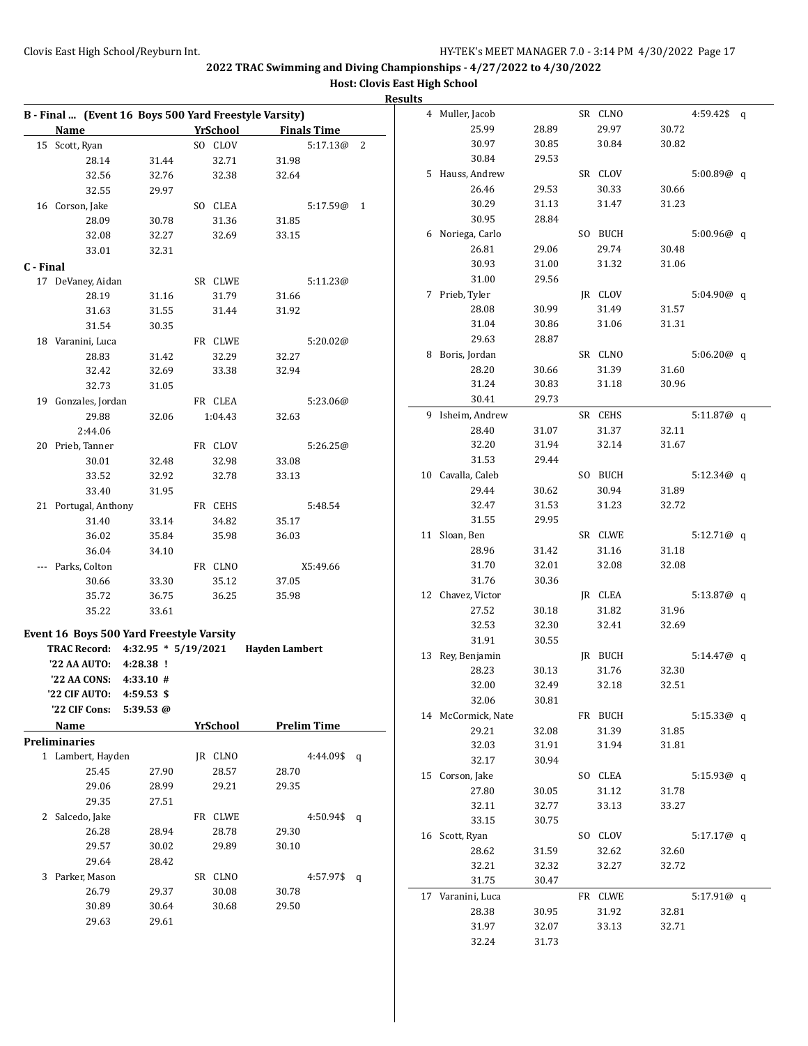**2022 TRAC Swimming and Diving Championships - 4/27/2022 to 4/30/2022**

**Host: Clovis East High School**

**Results**

### B - Final ... (Event 16 Boys 500 Yard Freestyle Varsity)

| Name | | YrSchool | Finals Time | |
|---|---|---|---|---|
| 15 Scott, Ryan | | SO CLOV | 5:17.13@ | 2 |
| 28.14 | 31.44 | 32.71 | 31.98 | |
| 32.56 | 32.76 | 32.38 | 32.64 | |
| 32.55 | 29.97 | | | |
| 16 Corson, Jake | | SO CLEA | 5:17.59@ | 1 |
| 28.09 | 30.78 | 31.36 | 31.85 | |
| 32.08 | 32.27 | 32.69 | 33.15 | |
| 33.01 | 32.31 | | | |

### C - Final

| Name | | YrSchool | Finals Time |
|---|---|---|---|
| 17 DeVaney, Aidan | | SR CLWE | 5:11.23@ |
| 28.19 | 31.16 | 31.79 | 31.66 |
| 31.63 | 31.55 | 31.44 | 31.92 |
| 31.54 | 30.35 | | |
| 18 Varanini, Luca | | FR CLWE | 5:20.02@ |
| 28.83 | 31.42 | 32.29 | 32.27 |
| 32.42 | 32.69 | 33.38 | 32.94 |
| 32.73 | 31.05 | | |
| 19 Gonzales, Jordan | | FR CLEA | 5:23.06@ |
| 29.88 | 32.06 | 1:04.43 | 32.63 |
| 2:44.06 | | | |
| 20 Prieb, Tanner | | FR CLOV | 5:26.25@ |
| 30.01 | 32.48 | 32.98 | 33.08 |
| 33.52 | 32.92 | 32.78 | 33.13 |
| 33.40 | 31.95 | | |
| 21 Portugal, Anthony | | FR CEHS | 5:48.54 |
| 31.40 | 33.14 | 34.82 | 35.17 |
| 36.02 | 35.84 | 35.98 | 36.03 |
| 36.04 | 34.10 | | |
| --- Parks, Colton | | FR CLNO | X5:49.66 |
| 30.66 | 33.30 | 35.12 | 37.05 |
| 35.72 | 36.75 | 36.25 | 35.98 |
| 35.22 | 33.61 | | |

### Event 16 Boys 500 Yard Freestyle Varsity

**TRAC Record:** 4:32.95 * 5/19/2021 **Hayden Lambert**
**'22 AA AUTO:** 4:28.38 !
**'22 AA CONS:** 4:33.10 #
**'22 CIF AUTO:** 4:59.53 $
**'22 CIF Cons:** 5:39.53 @

### Preliminaries

| Name | | YrSchool | Prelim Time | |
|---|---|---|---|---|
| 1 Lambert, Hayden | | JR CLNO | 4:44.09$ | q |
| 25.45 | 27.90 | 28.57 | 28.70 | |
| 29.06 | 28.99 | 29.21 | 29.35 | |
| 29.35 | 27.51 | | | |
| 2 Salcedo, Jake | | FR CLWE | 4:50.94$ | q |
| 26.28 | 28.94 | 28.78 | 29.30 | |
| 29.57 | 30.02 | 29.89 | 30.10 | |
| 29.64 | 28.42 | | | |
| 3 Parker, Mason | | SR CLNO | 4:57.97$ | q |
| 26.79 | 29.37 | 30.08 | 30.78 | |
| 30.89 | 30.64 | 30.68 | 29.50 | |
| 29.63 | 29.61 | | | |
| 4 Muller, Jacob | | SR CLNO | 4:59.42$ | q |
| 25.99 | 28.89 | 29.97 | 30.72 | |
| 30.97 | 30.85 | 30.84 | 30.82 | |
| 30.84 | 29.53 | | | |
| 5 Hauss, Andrew | | SR CLOV | 5:00.89@ | q |
| 26.46 | 29.53 | 30.33 | 30.66 | |
| 30.29 | 31.13 | 31.47 | 31.23 | |
| 30.95 | 28.84 | | | |
| 6 Noriega, Carlo | | SO BUCH | 5:00.96@ | q |
| 26.81 | 29.06 | 29.74 | 30.48 | |
| 30.93 | 31.00 | 31.32 | 31.06 | |
| 31.00 | 29.56 | | | |
| 7 Prieb, Tyler | | JR CLOV | 5:04.90@ | q |
| 28.08 | 30.99 | 31.49 | 31.57 | |
| 31.04 | 30.86 | 31.06 | 31.31 | |
| 29.63 | 28.87 | | | |
| 8 Boris, Jordan | | SR CLNO | 5:06.20@ | q |
| 28.20 | 30.66 | 31.39 | 31.60 | |
| 31.24 | 30.83 | 31.18 | 30.96 | |
| 30.41 | 29.73 | | | |
| 9 Isheim, Andrew | | SR CEHS | 5:11.87@ | q |
| 28.40 | 31.07 | 31.37 | 32.11 | |
| 32.20 | 31.94 | 32.14 | 31.67 | |
| 31.53 | 29.44 | | | |
| 10 Cavalla, Caleb | | SO BUCH | 5:12.34@ | q |
| 29.44 | 30.62 | 30.94 | 31.89 | |
| 32.47 | 31.53 | 31.23 | 32.72 | |
| 31.55 | 29.95 | | | |
| 11 Sloan, Ben | | SR CLWE | 5:12.71@ | q |
| 28.96 | 31.42 | 31.16 | 31.18 | |
| 31.70 | 32.01 | 32.08 | 32.08 | |
| 31.76 | 30.36 | | | |
| 12 Chavez, Victor | | JR CLEA | 5:13.87@ | q |
| 27.52 | 30.18 | 31.82 | 31.96 | |
| 32.53 | 32.30 | 32.41 | 32.69 | |
| 31.91 | 30.55 | | | |
| 13 Rey, Benjamin | | JR BUCH | 5:14.47@ | q |
| 28.23 | 30.13 | 31.76 | 32.30 | |
| 32.00 | 32.49 | 32.18 | 32.51 | |
| 32.06 | 30.81 | | | |
| 14 McCormick, Nate | | FR BUCH | 5:15.33@ | q |
| 29.21 | 32.08 | 31.39 | 31.85 | |
| 32.03 | 31.91 | 31.94 | 31.81 | |
| 32.17 | 30.94 | | | |
| 15 Corson, Jake | | SO CLEA | 5:15.93@ | q |
| 27.80 | 30.05 | 31.12 | 31.78 | |
| 32.11 | 32.77 | 33.13 | 33.27 | |
| 33.15 | 30.75 | | | |
| 16 Scott, Ryan | | SO CLOV | 5:17.17@ | q |
| 28.62 | 31.59 | 32.62 | 32.60 | |
| 32.21 | 32.32 | 32.27 | 32.72 | |
| 31.75 | 30.47 | | | |
| 17 Varanini, Luca | | FR CLWE | 5:17.91@ | q |
| 28.38 | 30.95 | 31.92 | 32.81 | |
| 31.97 | 32.07 | 33.13 | 32.71 | |
| 32.24 | 31.73 | | | |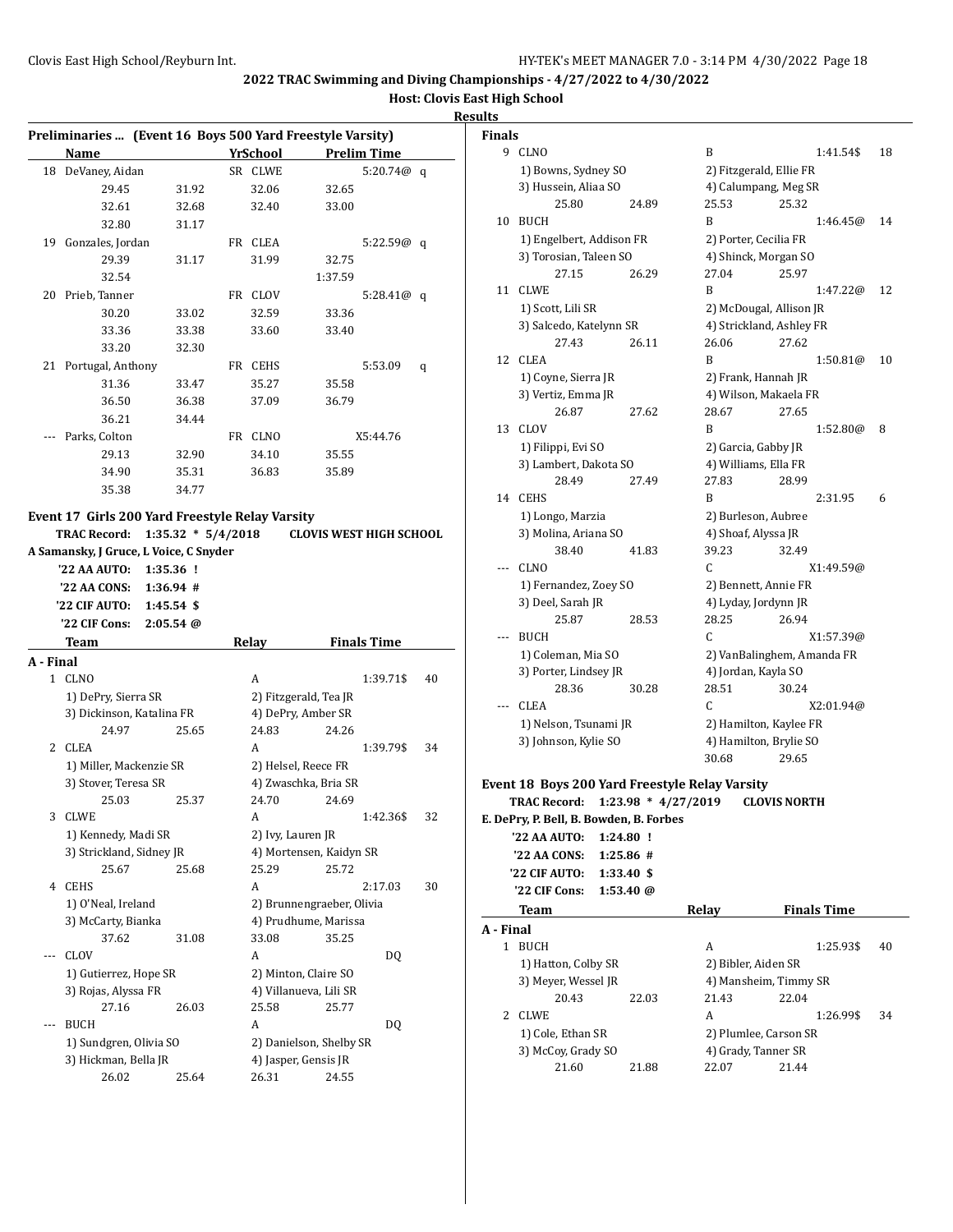## 2022 TRAC Swimming and Diving Championships - 4/27/2022 to 4/30/2022

**Host: Clovis East High School**

**Results**

### Preliminaries ... (Event 16 Boys 500 Yard Freestyle Varsity)

| | Name | Yr | School | Prelim Time | |
|---|---|---|---|---|---|
| 18 | DeVaney, Aidan | SR | CLWE | 5:20.74@ | q |
| | 29.45 31.92 32.06 32.65 | | | | |
| | 32.61 32.68 32.40 33.00 | | | | |
| | 32.80 31.17 | | | | |
| 19 | Gonzales, Jordan | FR | CLEA | 5:22.59@ | q |
| | 29.39 31.17 31.99 32.75 | | | | |
| | 32.54 1:37.59 | | | | |
| 20 | Prieb, Tanner | FR | CLOV | 5:28.41@ | q |
| | 30.20 33.02 32.59 33.36 | | | | |
| | 33.36 33.38 33.60 33.40 | | | | |
| | 33.20 32.30 | | | | |
| 21 | Portugal, Anthony | FR | CEHS | 5:53.09 | q |
| | 31.36 33.47 35.27 35.58 | | | | |
| | 36.50 36.38 37.09 36.79 | | | | |
| | 36.21 34.44 | | | | |
| --- | Parks, Colton | FR | CLNO | X5:44.76 | |
| | 29.13 32.90 34.10 35.55 | | | | |
| | 34.90 35.31 36.83 35.89 | | | | |
| | 35.38 34.77 | | | | |

### Event 17 Girls 200 Yard Freestyle Relay Varsity

**TRAC Record: 1:35.32 * 5/4/2018 CLOVIS WEST HIGH SCHOOL**
**A Samansky, J Gruce, L Voice, C Snyder**

**'22 AA AUTO: 1:35.36 !**
**'22 AA CONS: 1:36.94 #**
**'22 CIF AUTO: 1:45.54 $**
**'22 CIF Cons: 2:05.54 @**

| | Team | Relay | Finals Time | |
|---|---|---|---|---|
| **A - Final** | | | | |
| 1 | CLNO | A | 1:39.71$ | 40 |
| | 1) DePry, Sierra SR; 2) Fitzgerald, Tea JR; 3) Dickinson, Katalina FR; 4) DePry, Amber SR | | | |
| | 24.97 25.65 24.83 24.26 | | | |
| 2 | CLEA | A | 1:39.79$ | 34 |
| | 1) Miller, Mackenzie SR; 2) Helsel, Reece FR; 3) Stover, Teresa SR; 4) Zwaschka, Bria SR | | | |
| | 25.03 25.37 24.70 24.69 | | | |
| 3 | CLWE | A | 1:42.36$ | 32 |
| | 1) Kennedy, Madi SR; 2) Ivy, Lauren JR; 3) Strickland, Sidney JR; 4) Mortensen, Kaidyn SR | | | |
| | 25.67 25.68 25.29 25.72 | | | |
| 4 | CEHS | A | 2:17.03 | 30 |
| | 1) O'Neal, Ireland; 2) Brunnengraeber, Olivia; 3) McCarty, Bianka; 4) Prudhume, Marissa | | | |
| | 37.62 31.08 33.08 35.25 | | | |
| --- | CLOV | A | DQ | |
| | 1) Gutierrez, Hope SR; 2) Minton, Claire SO; 3) Rojas, Alyssa FR; 4) Villanueva, Lili SR | | | |
| | 27.16 26.03 25.58 25.77 | | | |
| --- | BUCH | A | DQ | |
| | 1) Sundgren, Olivia SO; 2) Danielson, Shelby SR; 3) Hickman, Bella JR; 4) Jasper, Gensis JR | | | |
| | 26.02 25.64 26.31 24.55 | | | |
| **Finals** | | | | |
| 9 | CLNO | B | 1:41.54$ | 18 |
| | 1) Bowns, Sydney SO; 2) Fitzgerald, Ellie FR; 3) Hussein, Aliaa SO; 4) Calumpang, Meg SR | | | |
| | 25.80 24.89 25.53 25.32 | | | |
| 10 | BUCH | B | 1:46.45@ | 14 |
| | 1) Engelbert, Addison FR; 2) Porter, Cecilia FR; 3) Torosian, Taleen SO; 4) Shinck, Morgan SO | | | |
| | 27.15 26.29 27.04 25.97 | | | |
| 11 | CLWE | B | 1:47.22@ | 12 |
| | 1) Scott, Lili SR; 2) McDougal, Allison JR; 3) Salcedo, Katelynn SR; 4) Strickland, Ashley FR | | | |
| | 27.43 26.11 26.06 27.62 | | | |
| 12 | CLEA | B | 1:50.81@ | 10 |
| | 1) Coyne, Sierra JR; 2) Frank, Hannah JR; 3) Vertiz, Emma JR; 4) Wilson, Makaela FR | | | |
| | 26.87 27.62 28.67 27.65 | | | |
| 13 | CLOV | B | 1:52.80@ | 8 |
| | 1) Filippi, Evi SO; 2) Garcia, Gabby JR; 3) Lambert, Dakota SO; 4) Williams, Ella FR | | | |
| | 28.49 27.49 27.83 28.99 | | | |
| 14 | CEHS | B | 2:31.95 | 6 |
| | 1) Longo, Marzia; 2) Burleson, Aubree; 3) Molina, Ariana SO; 4) Shoaf, Alyssa JR | | | |
| | 38.40 41.83 39.23 32.49 | | | |
| --- | CLNO | C | X1:49.59@ | |
| | 1) Fernandez, Zoey SO; 2) Bennett, Annie FR; 3) Deel, Sarah JR; 4) Lyday, Jordynn JR | | | |
| | 25.87 28.53 28.25 26.94 | | | |
| --- | BUCH | C | X1:57.39@ | |
| | 1) Coleman, Mia SO; 2) VanBalinghem, Amanda FR; 3) Porter, Lindsey JR; 4) Jordan, Kayla SO | | | |
| | 28.36 30.28 28.51 30.24 | | | |
| --- | CLEA | C | X2:01.94@ | |
| | 1) Nelson, Tsunami JR; 2) Hamilton, Kaylee FR; 3) Johnson, Kylie SO; 4) Hamilton, Brylie SO | | | |
| | 30.68 29.65 | | | |

### Event 18 Boys 200 Yard Freestyle Relay Varsity

**TRAC Record: 1:23.98 * 4/27/2019 CLOVIS NORTH**
**E. DePry, P. Bell, B. Bowden, B. Forbes**

**'22 AA AUTO: 1:24.80 !**
**'22 AA CONS: 1:25.86 #**
**'22 CIF AUTO: 1:33.40 $**
**'22 CIF Cons: 1:53.40 @**

| | Team | Relay | Finals Time | |
|---|---|---|---|---|
| **A - Final** | | | | |
| 1 | BUCH | A | 1:25.93$ | 40 |
| | 1) Hatton, Colby SR; 2) Bibler, Aiden SR; 3) Meyer, Wessel JR; 4) Mansheim, Timmy SR | | | |
| | 20.43 22.03 21.43 22.04 | | | |
| 2 | CLWE | A | 1:26.99$ | 34 |
| | 1) Cole, Ethan SR; 2) Plumlee, Carson SR; 3) McCoy, Grady SO; 4) Grady, Tanner SR | | | |
| | 21.60 21.88 22.07 21.44 | | | |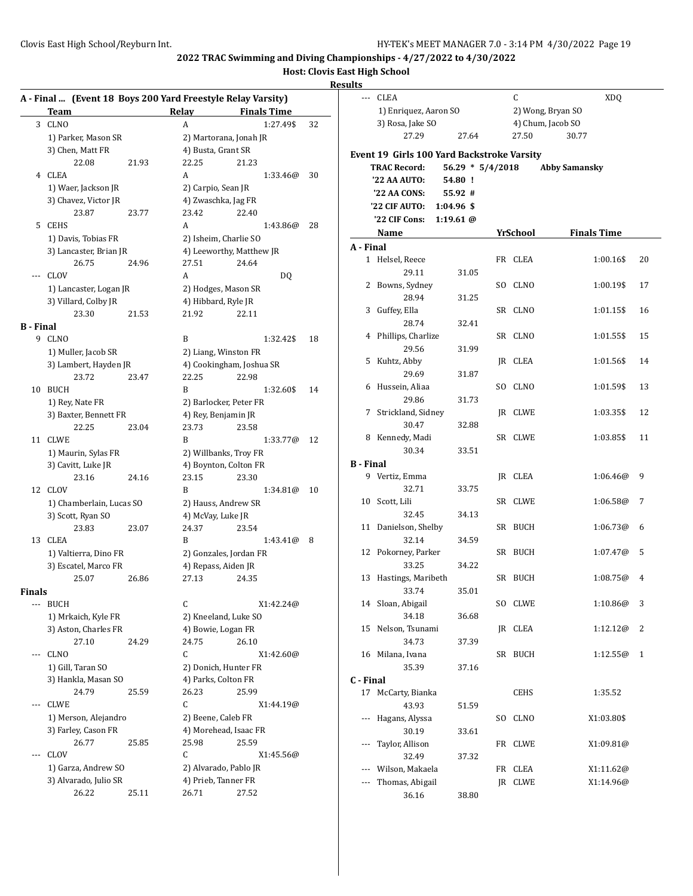## 2022 TRAC Swimming and Diving Championships - 4/27/2022 to 4/30/2022

**Host: Clovis East High School**

**Results**

### A - Final ... (Event 18 Boys 200 Yard Freestyle Relay Varsity)

| | Team | Relay | Finals Time | Points |
|---|---|---|---|---|
| 3 | CLNO | A | 1:27.49$ | 32 |
| | 1) Parker, Mason SR | 2) Martorana, Jonah JR | | |
| | 3) Chen, Matt FR | 4) Busta, Grant SR | | |
| | 22.08 21.93 | 22.25 21.23 | | |
| 4 | CLEA | A | 1:33.46@ | 30 |
| | 1) Waer, Jackson JR | 2) Carpio, Sean JR | | |
| | 3) Chavez, Victor JR | 4) Zwaschka, Jag FR | | |
| | 23.87 23.77 | 23.42 22.40 | | |
| 5 | CEHS | A | 1:43.86@ | 28 |
| | 1) Davis, Tobias FR | 2) Isheim, Charlie SO | | |
| | 3) Lancaster, Brian JR | 4) Leeworthy, Matthew JR | | |
| | 26.75 24.96 | 27.51 24.64 | | |
| --- | CLOV | A | DQ | |
| | 1) Lancaster, Logan JR | 2) Hodges, Mason SR | | |
| | 3) Villard, Colby JR | 4) Hibbard, Ryle JR | | |
| | 23.30 21.53 | 21.92 22.11 | | |

**B - Final**

| | Team | Relay | Finals Time | Points |
|---|---|---|---|---|
| 9 | CLNO | B | 1:32.42$ | 18 |
| | 1) Muller, Jacob SR | 2) Liang, Winston FR | | |
| | 3) Lambert, Hayden JR | 4) Cookingham, Joshua SR | | |
| | 23.72 23.47 | 22.25 22.98 | | |
| 10 | BUCH | B | 1:32.60$ | 14 |
| | 1) Rey, Nate FR | 2) Barlocker, Peter FR | | |
| | 3) Baxter, Bennett FR | 4) Rey, Benjamin JR | | |
| | 22.25 23.04 | 23.73 23.58 | | |
| 11 | CLWE | B | 1:33.77@ | 12 |
| | 1) Maurin, Sylas FR | 2) Willbanks, Troy FR | | |
| | 3) Cavitt, Luke JR | 4) Boynton, Colton FR | | |
| | 23.16 24.16 | 23.15 23.30 | | |
| 12 | CLOV | B | 1:34.81@ | 10 |
| | 1) Chamberlain, Lucas SO | 2) Hauss, Andrew SR | | |
| | 3) Scott, Ryan SO | 4) McVay, Luke JR | | |
| | 23.83 23.07 | 24.37 23.54 | | |
| 13 | CLEA | B | 1:43.41@ | 8 |
| | 1) Valtierra, Dino FR | 2) Gonzales, Jordan FR | | |
| | 3) Escatel, Marco FR | 4) Repass, Aiden JR | | |
| | 25.07 26.86 | 27.13 24.35 | | |

**Finals**

| | Team | Relay | Finals Time |
|---|---|---|---|
| --- | BUCH | C | X1:42.24@ |
| | 1) Mrkaich, Kyle FR | 2) Kneeland, Luke SO | |
| | 3) Aston, Charles FR | 4) Bowie, Logan FR | |
| | 27.10 24.29 | 24.75 26.10 | |
| --- | CLNO | C | X1:42.60@ |
| | 1) Gill, Taran SO | 2) Donich, Hunter FR | |
| | 3) Hankla, Masan SO | 4) Parks, Colton FR | |
| | 24.79 25.59 | 26.23 25.99 | |
| --- | CLWE | C | X1:44.19@ |
| | 1) Merson, Alejandro | 2) Beene, Caleb FR | |
| | 3) Farley, Cason FR | 4) Morehead, Isaac FR | |
| | 26.77 25.85 | 25.98 25.59 | |
| --- | CLOV | C | X1:45.56@ |
| | 1) Garza, Andrew SO | 2) Alvarado, Pablo JR | |
| | 3) Alvarado, Julio SR | 4) Prieb, Tanner FR | |
| | 26.22 25.11 | 26.71 27.52 | |
| --- | CLEA | C | XDQ |
| | 1) Enriquez, Aaron SO | 2) Wong, Bryan SO | |
| | 3) Rosa, Jake SO | 4) Chum, Jacob SO | |
| | 27.29 27.64 | 27.50 30.77 | |

### Event 19 Girls 100 Yard Backstroke Varsity

| | | | |
|---|---|---|---|
| TRAC Record: | 56.29 * | 5/4/2018 | Abby Samansky |
| '22 AA AUTO: | 54.80 ! | | |
| '22 AA CONS: | 55.92 # | | |
| '22 CIF AUTO: | 1:04.96 $ | | |
| '22 CIF Cons: | 1:19.61 @ | | |

**A - Final**

| | Name | Yr | School | Finals Time | Points |
|---|---|---|---|---|---|
| 1 | Helsel, Reece | FR | CLEA | 1:00.16$ | 20 |
| | 29.11 31.05 | | | | |
| 2 | Bowns, Sydney | SO | CLNO | 1:00.19$ | 17 |
| | 28.94 31.25 | | | | |
| 3 | Guffey, Ella | SR | CLNO | 1:01.15$ | 16 |
| | 28.74 32.41 | | | | |
| 4 | Phillips, Charlize | SR | CLNO | 1:01.55$ | 15 |
| | 29.56 31.99 | | | | |
| 5 | Kuhtz, Abby | JR | CLEA | 1:01.56$ | 14 |
| | 29.69 31.87 | | | | |
| 6 | Hussein, Aliaa | SO | CLNO | 1:01.59$ | 13 |
| | 29.86 31.73 | | | | |
| 7 | Strickland, Sidney | JR | CLWE | 1:03.35$ | 12 |
| | 30.47 32.88 | | | | |
| 8 | Kennedy, Madi | SR | CLWE | 1:03.85$ | 11 |
| | 30.34 33.51 | | | | |

**B - Final**

| | Name | Yr | School | Finals Time | Points |
|---|---|---|---|---|---|
| 9 | Vertiz, Emma | JR | CLEA | 1:06.46@ | 9 |
| | 32.71 33.75 | | | | |
| 10 | Scott, Lili | SR | CLWE | 1:06.58@ | 7 |
| | 32.45 34.13 | | | | |
| 11 | Danielson, Shelby | SR | BUCH | 1:06.73@ | 6 |
| | 32.14 34.59 | | | | |
| 12 | Pokorney, Parker | SR | BUCH | 1:07.47@ | 5 |
| | 33.25 34.22 | | | | |
| 13 | Hastings, Maribeth | SR | BUCH | 1:08.75@ | 4 |
| | 33.74 35.01 | | | | |
| 14 | Sloan, Abigail | SO | CLWE | 1:10.86@ | 3 |
| | 34.18 36.68 | | | | |
| 15 | Nelson, Tsunami | JR | CLEA | 1:12.12@ | 2 |
| | 34.73 37.39 | | | | |
| 16 | Milana, Ivana | SR | BUCH | 1:12.55@ | 1 |
| | 35.39 37.16 | | | | |

**C - Final**

| | Name | Yr | School | Finals Time |
|---|---|---|---|---|
| 17 | McCarty, Bianka | | CEHS | 1:35.52 |
| | 43.93 51.59 | | | |
| --- | Hagans, Alyssa | SO | CLNO | X1:03.80$ |
| | 30.19 33.61 | | | |
| --- | Taylor, Allison | FR | CLWE | X1:09.81@ |
| | 32.49 37.32 | | | |
| --- | Wilson, Makaela | FR | CLEA | X1:11.62@ |
| --- | Thomas, Abigail | JR | CLWE | X1:14.96@ |
| | 36.16 38.80 | | | |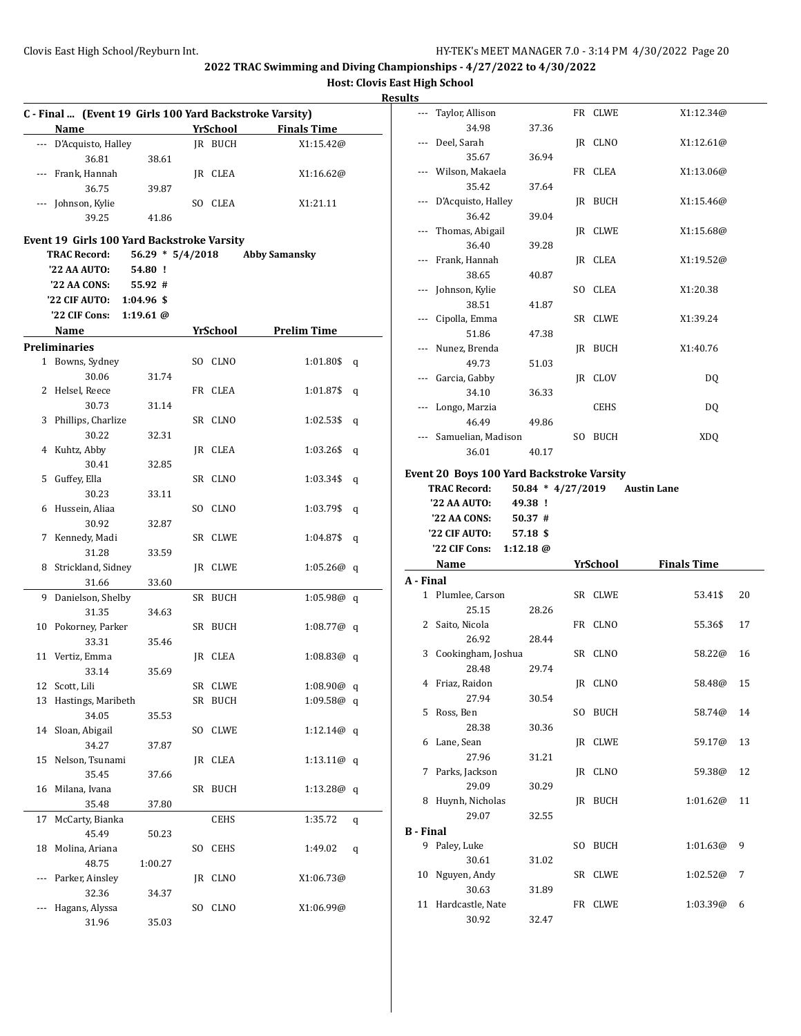## 2022 TRAC Swimming and Diving Championships - 4/27/2022 to 4/30/2022

**Host: Clovis East High School**

**Results**

### C - Final ... (Event 19 Girls 100 Yard Backstroke Varsity)

| | Name | | Yr | School | Finals Time |
|---|---|---|---|---|---|
| --- | D'Acquisto, Halley | | JR | BUCH | X1:15.42@ |
| | 36.81 | 38.61 | | | |
| --- | Frank, Hannah | | JR | CLEA | X1:16.62@ |
| | 36.75 | 39.87 | | | |
| --- | Johnson, Kylie | | SO | CLEA | X1:21.11 |
| | 39.25 | 41.86 | | | |

### Event 19 Girls 100 Yard Backstroke Varsity

TRAC Record: 56.29 * 5/4/2018 Abby Samansky
'22 AA AUTO: 54.80 !
'22 AA CONS: 55.92 #
'22 CIF AUTO: 1:04.96 $
'22 CIF Cons: 1:19.61 @

| | Name | | Yr | School | Prelim Time | |
|---|---|---|---|---|---|---|
| **Preliminaries** | | | | | | |
| 1 | Bowns, Sydney | | SO | CLNO | 1:01.80$ | q |
| | 30.06 | 31.74 | | | | |
| 2 | Helsel, Reece | | FR | CLEA | 1:01.87$ | q |
| | 30.73 | 31.14 | | | | |
| 3 | Phillips, Charlize | | SR | CLNO | 1:02.53$ | q |
| | 30.22 | 32.31 | | | | |
| 4 | Kuhtz, Abby | | JR | CLEA | 1:03.26$ | q |
| | 30.41 | 32.85 | | | | |
| 5 | Guffey, Ella | | SR | CLNO | 1:03.34$ | q |
| | 30.23 | 33.11 | | | | |
| 6 | Hussein, Aliaa | | SO | CLNO | 1:03.79$ | q |
| | 30.92 | 32.87 | | | | |
| 7 | Kennedy, Madi | | SR | CLWE | 1:04.87$ | q |
| | 31.28 | 33.59 | | | | |
| 8 | Strickland, Sidney | | JR | CLWE | 1:05.26@ | q |
| | 31.66 | 33.60 | | | | |
| 9 | Danielson, Shelby | | SR | BUCH | 1:05.98@ | q |
| | 31.35 | 34.63 | | | | |
| 10 | Pokorney, Parker | | SR | BUCH | 1:08.77@ | q |
| | 33.31 | 35.46 | | | | |
| 11 | Vertiz, Emma | | JR | CLEA | 1:08.83@ | q |
| | 33.14 | 35.69 | | | | |
| 12 | Scott, Lili | | SR | CLWE | 1:08.90@ | q |
| 13 | Hastings, Maribeth | | SR | BUCH | 1:09.58@ | q |
| | 34.05 | 35.53 | | | | |
| 14 | Sloan, Abigail | | SO | CLWE | 1:12.14@ | q |
| | 34.27 | 37.87 | | | | |
| 15 | Nelson, Tsunami | | JR | CLEA | 1:13.11@ | q |
| | 35.45 | 37.66 | | | | |
| 16 | Milana, Ivana | | SR | BUCH | 1:13.28@ | q |
| | 35.48 | 37.80 | | | | |
| 17 | McCarty, Bianka | | | CEHS | 1:35.72 | q |
| | 45.49 | 50.23 | | | | |
| 18 | Molina, Ariana | | SO | CEHS | 1:49.02 | q |
| | 48.75 | 1:00.27 | | | | |
| --- | Parker, Ainsley | | JR | CLNO | X1:06.73@ | |
| | 32.36 | 34.37 | | | | |
| --- | Hagans, Alyssa | | SO | CLNO | X1:06.99@ | |
| | 31.96 | 35.03 | | | | |
| --- | Taylor, Allison | | FR | CLWE | X1:12.34@ | |
| | 34.98 | 37.36 | | | | |
| --- | Deel, Sarah | | JR | CLNO | X1:12.61@ | |
| | 35.67 | 36.94 | | | | |
| --- | Wilson, Makaela | | FR | CLEA | X1:13.06@ | |
| | 35.42 | 37.64 | | | | |
| --- | D'Acquisto, Halley | | JR | BUCH | X1:15.46@ | |
| | 36.42 | 39.04 | | | | |
| --- | Thomas, Abigail | | JR | CLWE | X1:15.68@ | |
| | 36.40 | 39.28 | | | | |
| --- | Frank, Hannah | | JR | CLEA | X1:19.52@ | |
| | 38.65 | 40.87 | | | | |
| --- | Johnson, Kylie | | SO | CLEA | X1:20.38 | |
| | 38.51 | 41.87 | | | | |
| --- | Cipolla, Emma | | SR | CLWE | X1:39.24 | |
| | 51.86 | 47.38 | | | | |
| --- | Nunez, Brenda | | JR | BUCH | X1:40.76 | |
| | 49.73 | 51.03 | | | | |
| --- | Garcia, Gabby | | JR | CLOV | DQ | |
| | 34.10 | 36.33 | | | | |
| --- | Longo, Marzia | | | CEHS | DQ | |
| | 46.49 | 49.86 | | | | |
| --- | Samuelian, Madison | | SO | BUCH | XDQ | |
| | 36.01 | 40.17 | | | | |

### Event 20 Boys 100 Yard Backstroke Varsity

TRAC Record: 50.84 * 4/27/2019 Austin Lane
'22 AA AUTO: 49.38 !
'22 AA CONS: 50.37 #
'22 CIF AUTO: 57.18 $
'22 CIF Cons: 1:12.18 @

| | Name | | Yr | School | Finals Time | |
|---|---|---|---|---|---|---|
| **A - Final** | | | | | | |
| 1 | Plumlee, Carson | | SR | CLWE | 53.41$ | 20 |
| | 25.15 | 28.26 | | | | |
| 2 | Saito, Nicola | | FR | CLNO | 55.36$ | 17 |
| | 26.92 | 28.44 | | | | |
| 3 | Cookingham, Joshua | | SR | CLNO | 58.22@ | 16 |
| | 28.48 | 29.74 | | | | |
| 4 | Friaz, Raidon | | JR | CLNO | 58.48@ | 15 |
| | 27.94 | 30.54 | | | | |
| 5 | Ross, Ben | | SO | BUCH | 58.74@ | 14 |
| | 28.38 | 30.36 | | | | |
| 6 | Lane, Sean | | JR | CLWE | 59.17@ | 13 |
| | 27.96 | 31.21 | | | | |
| 7 | Parks, Jackson | | JR | CLNO | 59.38@ | 12 |
| | 29.09 | 30.29 | | | | |
| 8 | Huynh, Nicholas | | JR | BUCH | 1:01.62@ | 11 |
| | 29.07 | 32.55 | | | | |
| **B - Final** | | | | | | |
| 9 | Paley, Luke | | SO | BUCH | 1:01.63@ | 9 |
| | 30.61 | 31.02 | | | | |
| 10 | Nguyen, Andy | | SR | CLWE | 1:02.52@ | 7 |
| | 30.63 | 31.89 | | | | |
| 11 | Hardcastle, Nate | | FR | CLWE | 1:03.39@ | 6 |
| | 30.92 | 32.47 | | | | |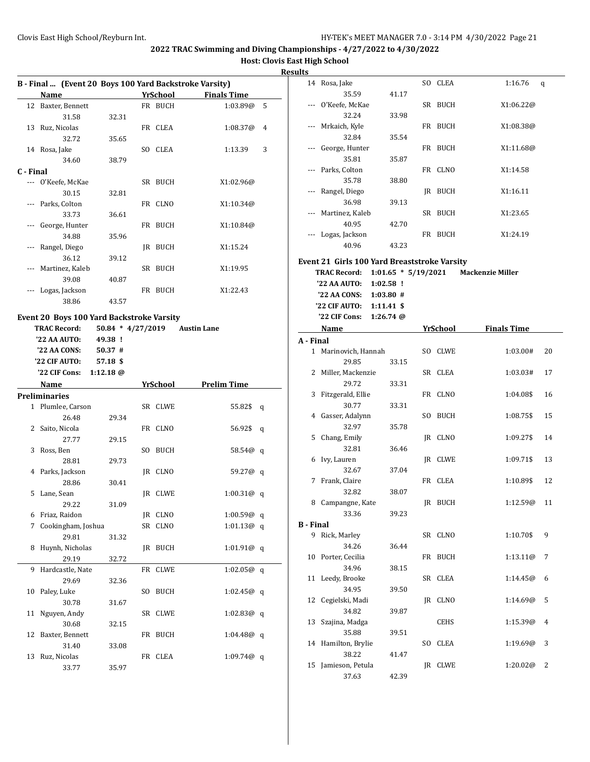## 2022 TRAC Swimming and Diving Championships - 4/27/2022 to 4/30/2022

**Host: Clovis East High School**

**Results**

### B - Final ... (Event 20 Boys 100 Yard Backstroke Varsity)

| | Name | Yr | School | Finals Time | |
|---|---|---|---|---|---|
| 12 | Baxter, Bennett | FR | BUCH | 1:03.89@ | 5 |
| | 31.58 | 32.31 | | | |
| 13 | Ruz, Nicolas | FR | CLEA | 1:08.37@ | 4 |
| | 32.72 | 35.65 | | | |
| 14 | Rosa, Jake | SO | CLEA | 1:13.39 | 3 |
| | 34.60 | 38.79 | | | |

**C - Final**

| | Name | Yr | School | Finals Time |
|---|---|---|---|---|
| --- | O'Keefe, McKae | SR | BUCH | X1:02.96@ |
| | 30.15 | 32.81 | | |
| --- | Parks, Colton | FR | CLNO | X1:10.34@ |
| | 33.73 | 36.61 | | |
| --- | George, Hunter | FR | BUCH | X1:10.84@ |
| | 34.88 | 35.96 | | |
| --- | Rangel, Diego | JR | BUCH | X1:15.24 |
| | 36.12 | 39.12 | | |
| --- | Martinez, Kaleb | SR | BUCH | X1:19.95 |
| | 39.08 | 40.87 | | |
| --- | Logas, Jackson | FR | BUCH | X1:22.43 |
| | 38.86 | 43.57 | | |

### Event 20 Boys 100 Yard Backstroke Varsity

**TRAC Record:** 50.84 * 4/27/2019 Austin Lane
**'22 AA AUTO:** 49.38 !
**'22 AA CONS:** 50.37 #
**'22 CIF AUTO:** 57.18 $
**'22 CIF Cons:** 1:12.18 @

**Preliminaries**

| | Name | Yr | School | Prelim Time | |
|---|---|---|---|---|---|
| 1 | Plumlee, Carson | SR | CLWE | 55.82$ | q |
| | 26.48 | 29.34 | | | |
| 2 | Saito, Nicola | FR | CLNO | 56.92$ | q |
| | 27.77 | 29.15 | | | |
| 3 | Ross, Ben | SO | BUCH | 58.54@ | q |
| | 28.81 | 29.73 | | | |
| 4 | Parks, Jackson | JR | CLNO | 59.27@ | q |
| | 28.86 | 30.41 | | | |
| 5 | Lane, Sean | JR | CLWE | 1:00.31@ | q |
| | 29.22 | 31.09 | | | |
| 6 | Friaz, Raidon | JR | CLNO | 1:00.59@ | q |
| 7 | Cookingham, Joshua | SR | CLNO | 1:01.13@ | q |
| | 29.81 | 31.32 | | | |
| 8 | Huynh, Nicholas | JR | BUCH | 1:01.91@ | q |
| | 29.19 | 32.72 | | | |
| 9 | Hardcastle, Nate | FR | CLWE | 1:02.05@ | q |
| | 29.69 | 32.36 | | | |
| 10 | Paley, Luke | SO | BUCH | 1:02.45@ | q |
| | 30.78 | 31.67 | | | |
| 11 | Nguyen, Andy | SR | CLWE | 1:02.83@ | q |
| | 30.68 | 32.15 | | | |
| 12 | Baxter, Bennett | FR | BUCH | 1:04.48@ | q |
| | 31.40 | 33.08 | | | |
| 13 | Ruz, Nicolas | FR | CLEA | 1:09.74@ | q |
| | 33.77 | 35.97 | | | |
| 14 | Rosa, Jake | SO | CLEA | 1:16.76 | q |
| | 35.59 | 41.17 | | | |
| --- | O'Keefe, McKae | SR | BUCH | X1:06.22@ | |
| | 32.24 | 33.98 | | | |
| --- | Mrkaich, Kyle | FR | BUCH | X1:08.38@ | |
| | 32.84 | 35.54 | | | |
| --- | George, Hunter | FR | BUCH | X1:11.68@ | |
| | 35.81 | 35.87 | | | |
| --- | Parks, Colton | FR | CLNO | X1:14.58 | |
| | 35.78 | 38.80 | | | |
| --- | Rangel, Diego | JR | BUCH | X1:16.11 | |
| | 36.98 | 39.13 | | | |
| --- | Martinez, Kaleb | SR | BUCH | X1:23.65 | |
| | 40.95 | 42.70 | | | |
| --- | Logas, Jackson | FR | BUCH | X1:24.19 | |
| | 40.96 | 43.23 | | | |

### Event 21 Girls 100 Yard Breaststroke Varsity

**TRAC Record:** 1:01.65 * 5/19/2021 Mackenzie Miller
**'22 AA AUTO:** 1:02.58 !
**'22 AA CONS:** 1:03.80 #
**'22 CIF AUTO:** 1:11.41 $
**'22 CIF Cons:** 1:26.74 @

**A - Final**

| | Name | Yr | School | Finals Time | |
|---|---|---|---|---|---|
| 1 | Marinovich, Hannah | SO | CLWE | 1:03.00# | 20 |
| | 29.85 | 33.15 | | | |
| 2 | Miller, Mackenzie | SR | CLEA | 1:03.03# | 17 |
| | 29.72 | 33.31 | | | |
| 3 | Fitzgerald, Ellie | FR | CLNO | 1:04.08$ | 16 |
| | 30.77 | 33.31 | | | |
| 4 | Gasser, Adalynn | SO | BUCH | 1:08.75$ | 15 |
| | 32.97 | 35.78 | | | |
| 5 | Chang, Emily | JR | CLNO | 1:09.27$ | 14 |
| | 32.81 | 36.46 | | | |
| 6 | Ivy, Lauren | JR | CLWE | 1:09.71$ | 13 |
| | 32.67 | 37.04 | | | |
| 7 | Frank, Claire | FR | CLEA | 1:10.89$ | 12 |
| | 32.82 | 38.07 | | | |
| 8 | Campangne, Kate | JR | BUCH | 1:12.59@ | 11 |
| | 33.36 | 39.23 | | | |

**B - Final**

| | Name | Yr | School | Finals Time | |
|---|---|---|---|---|---|
| 9 | Rick, Marley | SR | CLNO | 1:10.70$ | 9 |
| | 34.26 | 36.44 | | | |
| 10 | Porter, Cecilia | FR | BUCH | 1:13.11@ | 7 |
| | 34.96 | 38.15 | | | |
| 11 | Leedy, Brooke | SR | CLEA | 1:14.45@ | 6 |
| | 34.95 | 39.50 | | | |
| 12 | Cegielski, Madi | JR | CLNO | 1:14.69@ | 5 |
| | 34.82 | 39.87 | | | |
| 13 | Szajina, Madga | | CEHS | 1:15.39@ | 4 |
| | 35.88 | 39.51 | | | |
| 14 | Hamilton, Brylie | SO | CLEA | 1:19.69@ | 3 |
| | 38.22 | 41.47 | | | |
| 15 | Jamieson, Petula | JR | CLWE | 1:20.02@ | 2 |
| | 37.63 | 42.39 | | | |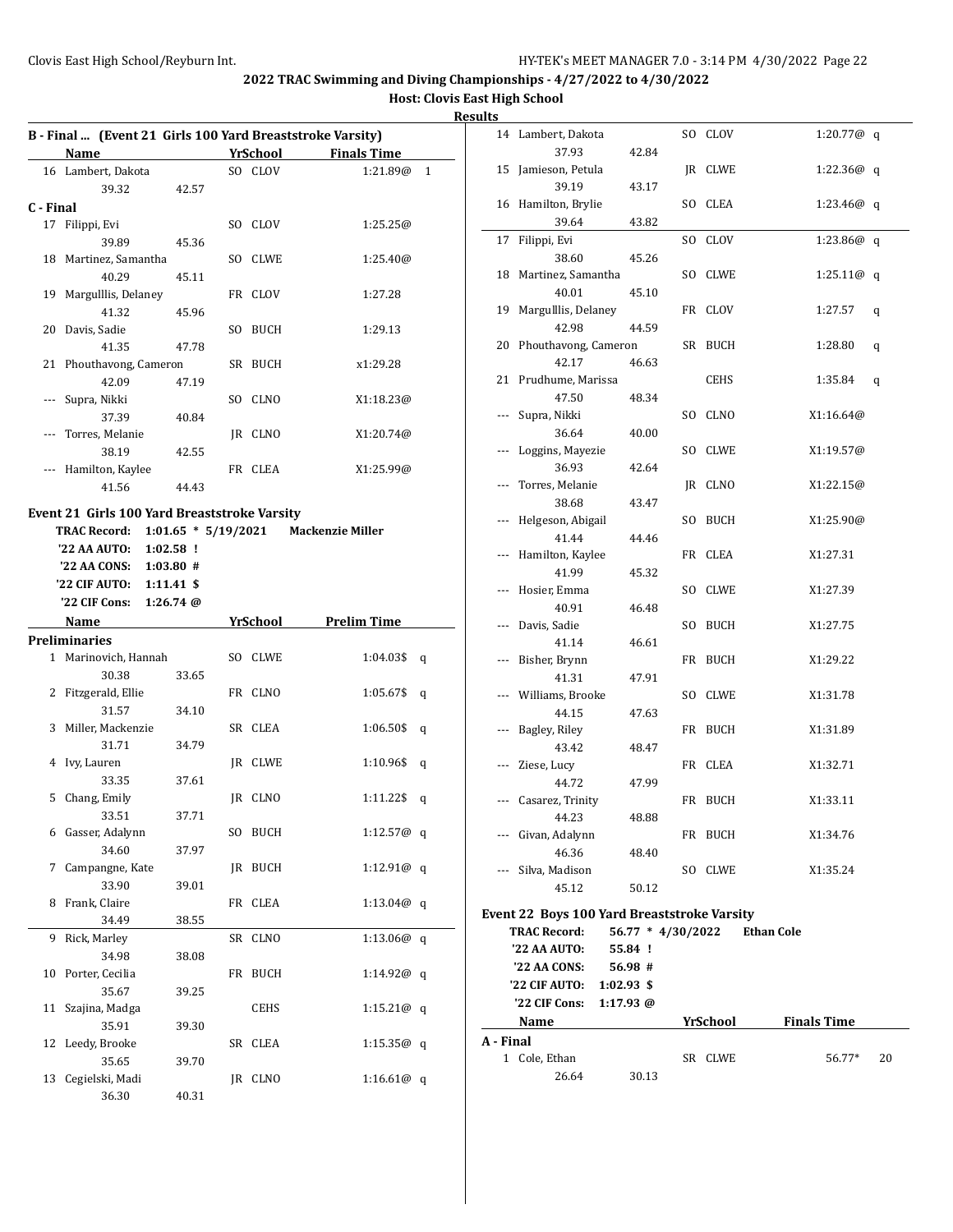## 2022 TRAC Swimming and Diving Championships - 4/27/2022 to 4/30/2022

**Host: Clovis East High School**

**Results**

### B - Final ... (Event 21 Girls 100 Yard Breaststroke Varsity)

| | Name | | Yr | School | Finals Time | |
|---|---|---|---|---|---|---|
| 16 | Lambert, Dakota | | SO | CLOV | 1:21.89@ | 1 |
| | 39.32 | 42.57 | | | | |

**C - Final**

| | Name | | Yr | School | Finals Time |
|---|---|---|---|---|---|
| 17 | Filippi, Evi | | SO | CLOV | 1:25.25@ |
| | 39.89 | 45.36 | | | |
| 18 | Martinez, Samantha | | SO | CLWE | 1:25.40@ |
| | 40.29 | 45.11 | | | |
| 19 | Margulllis, Delaney | | FR | CLOV | 1:27.28 |
| | 41.32 | 45.96 | | | |
| 20 | Davis, Sadie | | SO | BUCH | 1:29.13 |
| | 41.35 | 47.78 | | | |
| 21 | Phouthavong, Cameron | | SR | BUCH | x1:29.28 |
| | 42.09 | 47.19 | | | |
| --- | Supra, Nikki | | SO | CLNO | X1:18.23@ |
| | 37.39 | 40.84 | | | |
| --- | Torres, Melanie | | JR | CLNO | X1:20.74@ |
| | 38.19 | 42.55 | | | |
| --- | Hamilton, Kaylee | | FR | CLEA | X1:25.99@ |
| | 41.56 | 44.43 | | | |

### Event 21 Girls 100 Yard Breaststroke Varsity

TRAC Record: 1:01.65 * 5/19/2021 Mackenzie Miller
'22 AA AUTO: 1:02.58 !
'22 AA CONS: 1:03.80 #
'22 CIF AUTO: 1:11.41 $
'22 CIF Cons: 1:26.74 @

**Preliminaries**

| | Name | | Yr | School | Prelim Time | |
|---|---|---|---|---|---|---|
| 1 | Marinovich, Hannah | | SO | CLWE | 1:04.03$ | q |
| | 30.38 | 33.65 | | | | |
| 2 | Fitzgerald, Ellie | | FR | CLNO | 1:05.67$ | q |
| | 31.57 | 34.10 | | | | |
| 3 | Miller, Mackenzie | | SR | CLEA | 1:06.50$ | q |
| | 31.71 | 34.79 | | | | |
| 4 | Ivy, Lauren | | JR | CLWE | 1:10.96$ | q |
| | 33.35 | 37.61 | | | | |
| 5 | Chang, Emily | | JR | CLNO | 1:11.22$ | q |
| | 33.51 | 37.71 | | | | |
| 6 | Gasser, Adalynn | | SO | BUCH | 1:12.57@ | q |
| | 34.60 | 37.97 | | | | |
| 7 | Campangne, Kate | | JR | BUCH | 1:12.91@ | q |
| | 33.90 | 39.01 | | | | |
| 8 | Frank, Claire | | FR | CLEA | 1:13.04@ | q |
| | 34.49 | 38.55 | | | | |
| 9 | Rick, Marley | | SR | CLNO | 1:13.06@ | q |
| | 34.98 | 38.08 | | | | |
| 10 | Porter, Cecilia | | FR | BUCH | 1:14.92@ | q |
| | 35.67 | 39.25 | | | | |
| 11 | Szajina, Madga | | | CEHS | 1:15.21@ | q |
| | 35.91 | 39.30 | | | | |
| 12 | Leedy, Brooke | | SR | CLEA | 1:15.35@ | q |
| | 35.65 | 39.70 | | | | |
| 13 | Cegielski, Madi | | JR | CLNO | 1:16.61@ | q |
| | 36.30 | 40.31 | | | | |
| 14 | Lambert, Dakota | | SO | CLOV | 1:20.77@ | q |
| | 37.93 | 42.84 | | | | |
| 15 | Jamieson, Petula | | JR | CLWE | 1:22.36@ | q |
| | 39.19 | 43.17 | | | | |
| 16 | Hamilton, Brylie | | SO | CLEA | 1:23.46@ | q |
| | 39.64 | 43.82 | | | | |
| 17 | Filippi, Evi | | SO | CLOV | 1:23.86@ | q |
| | 38.60 | 45.26 | | | | |
| 18 | Martinez, Samantha | | SO | CLWE | 1:25.11@ | q |
| | 40.01 | 45.10 | | | | |
| 19 | Margulllis, Delaney | | FR | CLOV | 1:27.57 | q |
| | 42.98 | 44.59 | | | | |
| 20 | Phouthavong, Cameron | | SR | BUCH | 1:28.80 | q |
| | 42.17 | 46.63 | | | | |
| 21 | Prudhume, Marissa | | | CEHS | 1:35.84 | q |
| | 47.50 | 48.34 | | | | |
| --- | Supra, Nikki | | SO | CLNO | X1:16.64@ | |
| | 36.64 | 40.00 | | | | |
| --- | Loggins, Mayezie | | SO | CLWE | X1:19.57@ | |
| | 36.93 | 42.64 | | | | |
| --- | Torres, Melanie | | JR | CLNO | X1:22.15@ | |
| | 38.68 | 43.47 | | | | |
| --- | Helgeson, Abigail | | SO | BUCH | X1:25.90@ | |
| | 41.44 | 44.46 | | | | |
| --- | Hamilton, Kaylee | | FR | CLEA | X1:27.31 | |
| | 41.99 | 45.32 | | | | |
| --- | Hosier, Emma | | SO | CLWE | X1:27.39 | |
| | 40.91 | 46.48 | | | | |
| --- | Davis, Sadie | | SO | BUCH | X1:27.75 | |
| | 41.14 | 46.61 | | | | |
| --- | Bisher, Brynn | | FR | BUCH | X1:29.22 | |
| | 41.31 | 47.91 | | | | |
| --- | Williams, Brooke | | SO | CLWE | X1:31.78 | |
| | 44.15 | 47.63 | | | | |
| --- | Bagley, Riley | | FR | BUCH | X1:31.89 | |
| | 43.42 | 48.47 | | | | |
| --- | Ziese, Lucy | | FR | CLEA | X1:32.71 | |
| | 44.72 | 47.99 | | | | |
| --- | Casarez, Trinity | | FR | BUCH | X1:33.11 | |
| | 44.23 | 48.88 | | | | |
| --- | Givan, Adalynn | | FR | BUCH | X1:34.76 | |
| | 46.36 | 48.40 | | | | |
| --- | Silva, Madison | | SO | CLWE | X1:35.24 | |
| | 45.12 | 50.12 | | | | |

### Event 22 Boys 100 Yard Breaststroke Varsity

TRAC Record: 56.77 * 4/30/2022 Ethan Cole
'22 AA AUTO: 55.84 !
'22 AA CONS: 56.98 #
'22 CIF AUTO: 1:02.93 $
'22 CIF Cons: 1:17.93 @

**A - Final**

| | Name | | Yr | School | Finals Time | |
|---|---|---|---|---|---|---|
| 1 | Cole, Ethan | | SR | CLWE | 56.77* | 20 |
| | 26.64 | 30.13 | | | | |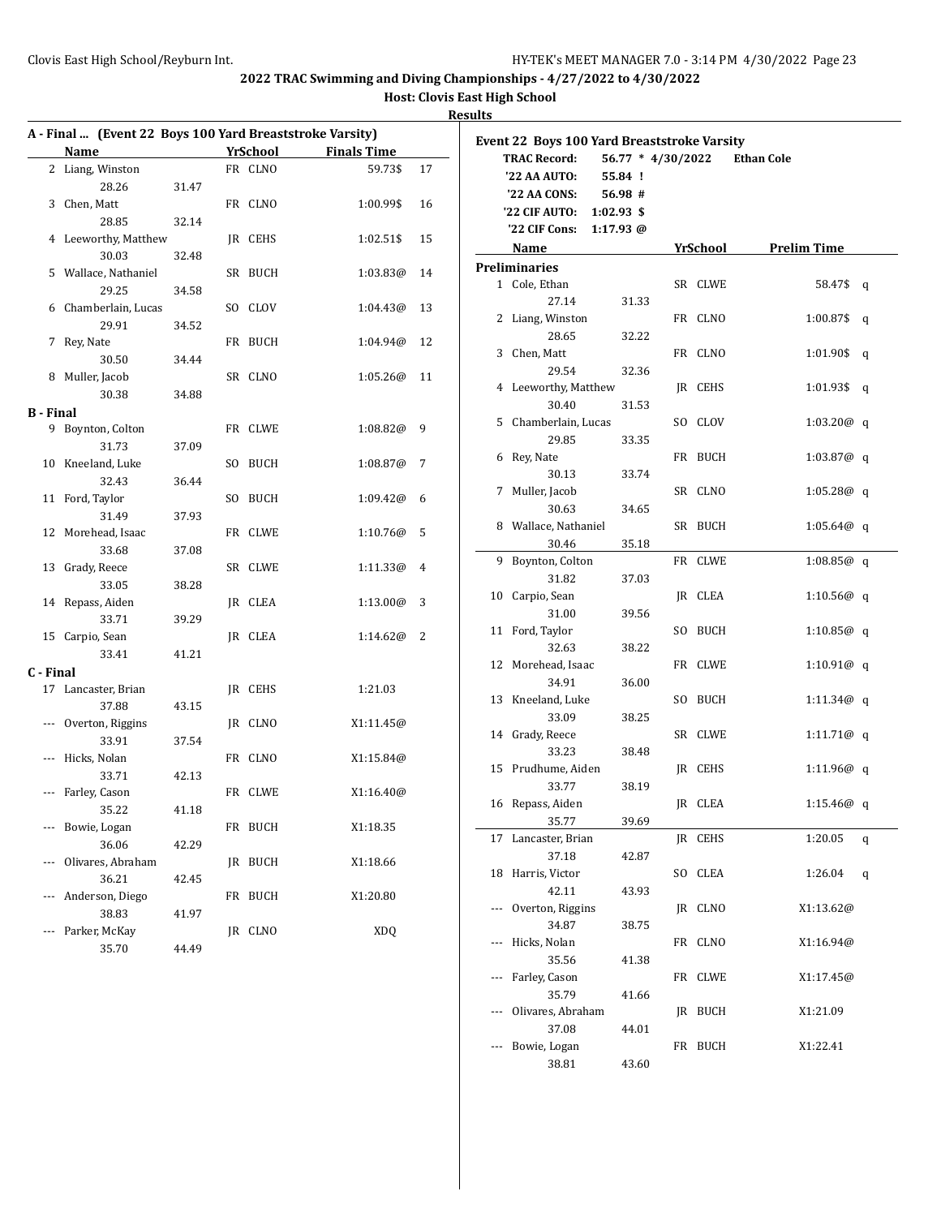## 2022 TRAC Swimming and Diving Championships - 4/27/2022 to 4/30/2022

**Host: Clovis East High School**

**Results**

### A - Final ... (Event 22 Boys 100 Yard Breaststroke Varsity)

| | Name | | Yr | School | Finals Time | |
|---|---|---|---|---|---|---|
| 2 | Liang, Winston | | FR | CLNO | 59.73$ | 17 |
| | 28.26 | 31.47 | | | | |
| 3 | Chen, Matt | | FR | CLNO | 1:00.99$ | 16 |
| | 28.85 | 32.14 | | | | |
| 4 | Leeworthy, Matthew | | JR | CEHS | 1:02.51$ | 15 |
| | 30.03 | 32.48 | | | | |
| 5 | Wallace, Nathaniel | | SR | BUCH | 1:03.83@ | 14 |
| | 29.25 | 34.58 | | | | |
| 6 | Chamberlain, Lucas | | SO | CLOV | 1:04.43@ | 13 |
| | 29.91 | 34.52 | | | | |
| 7 | Rey, Nate | | FR | BUCH | 1:04.94@ | 12 |
| | 30.50 | 34.44 | | | | |
| 8 | Muller, Jacob | | SR | CLNO | 1:05.26@ | 11 |
| | 30.38 | 34.88 | | | | |

**B - Final**

| | Name | | Yr | School | Finals Time | |
|---|---|---|---|---|---|---|
| 9 | Boynton, Colton | | FR | CLWE | 1:08.82@ | 9 |
| | 31.73 | 37.09 | | | | |
| 10 | Kneeland, Luke | | SO | BUCH | 1:08.87@ | 7 |
| | 32.43 | 36.44 | | | | |
| 11 | Ford, Taylor | | SO | BUCH | 1:09.42@ | 6 |
| | 31.49 | 37.93 | | | | |
| 12 | Morehead, Isaac | | FR | CLWE | 1:10.76@ | 5 |
| | 33.68 | 37.08 | | | | |
| 13 | Grady, Reece | | SR | CLWE | 1:11.33@ | 4 |
| | 33.05 | 38.28 | | | | |
| 14 | Repass, Aiden | | JR | CLEA | 1:13.00@ | 3 |
| | 33.71 | 39.29 | | | | |
| 15 | Carpio, Sean | | JR | CLEA | 1:14.62@ | 2 |
| | 33.41 | 41.21 | | | | |

**C - Final**

| | Name | | Yr | School | Finals Time |
|---|---|---|---|---|---|
| 17 | Lancaster, Brian | | JR | CEHS | 1:21.03 |
| | 37.88 | 43.15 | | | |
| --- | Overton, Riggins | | JR | CLNO | X1:11.45@ |
| | 33.91 | 37.54 | | | |
| --- | Hicks, Nolan | | FR | CLNO | X1:15.84@ |
| | 33.71 | 42.13 | | | |
| --- | Farley, Cason | | FR | CLWE | X1:16.40@ |
| | 35.22 | 41.18 | | | |
| --- | Bowie, Logan | | FR | BUCH | X1:18.35 |
| | 36.06 | 42.29 | | | |
| --- | Olivares, Abraham | | JR | BUCH | X1:18.66 |
| | 36.21 | 42.45 | | | |
| --- | Anderson, Diego | | FR | BUCH | X1:20.80 |
| | 38.83 | 41.97 | | | |
| --- | Parker, McKay | | JR | CLNO | XDQ |
| | 35.70 | 44.49 | | | |

### Event 22 Boys 100 Yard Breaststroke Varsity

**TRAC Record:** 56.77 * 4/30/2022 Ethan Cole
**'22 AA AUTO:** 55.84 !
**'22 AA CONS:** 56.98 #
**'22 CIF AUTO:** 1:02.93 $
**'22 CIF Cons:** 1:17.93 @

**Preliminaries**

| | Name | | Yr | School | Prelim Time | |
|---|---|---|---|---|---|---|
| 1 | Cole, Ethan | | SR | CLWE | 58.47$ | q |
| | 27.14 | 31.33 | | | | |
| 2 | Liang, Winston | | FR | CLNO | 1:00.87$ | q |
| | 28.65 | 32.22 | | | | |
| 3 | Chen, Matt | | FR | CLNO | 1:01.90$ | q |
| | 29.54 | 32.36 | | | | |
| 4 | Leeworthy, Matthew | | JR | CEHS | 1:01.93$ | q |
| | 30.40 | 31.53 | | | | |
| 5 | Chamberlain, Lucas | | SO | CLOV | 1:03.20@ | q |
| | 29.85 | 33.35 | | | | |
| 6 | Rey, Nate | | FR | BUCH | 1:03.87@ | q |
| | 30.13 | 33.74 | | | | |
| 7 | Muller, Jacob | | SR | CLNO | 1:05.28@ | q |
| | 30.63 | 34.65 | | | | |
| 8 | Wallace, Nathaniel | | SR | BUCH | 1:05.64@ | q |
| | 30.46 | 35.18 | | | | |
| 9 | Boynton, Colton | | FR | CLWE | 1:08.85@ | q |
| | 31.82 | 37.03 | | | | |
| 10 | Carpio, Sean | | JR | CLEA | 1:10.56@ | q |
| | 31.00 | 39.56 | | | | |
| 11 | Ford, Taylor | | SO | BUCH | 1:10.85@ | q |
| | 32.63 | 38.22 | | | | |
| 12 | Morehead, Isaac | | FR | CLWE | 1:10.91@ | q |
| | 34.91 | 36.00 | | | | |
| 13 | Kneeland, Luke | | SO | BUCH | 1:11.34@ | q |
| | 33.09 | 38.25 | | | | |
| 14 | Grady, Reece | | SR | CLWE | 1:11.71@ | q |
| | 33.23 | 38.48 | | | | |
| 15 | Prudhume, Aiden | | JR | CEHS | 1:11.96@ | q |
| | 33.77 | 38.19 | | | | |
| 16 | Repass, Aiden | | JR | CLEA | 1:15.46@ | q |
| | 35.77 | 39.69 | | | | |
| 17 | Lancaster, Brian | | JR | CEHS | 1:20.05 | q |
| | 37.18 | 42.87 | | | | |
| 18 | Harris, Victor | | SO | CLEA | 1:26.04 | q |
| | 42.11 | 43.93 | | | | |
| --- | Overton, Riggins | | JR | CLNO | X1:13.62@ | |
| | 34.87 | 38.75 | | | | |
| --- | Hicks, Nolan | | FR | CLNO | X1:16.94@ | |
| | 35.56 | 41.38 | | | | |
| --- | Farley, Cason | | FR | CLWE | X1:17.45@ | |
| | 35.79 | 41.66 | | | | |
| --- | Olivares, Abraham | | JR | BUCH | X1:21.09 | |
| | 37.08 | 44.01 | | | | |
| --- | Bowie, Logan | | FR | BUCH | X1:22.41 | |
| | 38.81 | 43.60 | | | | |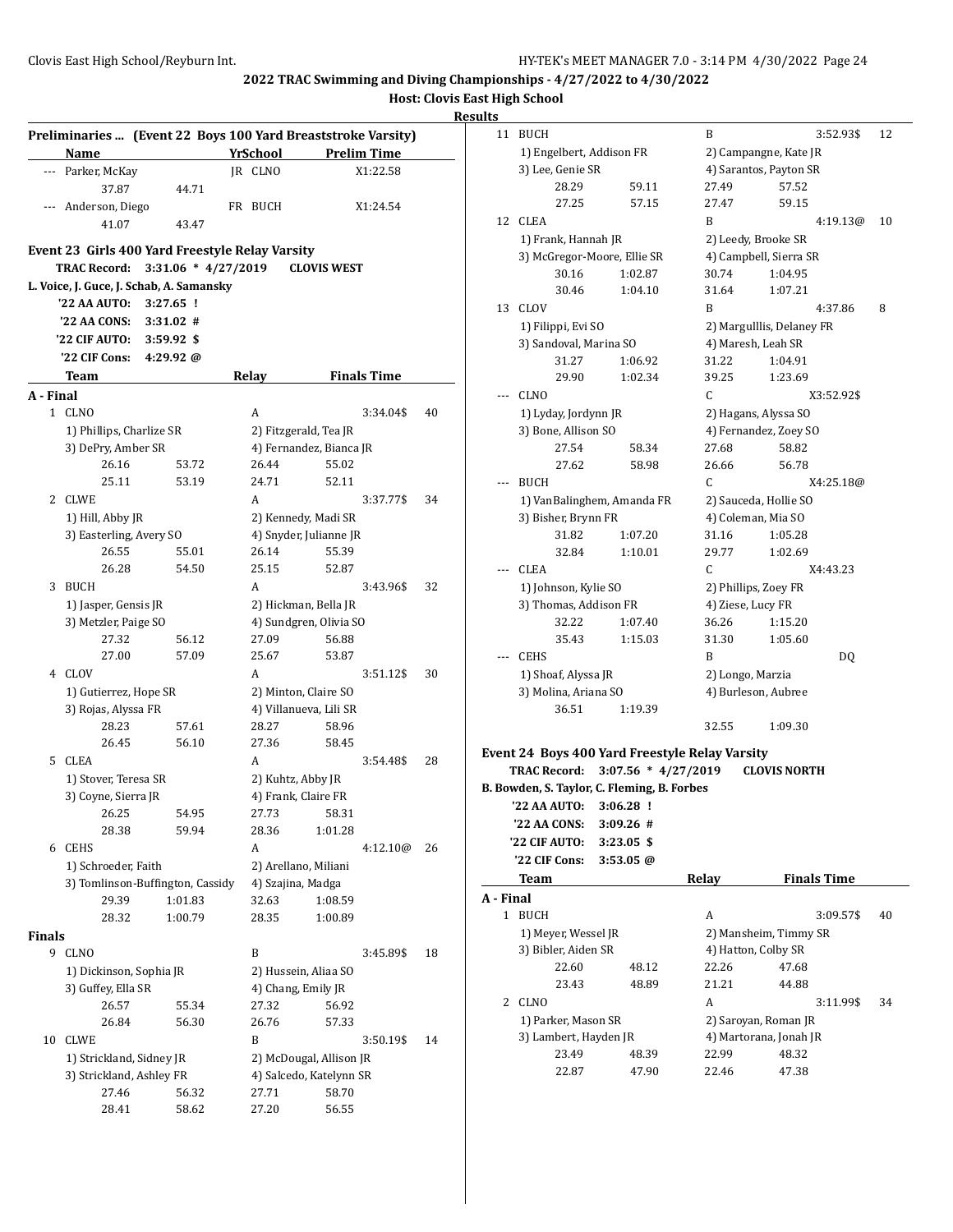2022 TRAC Swimming and Diving Championships - 4/27/2022 to 4/30/2022

Host: Clovis East High School

Results

**Preliminaries ... (Event 22 Boys 100 Yard Breaststroke Varsity)**

| | Name | Yr | School | Prelim Time |
|---|---|---|---|---|
| --- | Parker, McKay | JR | CLNO | X1:22.58 |
| | 37.87 44.71 | | | |
| --- | Anderson, Diego | FR | BUCH | X1:24.54 |
| | 41.07 43.47 | | | |

### Event 23 Girls 400 Yard Freestyle Relay Varsity

TRAC Record: 3:31.06 * 4/27/2019 CLOVIS WEST
L. Voice, J. Guce, J. Schab, A. Samansky

'22 AA AUTO: 3:27.65 !
'22 AA CONS: 3:31.02 #
'22 CIF AUTO: 3:59.92 $
'22 CIF Cons: 4:29.92 @

| | Team | Relay | Finals Time | Points |
|---|---|---|---|---|
| **A - Final** | | | | |
| 1 | CLNO | A | 3:34.04$ | 40 |
| | 1) Phillips, Charlize SR; 2) Fitzgerald, Tea JR; 3) DePry, Amber SR; 4) Fernandez, Bianca JR | | | |
| | 26.16 53.72 26.44 55.02 25.11 53.19 24.71 52.11 | | | |
| 2 | CLWE | A | 3:37.77$ | 34 |
| | 1) Hill, Abby JR; 2) Kennedy, Madi SR; 3) Easterling, Avery SO; 4) Snyder, Julianne JR | | | |
| | 26.55 55.01 26.14 55.39 26.28 54.50 25.15 52.87 | | | |
| 3 | BUCH | A | 3:43.96$ | 32 |
| | 1) Jasper, Gensis JR; 2) Hickman, Bella JR; 3) Metzler, Paige SO; 4) Sundgren, Olivia SO | | | |
| | 27.32 56.12 27.09 56.88 27.00 57.09 25.67 53.87 | | | |
| 4 | CLOV | A | 3:51.12$ | 30 |
| | 1) Gutierrez, Hope SR; 2) Minton, Claire SO; 3) Rojas, Alyssa FR; 4) Villanueva, Lili SR | | | |
| | 28.23 57.61 28.27 58.96 26.45 56.10 27.36 58.45 | | | |
| 5 | CLEA | A | 3:54.48$ | 28 |
| | 1) Stover, Teresa SR; 2) Kuhtz, Abby JR; 3) Coyne, Sierra JR; 4) Frank, Claire FR | | | |
| | 26.25 54.95 27.73 58.31 28.38 59.94 28.36 1:01.28 | | | |
| 6 | CEHS | A | 4:12.10@ | 26 |
| | 1) Schroeder, Faith; 2) Arellano, Miliani; 3) Tomlinson-Buffington, Cassidy; 4) Szajina, Madga | | | |
| | 29.39 1:01.83 32.63 1:08.59 28.32 1:00.79 28.35 1:00.89 | | | |
| **Finals** | | | | |
| 9 | CLNO | B | 3:45.89$ | 18 |
| | 1) Dickinson, Sophia JR; 2) Hussein, Aliaa SO; 3) Guffey, Ella SR; 4) Chang, Emily JR | | | |
| | 26.57 55.34 27.32 56.92 26.84 56.30 26.76 57.33 | | | |
| 10 | CLWE | B | 3:50.19$ | 14 |
| | 1) Strickland, Sidney JR; 2) McDougal, Allison JR; 3) Strickland, Ashley FR; 4) Salcedo, Katelynn SR | | | |
| | 27.46 56.32 27.71 58.70 28.41 58.62 27.20 56.55 | | | |
| 11 | BUCH | B | 3:52.93$ | 12 |
| | 1) Engelbert, Addison FR; 2) Campangne, Kate JR; 3) Lee, Genie SR; 4) Sarantos, Payton SR | | | |
| | 28.29 59.11 27.49 57.52 27.25 57.15 27.47 59.15 | | | |
| 12 | CLEA | B | 4:19.13@ | 10 |
| | 1) Frank, Hannah JR; 2) Leedy, Brooke SR; 3) McGregor-Moore, Ellie SR; 4) Campbell, Sierra SR | | | |
| | 30.16 1:02.87 30.74 1:04.95 30.46 1:04.10 31.64 1:07.21 | | | |
| 13 | CLOV | B | 4:37.86 | 8 |
| | 1) Filippi, Evi SO; 2) Margulllis, Delaney FR; 3) Sandoval, Marina SO; 4) Maresh, Leah SR | | | |
| | 31.27 1:06.92 31.22 1:04.91 29.90 1:02.34 39.25 1:23.69 | | | |
| --- | CLNO | C | X3:52.92$ | |
| | 1) Lyday, Jordynn JR; 2) Hagans, Alyssa SO; 3) Bone, Allison SO; 4) Fernandez, Zoey SO | | | |
| | 27.54 58.34 27.68 58.82 27.62 58.98 26.66 56.78 | | | |
| --- | BUCH | C | X4:25.18@ | |
| | 1) VanBalinghem, Amanda FR; 2) Sauceda, Hollie SO; 3) Bisher, Brynn FR; 4) Coleman, Mia SO | | | |
| | 31.82 1:07.20 31.16 1:05.28 32.84 1:10.01 29.77 1:02.69 | | | |
| --- | CLEA | C | X4:43.23 | |
| | 1) Johnson, Kylie SO; 2) Phillips, Zoey FR; 3) Thomas, Addison FR; 4) Ziese, Lucy FR | | | |
| | 32.22 1:07.40 36.26 1:15.20 35.43 1:15.03 31.30 1:05.60 | | | |
| --- | CEHS | B | DQ | |
| | 1) Shoaf, Alyssa JR; 2) Longo, Marzia; 3) Molina, Ariana SO; 4) Burleson, Aubree | | | |
| | 36.51 1:19.39 32.55 1:09.30 | | | |

### Event 24 Boys 400 Yard Freestyle Relay Varsity

TRAC Record: 3:07.56 * 4/27/2019 CLOVIS NORTH
B. Bowden, S. Taylor, C. Fleming, B. Forbes

'22 AA AUTO: 3:06.28 !
'22 AA CONS: 3:09.26 #
'22 CIF AUTO: 3:23.05 $
'22 CIF Cons: 3:53.05 @

| | Team | Relay | Finals Time | Points |
|---|---|---|---|---|
| **A - Final** | | | | |
| 1 | BUCH | A | 3:09.57$ | 40 |
| | 1) Meyer, Wessel JR; 2) Mansheim, Timmy SR; 3) Bibler, Aiden SR; 4) Hatton, Colby SR | | | |
| | 22.60 48.12 22.26 47.68 23.43 48.89 21.21 44.88 | | | |
| 2 | CLNO | A | 3:11.99$ | 34 |
| | 1) Parker, Mason SR; 2) Saroyan, Roman JR; 3) Lambert, Hayden JR; 4) Martorana, Jonah JR | | | |
| | 23.49 48.39 22.99 48.32 22.87 47.90 22.46 47.38 | | | |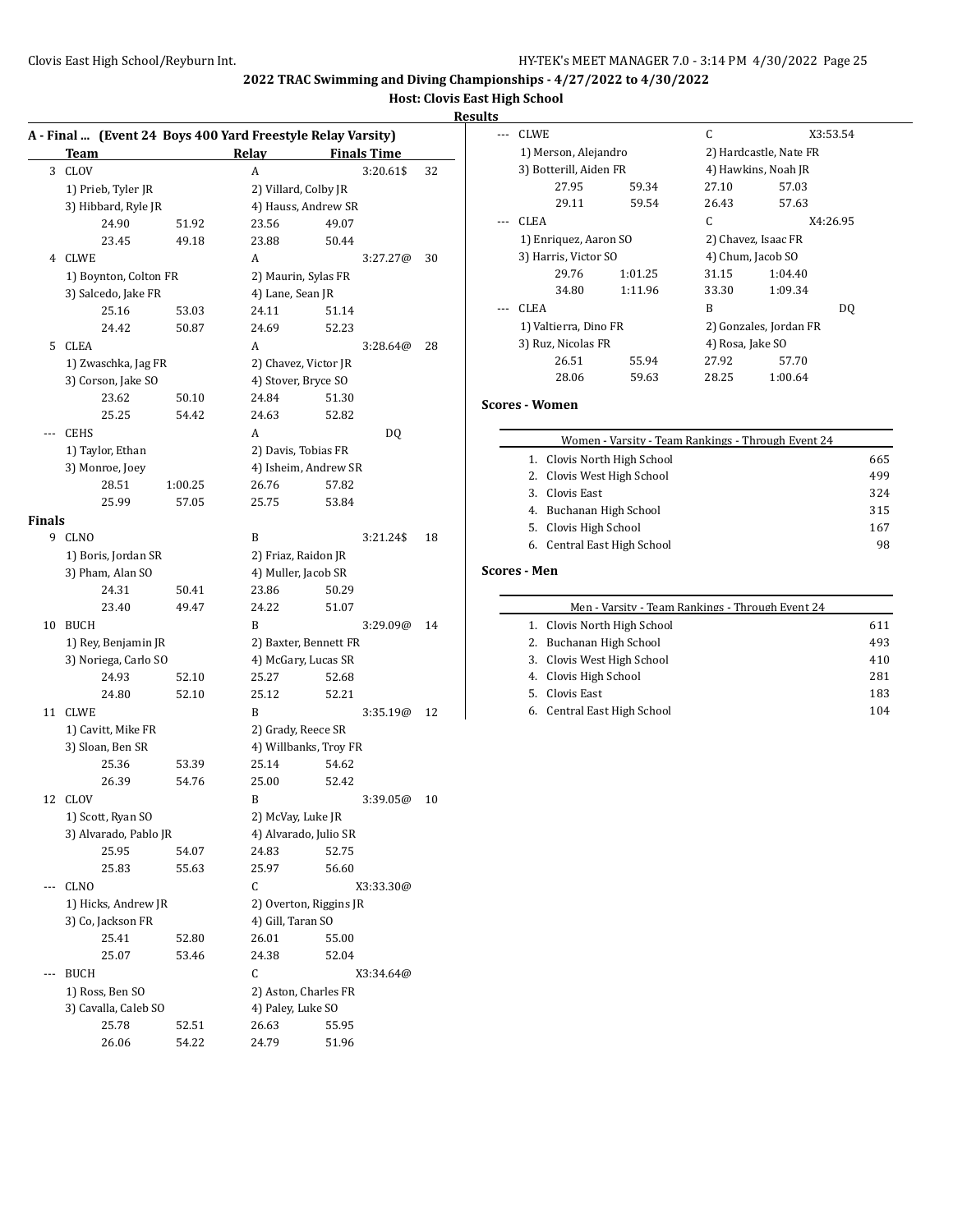## 2022 TRAC Swimming and Diving Championships - 4/27/2022 to 4/30/2022

**Host: Clovis East High School**

**Results**

### A - Final ... (Event 24 Boys 400 Yard Freestyle Relay Varsity)

| | Team | | Relay | | Finals Time | |
|---|---|---|---|---|---|---|
| 3 | CLOV | | A | | 3:20.61$ | 32 |
| | 1) Prieb, Tyler JR | | 2) Villard, Colby JR | | | |
| | 3) Hibbard, Ryle JR | | 4) Hauss, Andrew SR | | | |
| | 24.90 | 51.92 | 23.56 | 49.07 | | |
| | 23.45 | 49.18 | 23.88 | 50.44 | | |
| 4 | CLWE | | A | | 3:27.27@ | 30 |
| | 1) Boynton, Colton FR | | 2) Maurin, Sylas FR | | | |
| | 3) Salcedo, Jake FR | | 4) Lane, Sean JR | | | |
| | 25.16 | 53.03 | 24.11 | 51.14 | | |
| | 24.42 | 50.87 | 24.69 | 52.23 | | |
| 5 | CLEA | | A | | 3:28.64@ | 28 |
| | 1) Zwaschka, Jag FR | | 2) Chavez, Victor JR | | | |
| | 3) Corson, Jake SO | | 4) Stover, Bryce SO | | | |
| | 23.62 | 50.10 | 24.84 | 51.30 | | |
| | 25.25 | 54.42 | 24.63 | 52.82 | | |
| --- | CEHS | | A | | DQ | |
| | 1) Taylor, Ethan | | 2) Davis, Tobias FR | | | |
| | 3) Monroe, Joey | | 4) Isheim, Andrew SR | | | |
| | 28.51 | 1:00.25 | 26.76 | 57.82 | | |
| | 25.99 | 57.05 | 25.75 | 53.84 | | |

### Finals

| | Team | | Relay | | Finals Time | |
|---|---|---|---|---|---|---|
| 9 | CLNO | | B | | 3:21.24$ | 18 |
| | 1) Boris, Jordan SR | | 2) Friaz, Raidon JR | | | |
| | 3) Pham, Alan SO | | 4) Muller, Jacob SR | | | |
| | 24.31 | 50.41 | 23.86 | 50.29 | | |
| | 23.40 | 49.47 | 24.22 | 51.07 | | |
| 10 | BUCH | | B | | 3:29.09@ | 14 |
| | 1) Rey, Benjamin JR | | 2) Baxter, Bennett FR | | | |
| | 3) Noriega, Carlo SO | | 4) McGary, Lucas SR | | | |
| | 24.93 | 52.10 | 25.27 | 52.68 | | |
| | 24.80 | 52.10 | 25.12 | 52.21 | | |
| 11 | CLWE | | B | | 3:35.19@ | 12 |
| | 1) Cavitt, Mike FR | | 2) Grady, Reece SR | | | |
| | 3) Sloan, Ben SR | | 4) Willbanks, Troy FR | | | |
| | 25.36 | 53.39 | 25.14 | 54.62 | | |
| | 26.39 | 54.76 | 25.00 | 52.42 | | |
| 12 | CLOV | | B | | 3:39.05@ | 10 |
| | 1) Scott, Ryan SO | | 2) McVay, Luke JR | | | |
| | 3) Alvarado, Pablo JR | | 4) Alvarado, Julio SR | | | |
| | 25.95 | 54.07 | 24.83 | 52.75 | | |
| | 25.83 | 55.63 | 25.97 | 56.60 | | |
| --- | CLNO | | C | | X3:33.30@ | |
| | 1) Hicks, Andrew JR | | 2) Overton, Riggins JR | | | |
| | 3) Co, Jackson FR | | 4) Gill, Taran SO | | | |
| | 25.41 | 52.80 | 26.01 | 55.00 | | |
| | 25.07 | 53.46 | 24.38 | 52.04 | | |
| --- | BUCH | | C | | X3:34.64@ | |
| | 1) Ross, Ben SO | | 2) Aston, Charles FR | | | |
| | 3) Cavalla, Caleb SO | | 4) Paley, Luke SO | | | |
| | 25.78 | 52.51 | 26.63 | 55.95 | | |
| | 26.06 | 54.22 | 24.79 | 51.96 | | |
| --- | CLWE | | C | | X3:53.54 | |
| | 1) Merson, Alejandro | | 2) Hardcastle, Nate FR | | | |
| | 3) Botterill, Aiden FR | | 4) Hawkins, Noah JR | | | |
| | 27.95 | 59.34 | 27.10 | 57.03 | | |
| | 29.11 | 59.54 | 26.43 | 57.63 | | |
| --- | CLEA | | C | | X4:26.95 | |
| | 1) Enriquez, Aaron SO | | 2) Chavez, Isaac FR | | | |
| | 3) Harris, Victor SO | | 4) Chum, Jacob SO | | | |
| | 29.76 | 1:01.25 | 31.15 | 1:04.40 | | |
| | 34.80 | 1:11.96 | 33.30 | 1:09.34 | | |
| --- | CLEA | | B | | DQ | |
| | 1) Valtierra, Dino FR | | 2) Gonzales, Jordan FR | | | |
| | 3) Ruz, Nicolas FR | | 4) Rosa, Jake SO | | | |
| | 26.51 | 55.94 | 27.92 | 57.70 | | |
| | 28.06 | 59.63 | 28.25 | 1:00.64 | | |

### Scores - Women

| Women - Varsity - Team Rankings - Through Event 24 | |
|---|---|
| 1. Clovis North High School | 665 |
| 2. Clovis West High School | 499 |
| 3. Clovis East | 324 |
| 4. Buchanan High School | 315 |
| 5. Clovis High School | 167 |
| 6. Central East High School | 98 |

### Scores - Men

| Men - Varsity - Team Rankings - Through Event 24 | |
|---|---|
| 1. Clovis North High School | 611 |
| 2. Buchanan High School | 493 |
| 3. Clovis West High School | 410 |
| 4. Clovis High School | 281 |
| 5. Clovis East | 183 |
| 6. Central East High School | 104 |